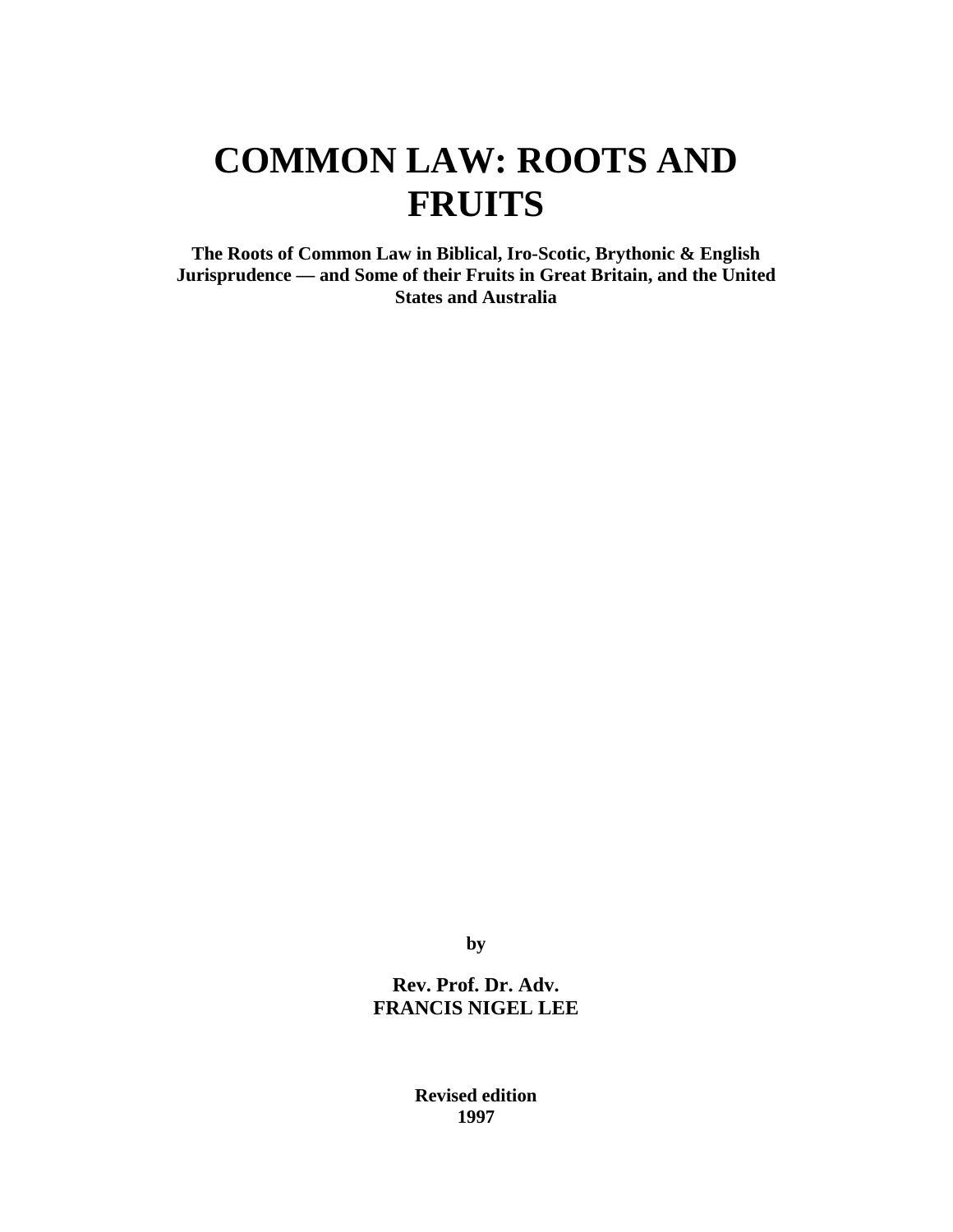# COMMON LAW: ROOTS AND FRUITS

**The Roots of Common Law in Biblical, Iro-Scotic, Brythonic & English Jurisprudence — and Some of their Fruits in Great Britain, and the United States and Australia**

**by**

**Rev. Prof. Dr. Adv.**
**FRANCIS NIGEL LEE**

**Revised edition**
**1997**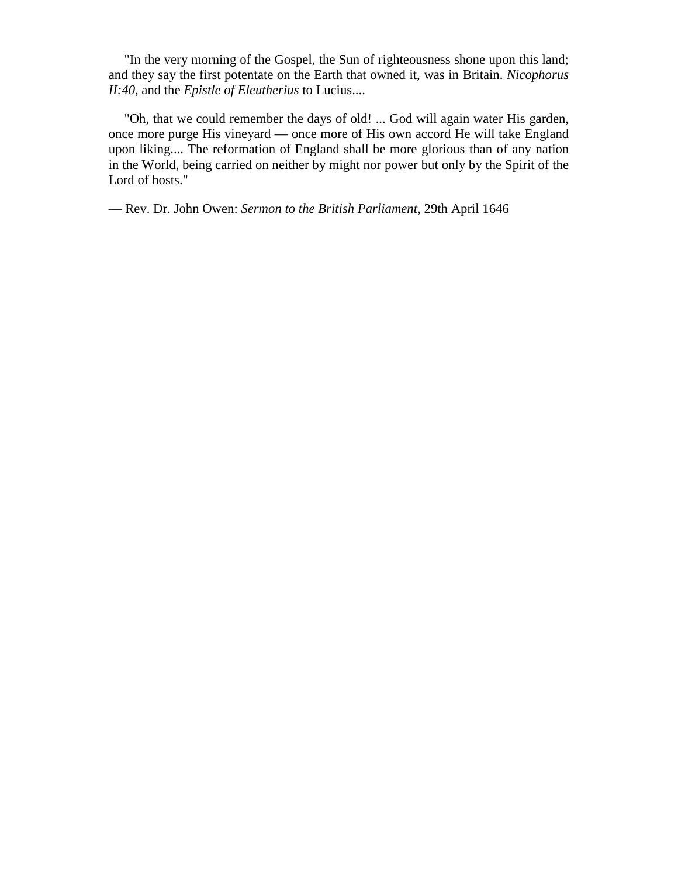"In the very morning of the Gospel, the Sun of righteousness shone upon this land; and they say the first potentate on the Earth that owned it, was in Britain. *Nicophorus II:40*, and the *Epistle of Eleutherius* to Lucius....

"Oh, that we could remember the days of old! ... God will again water His garden, once more purge His vineyard — once more of His own accord He will take England upon liking.... The reformation of England shall be more glorious than of any nation in the World, being carried on neither by might nor power but only by the Spirit of the Lord of hosts."

— Rev. Dr. John Owen: *Sermon to the British Parliament*, 29th April 1646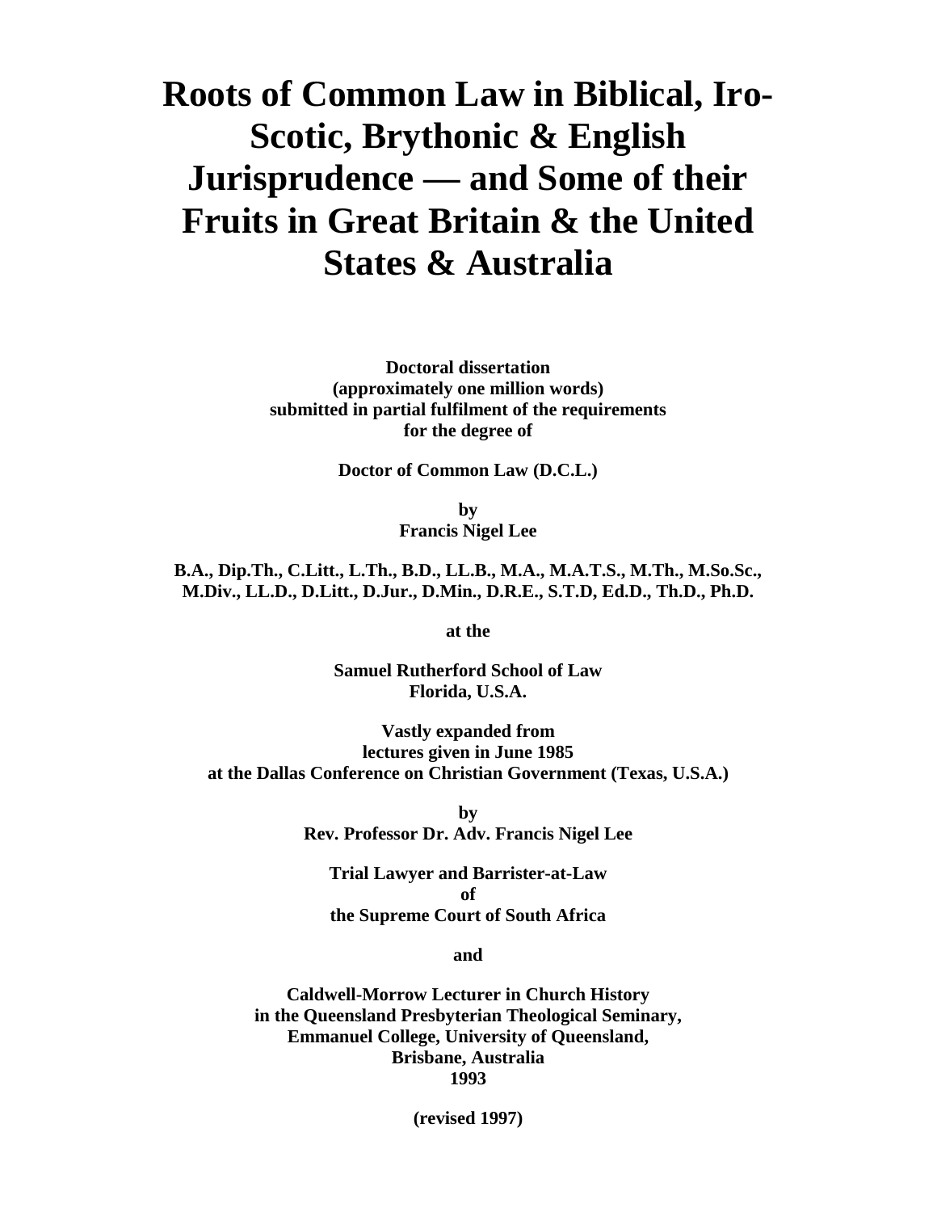# Roots of Common Law in Biblical, Iro-Scotic, Brythonic & English Jurisprudence — and Some of their Fruits in Great Britain & the United States & Australia

**Doctoral dissertation**
**(approximately one million words)**
**submitted in partial fulfilment of the requirements**
**for the degree of**

**Doctor of Common Law (D.C.L.)**

**by**
**Francis Nigel Lee**

**B.A., Dip.Th., C.Litt., L.Th., B.D., LL.B., M.A., M.A.T.S., M.Th., M.So.Sc., M.Div., LL.D., D.Litt., D.Jur., D.Min., D.R.E., S.T.D, Ed.D., Th.D., Ph.D.**

**at the**

**Samuel Rutherford School of Law**
**Florida, U.S.A.**

**Vastly expanded from**
**lectures given in June 1985**
**at the Dallas Conference on Christian Government (Texas, U.S.A.)**

**by**
**Rev. Professor Dr. Adv. Francis Nigel Lee**

**Trial Lawyer and Barrister-at-Law**
**of**
**the Supreme Court of South Africa**

**and**

**Caldwell-Morrow Lecturer in Church History**
**in the Queensland Presbyterian Theological Seminary,**
**Emmanuel College, University of Queensland,**
**Brisbane, Australia**
**1993**

**(revised 1997)**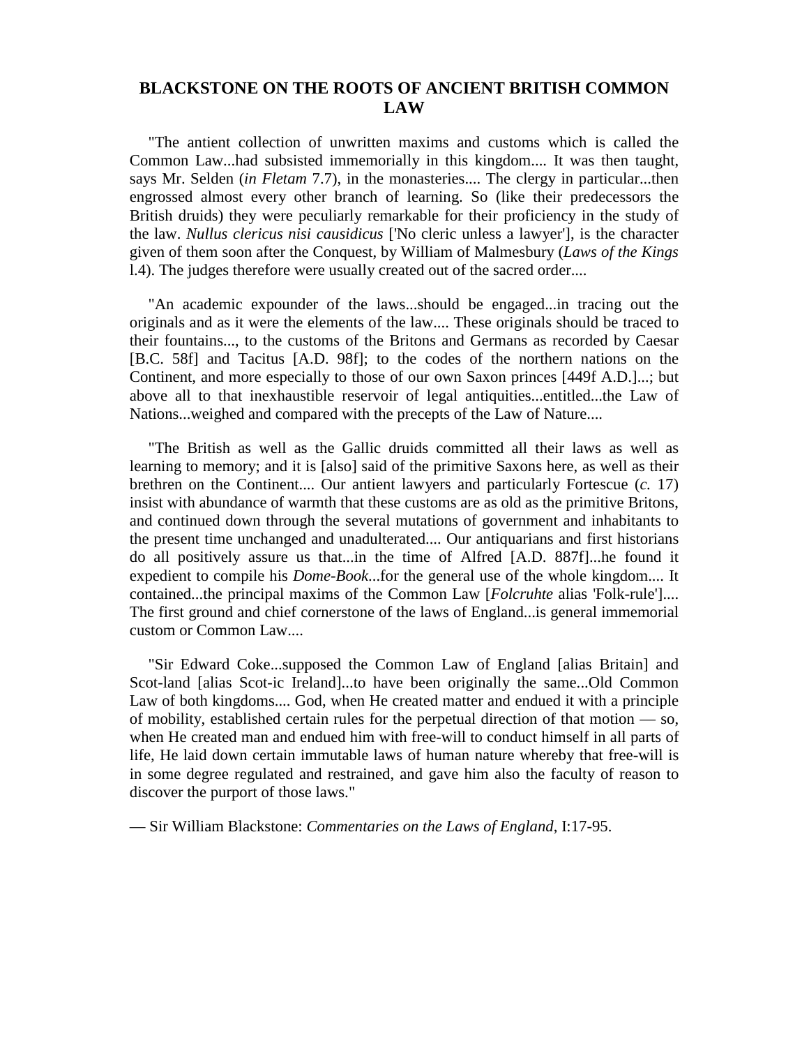# BLACKSTONE ON THE ROOTS OF ANCIENT BRITISH COMMON LAW

"The antient collection of unwritten maxims and customs which is called the Common Law...had subsisted immemorially in this kingdom.... It was then taught, says Mr. Selden (*in Fletam* 7.7), in the monasteries.... The clergy in particular...then engrossed almost every other branch of learning. So (like their predecessors the British druids) they were peculiarly remarkable for their proficiency in the study of the law. *Nullus clericus nisi causidicus* ['No cleric unless a lawyer'], is the character given of them soon after the Conquest, by William of Malmesbury (*Laws of the Kings* l.4). The judges therefore were usually created out of the sacred order....

"An academic expounder of the laws...should be engaged...in tracing out the originals and as it were the elements of the law.... These originals should be traced to their fountains..., to the customs of the Britons and Germans as recorded by Caesar [B.C. 58f] and Tacitus [A.D. 98f]; to the codes of the northern nations on the Continent, and more especially to those of our own Saxon princes [449f A.D.]...; but above all to that inexhaustible reservoir of legal antiquities...entitled...the Law of Nations...weighed and compared with the precepts of the Law of Nature....

"The British as well as the Gallic druids committed all their laws as well as learning to memory; and it is [also] said of the primitive Saxons here, as well as their brethren on the Continent.... Our antient lawyers and particularly Fortescue (*c.* 17) insist with abundance of warmth that these customs are as old as the primitive Britons, and continued down through the several mutations of government and inhabitants to the present time unchanged and unadulterated.... Our antiquarians and first historians do all positively assure us that...in the time of Alfred [A.D. 887f]...he found it expedient to compile his *Dome-Book*...for the general use of the whole kingdom.... It contained...the principal maxims of the Common Law [*Folcruhte* alias 'Folk-rule'].... The first ground and chief cornerstone of the laws of England...is general immemorial custom or Common Law....

"Sir Edward Coke...supposed the Common Law of England [alias Britain] and Scot-land [alias Scot-ic Ireland]...to have been originally the same...Old Common Law of both kingdoms.... God, when He created matter and endued it with a principle of mobility, established certain rules for the perpetual direction of that motion — so, when He created man and endued him with free-will to conduct himself in all parts of life, He laid down certain immutable laws of human nature whereby that free-will is in some degree regulated and restrained, and gave him also the faculty of reason to discover the purport of those laws."

— Sir William Blackstone: *Commentaries on the Laws of England*, I:17-95.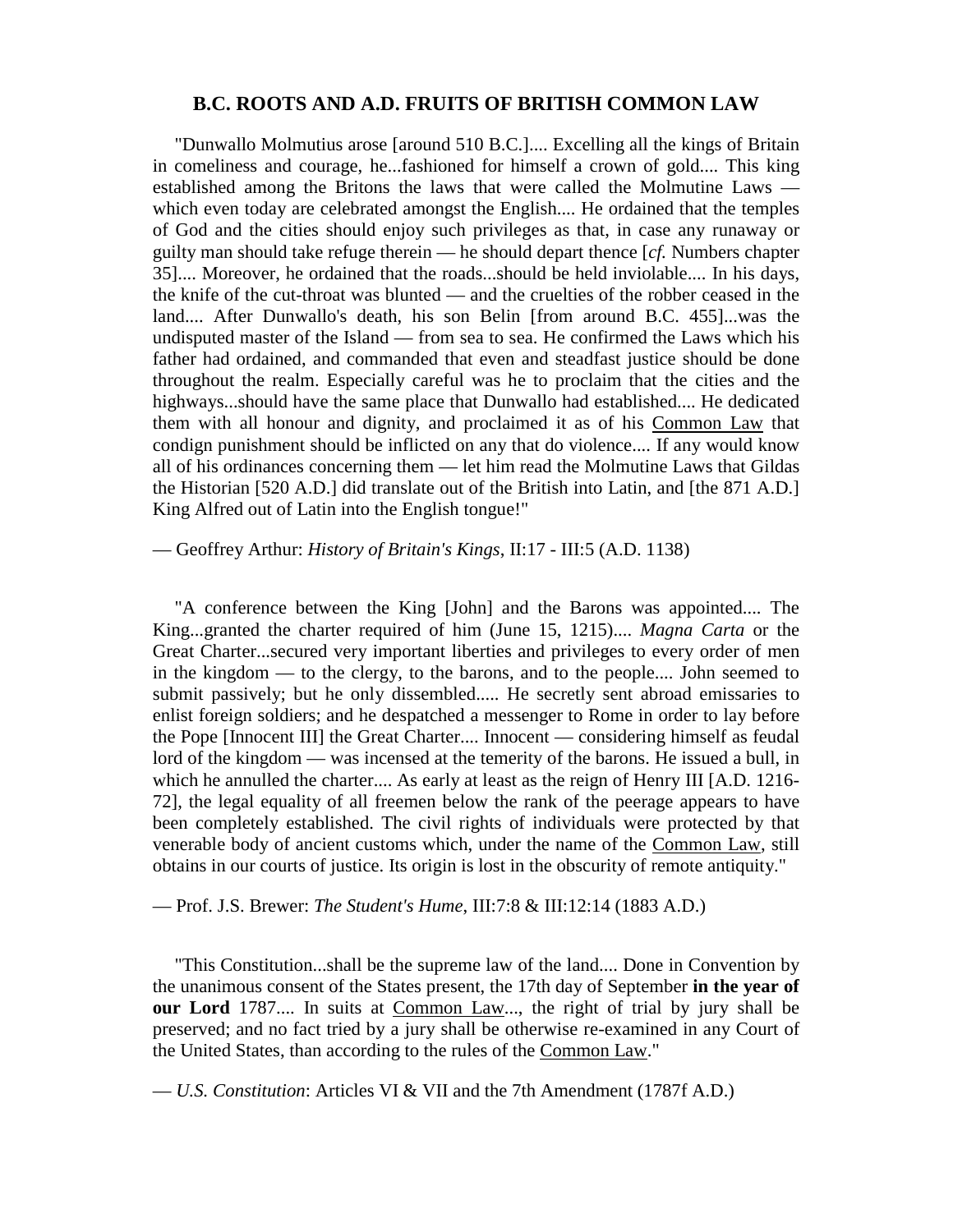## B.C. ROOTS AND A.D. FRUITS OF BRITISH COMMON LAW

"Dunwallo Molmutius arose [around 510 B.C.].... Excelling all the kings of Britain in comeliness and courage, he...fashioned for himself a crown of gold.... This king established among the Britons the laws that were called the Molmutine Laws — which even today are celebrated amongst the English.... He ordained that the temples of God and the cities should enjoy such privileges as that, in case any runaway or guilty man should take refuge therein — he should depart thence [*cf.* Numbers chapter 35].... Moreover, he ordained that the roads...should be held inviolable.... In his days, the knife of the cut-throat was blunted — and the cruelties of the robber ceased in the land.... After Dunwallo's death, his son Belin [from around B.C. 455]...was the undisputed master of the Island — from sea to sea. He confirmed the Laws which his father had ordained, and commanded that even and steadfast justice should be done throughout the realm. Especially careful was he to proclaim that the cities and the highways...should have the same place that Dunwallo had established.... He dedicated them with all honour and dignity, and proclaimed it as of his <u>Common Law</u> that condign punishment should be inflicted on any that do violence.... If any would know all of his ordinances concerning them — let him read the Molmutine Laws that Gildas the Historian [520 A.D.] did translate out of the British into Latin, and [the 871 A.D.] King Alfred out of Latin into the English tongue!"

— Geoffrey Arthur: *History of Britain's Kings*, II:17 - III:5 (A.D. 1138)

"A conference between the King [John] and the Barons was appointed.... The King...granted the charter required of him (June 15, 1215).... *Magna Carta* or the Great Charter...secured very important liberties and privileges to every order of men in the kingdom — to the clergy, to the barons, and to the people.... John seemed to submit passively; but he only dissembled..... He secretly sent abroad emissaries to enlist foreign soldiers; and he despatched a messenger to Rome in order to lay before the Pope [Innocent III] the Great Charter.... Innocent — considering himself as feudal lord of the kingdom — was incensed at the temerity of the barons. He issued a bull, in which he annulled the charter.... As early at least as the reign of Henry III [A.D. 1216-72], the legal equality of all freemen below the rank of the peerage appears to have been completely established. The civil rights of individuals were protected by that venerable body of ancient customs which, under the name of the <u>Common Law</u>, still obtains in our courts of justice. Its origin is lost in the obscurity of remote antiquity."

— Prof. J.S. Brewer: *The Student's Hume*, III:7:8 & III:12:14 (1883 A.D.)

"This Constitution...shall be the supreme law of the land.... Done in Convention by the unanimous consent of the States present, the 17th day of September **in the year of our Lord** 1787.... In suits at <u>Common Law</u>..., the right of trial by jury shall be preserved; and no fact tried by a jury shall be otherwise re-examined in any Court of the United States, than according to the rules of the <u>Common Law</u>."

— *U.S. Constitution*: Articles VI & VII and the 7th Amendment (1787f A.D.)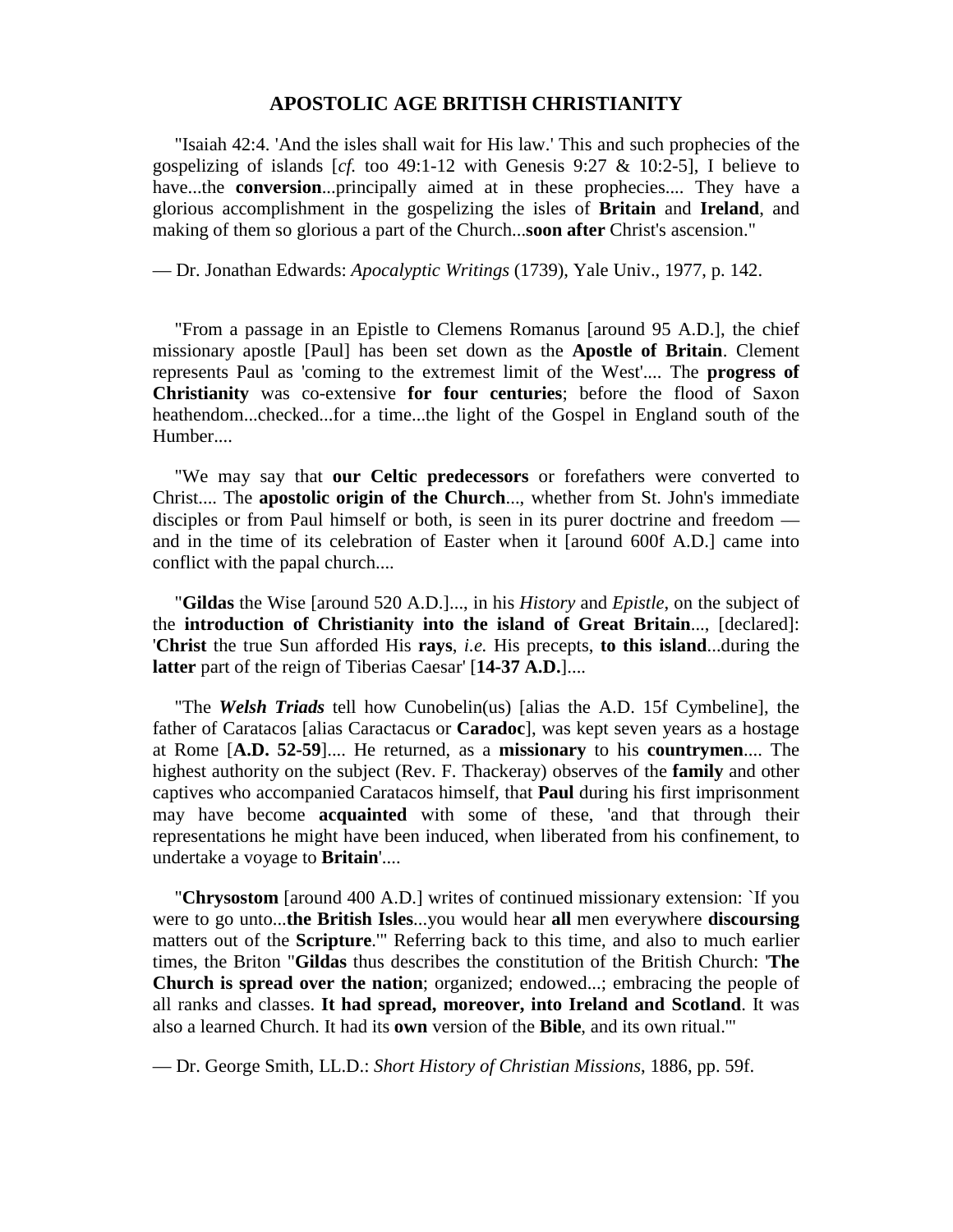# APOSTOLIC AGE BRITISH CHRISTIANITY

"Isaiah 42:4. 'And the isles shall wait for His law.' This and such prophecies of the gospelizing of islands [*cf.* too 49:1-12 with Genesis 9:27 & 10:2-5], I believe to have...the **conversion**...principally aimed at in these prophecies.... They have a glorious accomplishment in the gospelizing the isles of **Britain** and **Ireland**, and making of them so glorious a part of the Church...**soon after** Christ's ascension."

— Dr. Jonathan Edwards: *Apocalyptic Writings* (1739), Yale Univ., 1977, p. 142.

"From a passage in an Epistle to Clemens Romanus [around 95 A.D.], the chief missionary apostle [Paul] has been set down as the **Apostle of Britain**. Clement represents Paul as 'coming to the extremest limit of the West'.... The **progress of Christianity** was co-extensive **for four centuries**; before the flood of Saxon heathendom...checked...for a time...the light of the Gospel in England south of the Humber....

"We may say that **our Celtic predecessors** or forefathers were converted to Christ.... The **apostolic origin of the Church**..., whether from St. John's immediate disciples or from Paul himself or both, is seen in its purer doctrine and freedom — and in the time of its celebration of Easter when it [around 600f A.D.] came into conflict with the papal church....

"**Gildas** the Wise [around 520 A.D.]..., in his *History* and *Epistle*, on the subject of the **introduction of Christianity into the island of Great Britain**..., [declared]: '**Christ** the true Sun afforded His **rays**, *i.e.* His precepts, **to this island**...during the **latter** part of the reign of Tiberias Caesar' [**14-37 A.D.**]....

"The ***Welsh Triads*** tell how Cunobelin(us) [alias the A.D. 15f Cymbeline], the father of Caratacos [alias Caractacus or **Caradoc**], was kept seven years as a hostage at Rome [**A.D. 52-59**].... He returned, as a **missionary** to his **countrymen**.... The highest authority on the subject (Rev. F. Thackeray) observes of the **family** and other captives who accompanied Caratacos himself, that **Paul** during his first imprisonment may have become **acquainted** with some of these, 'and that through their representations he might have been induced, when liberated from his confinement, to undertake a voyage to **Britain**'....

"**Chrysostom** [around 400 A.D.] writes of continued missionary extension: `If you were to go unto...**the British Isles**...you would hear **all** men everywhere **discoursing** matters out of the **Scripture**.'" Referring back to this time, and also to much earlier times, the Briton "**Gildas** thus describes the constitution of the British Church: '**The Church is spread over the nation**; organized; endowed...; embracing the people of all ranks and classes. **It had spread, moreover, into Ireland and Scotland**. It was also a learned Church. It had its **own** version of the **Bible**, and its own ritual.'"

— Dr. George Smith, LL.D.: *Short History of Christian Missions*, 1886, pp. 59f.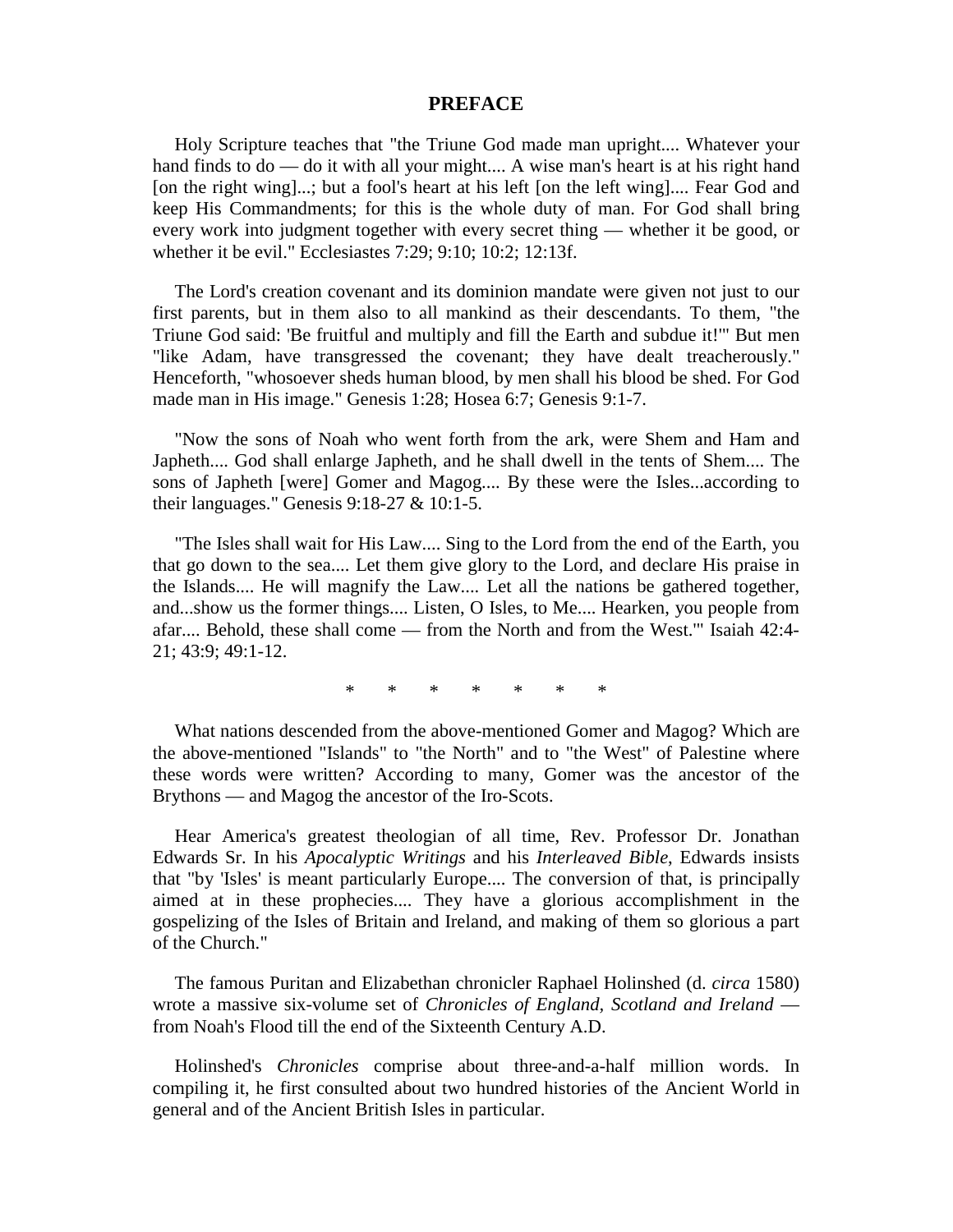# PREFACE

Holy Scripture teaches that "the Triune God made man upright.... Whatever your hand finds to do — do it with all your might.... A wise man's heart is at his right hand [on the right wing]...; but a fool's heart at his left [on the left wing].... Fear God and keep His Commandments; for this is the whole duty of man. For God shall bring every work into judgment together with every secret thing — whether it be good, or whether it be evil." Ecclesiastes 7:29; 9:10; 10:2; 12:13f.

The Lord's creation covenant and its dominion mandate were given not just to our first parents, but in them also to all mankind as their descendants. To them, "the Triune God said: 'Be fruitful and multiply and fill the Earth and subdue it!'" But men "like Adam, have transgressed the covenant; they have dealt treacherously." Henceforth, "whosoever sheds human blood, by men shall his blood be shed. For God made man in His image." Genesis 1:28; Hosea 6:7; Genesis 9:1-7.

"Now the sons of Noah who went forth from the ark, were Shem and Ham and Japheth.... God shall enlarge Japheth, and he shall dwell in the tents of Shem.... The sons of Japheth [were] Gomer and Magog.... By these were the Isles...according to their languages." Genesis 9:18-27 & 10:1-5.

"The Isles shall wait for His Law.... Sing to the Lord from the end of the Earth, you that go down to the sea.... Let them give glory to the Lord, and declare His praise in the Islands.... He will magnify the Law.... Let all the nations be gathered together, and...show us the former things.... Listen, O Isles, to Me.... Hearken, you people from afar.... Behold, these shall come — from the North and from the West.'" Isaiah 42:4-21; 43:9; 49:1-12.

\*       \*       \*       \*       \*       \*       \*

What nations descended from the above-mentioned Gomer and Magog? Which are the above-mentioned "Islands" to "the North" and to "the West" of Palestine where these words were written? According to many, Gomer was the ancestor of the Brythons — and Magog the ancestor of the Iro-Scots.

Hear America's greatest theologian of all time, Rev. Professor Dr. Jonathan Edwards Sr. In his *Apocalyptic Writings* and his *Interleaved Bible*, Edwards insists that "by 'Isles' is meant particularly Europe.... The conversion of that, is principally aimed at in these prophecies.... They have a glorious accomplishment in the gospelizing of the Isles of Britain and Ireland, and making of them so glorious a part of the Church."

The famous Puritan and Elizabethan chronicler Raphael Holinshed (d. *circa* 1580) wrote a massive six-volume set of *Chronicles of England, Scotland and Ireland* — from Noah's Flood till the end of the Sixteenth Century A.D.

Holinshed's *Chronicles* comprise about three-and-a-half million words. In compiling it, he first consulted about two hundred histories of the Ancient World in general and of the Ancient British Isles in particular.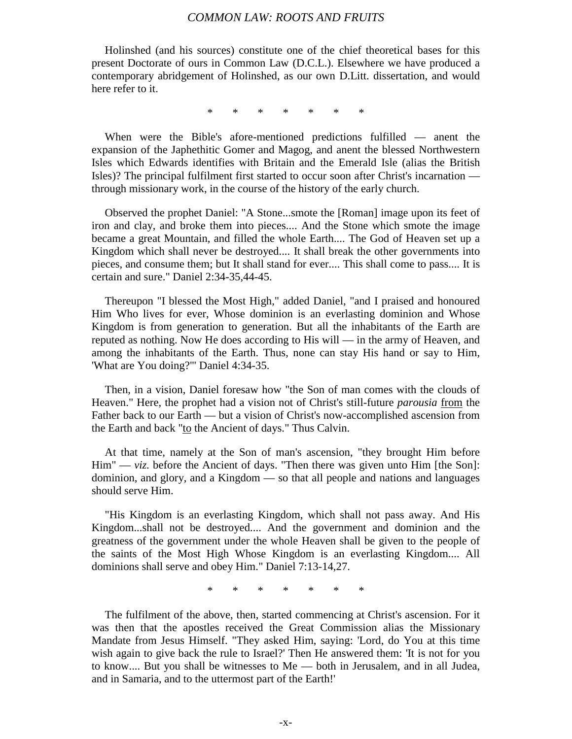Holinshed (and his sources) constitute one of the chief theoretical bases for this present Doctorate of ours in Common Law (D.C.L.). Elsewhere we have produced a contemporary abridgement of Holinshed, as our own D.Litt. dissertation, and would here refer to it.

\*      \*      \*      \*      \*      \*      \*

When were the Bible's afore-mentioned predictions fulfilled — anent the expansion of the Japhethitic Gomer and Magog, and anent the blessed Northwestern Isles which Edwards identifies with Britain and the Emerald Isle (alias the British Isles)? The principal fulfilment first started to occur soon after Christ's incarnation — through missionary work, in the course of the history of the early church.

Observed the prophet Daniel: "A Stone...smote the [Roman] image upon its feet of iron and clay, and broke them into pieces.... And the Stone which smote the image became a great Mountain, and filled the whole Earth.... The God of Heaven set up a Kingdom which shall never be destroyed.... It shall break the other governments into pieces, and consume them; but It shall stand for ever.... This shall come to pass.... It is certain and sure." Daniel 2:34-35,44-45.

Thereupon "I blessed the Most High," added Daniel, "and I praised and honoured Him Who lives for ever, Whose dominion is an everlasting dominion and Whose Kingdom is from generation to generation. But all the inhabitants of the Earth are reputed as nothing. Now He does according to His will — in the army of Heaven, and among the inhabitants of the Earth. Thus, none can stay His hand or say to Him, 'What are You doing?'" Daniel 4:34-35.

Then, in a vision, Daniel foresaw how "the Son of man comes with the clouds of Heaven." Here, the prophet had a vision not of Christ's still-future *parousia* from the Father back to our Earth — but a vision of Christ's now-accomplished ascension from the Earth and back "to the Ancient of days." Thus Calvin.

At that time, namely at the Son of man's ascension, "they brought Him before Him" — *viz.* before the Ancient of days. "Then there was given unto Him [the Son]: dominion, and glory, and a Kingdom — so that all people and nations and languages should serve Him.

"His Kingdom is an everlasting Kingdom, which shall not pass away. And His Kingdom...shall not be destroyed.... And the government and dominion and the greatness of the government under the whole Heaven shall be given to the people of the saints of the Most High Whose Kingdom is an everlasting Kingdom.... All dominions shall serve and obey Him." Daniel 7:13-14,27.

\*      \*      \*      \*      \*      \*      \*

The fulfilment of the above, then, started commencing at Christ's ascension. For it was then that the apostles received the Great Commission alias the Missionary Mandate from Jesus Himself. "They asked Him, saying: 'Lord, do You at this time wish again to give back the rule to Israel?' Then He answered them: 'It is not for you to know.... But you shall be witnesses to Me — both in Jerusalem, and in all Judea, and in Samaria, and to the uttermost part of the Earth!'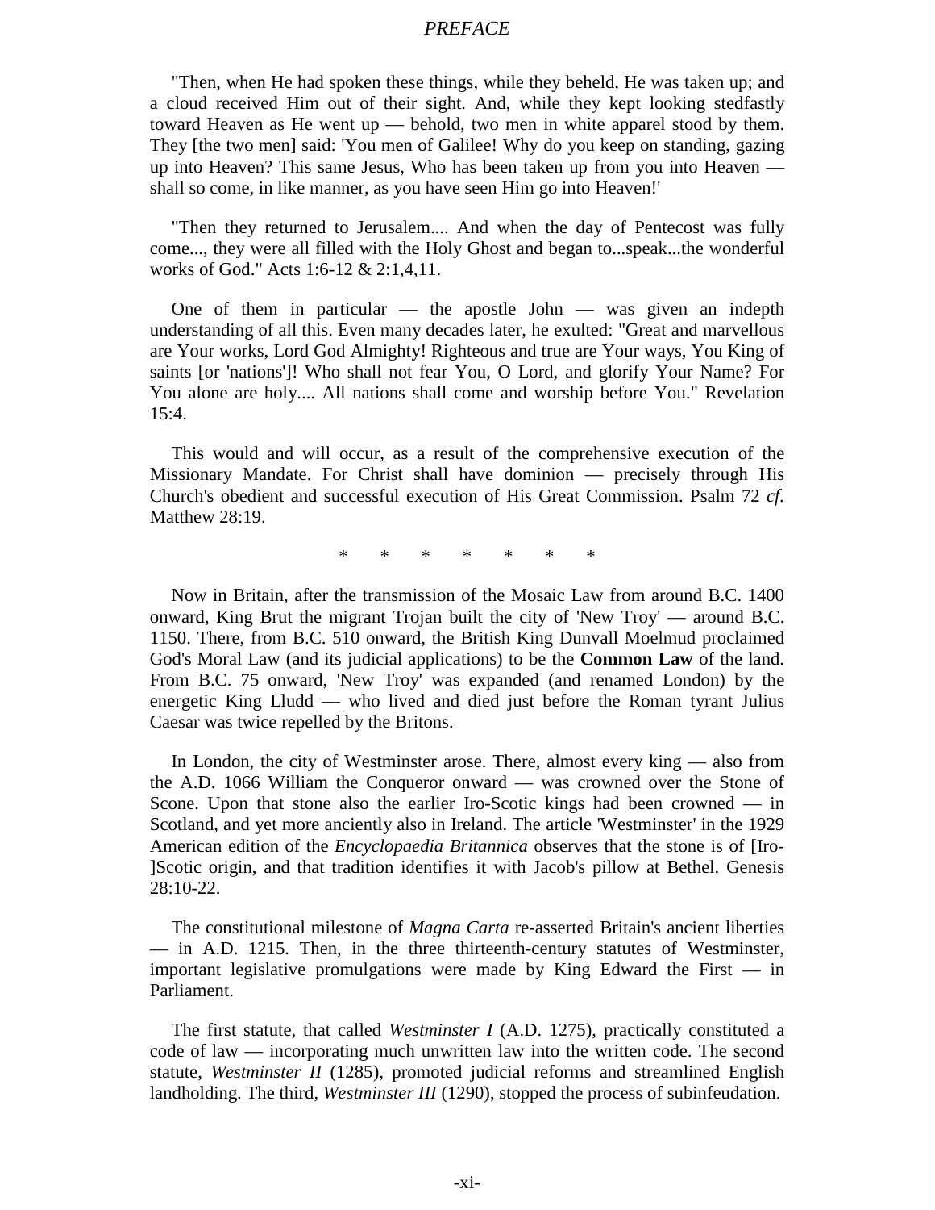"Then, when He had spoken these things, while they beheld, He was taken up; and a cloud received Him out of their sight. And, while they kept looking stedfastly toward Heaven as He went up — behold, two men in white apparel stood by them. They [the two men] said: 'You men of Galilee! Why do you keep on standing, gazing up into Heaven? This same Jesus, Who has been taken up from you into Heaven — shall so come, in like manner, as you have seen Him go into Heaven!'

"Then they returned to Jerusalem.... And when the day of Pentecost was fully come..., they were all filled with the Holy Ghost and began to...speak...the wonderful works of God." Acts 1:6-12 & 2:1,4,11.

One of them in particular — the apostle John — was given an indepth understanding of all this. Even many decades later, he exulted: "Great and marvellous are Your works, Lord God Almighty! Righteous and true are Your ways, You King of saints [or 'nations']! Who shall not fear You, O Lord, and glorify Your Name? For You alone are holy.... All nations shall come and worship before You." Revelation 15:4.

This would and will occur, as a result of the comprehensive execution of the Missionary Mandate. For Christ shall have dominion — precisely through His Church's obedient and successful execution of His Great Commission. Psalm 72 *cf.* Matthew 28:19.

\* \* \* \* \* \* \*

Now in Britain, after the transmission of the Mosaic Law from around B.C. 1400 onward, King Brut the migrant Trojan built the city of 'New Troy' — around B.C. 1150. There, from B.C. 510 onward, the British King Dunvall Moelmud proclaimed God's Moral Law (and its judicial applications) to be the **Common Law** of the land. From B.C. 75 onward, 'New Troy' was expanded (and renamed London) by the energetic King Lludd — who lived and died just before the Roman tyrant Julius Caesar was twice repelled by the Britons.

In London, the city of Westminster arose. There, almost every king — also from the A.D. 1066 William the Conqueror onward — was crowned over the Stone of Scone. Upon that stone also the earlier Iro-Scotic kings had been crowned — in Scotland, and yet more anciently also in Ireland. The article 'Westminster' in the 1929 American edition of the *Encyclopaedia Britannica* observes that the stone is of [Iro-]Scotic origin, and that tradition identifies it with Jacob's pillow at Bethel. Genesis 28:10-22.

The constitutional milestone of *Magna Carta* re-asserted Britain's ancient liberties — in A.D. 1215. Then, in the three thirteenth-century statutes of Westminster, important legislative promulgations were made by King Edward the First — in Parliament.

The first statute, that called *Westminster I* (A.D. 1275), practically constituted a code of law — incorporating much unwritten law into the written code. The second statute, *Westminster II* (1285), promoted judicial reforms and streamlined English landholding. The third, *Westminster III* (1290), stopped the process of subinfeudation.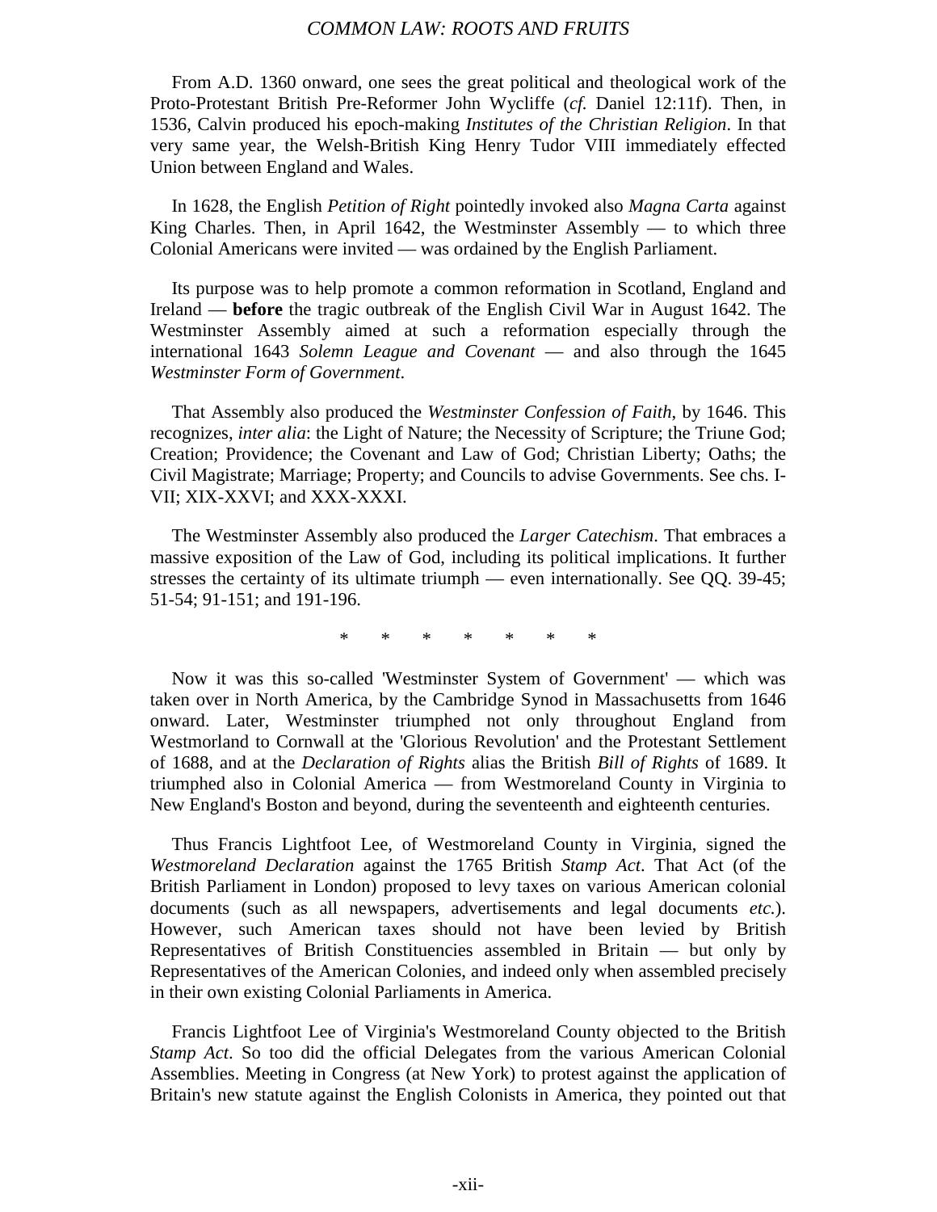From A.D. 1360 onward, one sees the great political and theological work of the Proto-Protestant British Pre-Reformer John Wycliffe (*cf.* Daniel 12:11f). Then, in 1536, Calvin produced his epoch-making *Institutes of the Christian Religion*. In that very same year, the Welsh-British King Henry Tudor VIII immediately effected Union between England and Wales.

In 1628, the English *Petition of Right* pointedly invoked also *Magna Carta* against King Charles. Then, in April 1642, the Westminster Assembly — to which three Colonial Americans were invited — was ordained by the English Parliament.

Its purpose was to help promote a common reformation in Scotland, England and Ireland — **before** the tragic outbreak of the English Civil War in August 1642. The Westminster Assembly aimed at such a reformation especially through the international 1643 *Solemn League and Covenant* — and also through the 1645 *Westminster Form of Government*.

That Assembly also produced the *Westminster Confession of Faith*, by 1646. This recognizes, *inter alia*: the Light of Nature; the Necessity of Scripture; the Triune God; Creation; Providence; the Covenant and Law of God; Christian Liberty; Oaths; the Civil Magistrate; Marriage; Property; and Councils to advise Governments. See chs. I-VII; XIX-XXVI; and XXX-XXXI.

The Westminster Assembly also produced the *Larger Catechism*. That embraces a massive exposition of the Law of God, including its political implications. It further stresses the certainty of its ultimate triumph — even internationally. See QQ. 39-45; 51-54; 91-151; and 191-196.

\* \* \* \* \* \* \*

Now it was this so-called 'Westminster System of Government' — which was taken over in North America, by the Cambridge Synod in Massachusetts from 1646 onward. Later, Westminster triumphed not only throughout England from Westmorland to Cornwall at the 'Glorious Revolution' and the Protestant Settlement of 1688, and at the *Declaration of Rights* alias the British *Bill of Rights* of 1689. It triumphed also in Colonial America — from Westmoreland County in Virginia to New England's Boston and beyond, during the seventeenth and eighteenth centuries.

Thus Francis Lightfoot Lee, of Westmoreland County in Virginia, signed the *Westmoreland Declaration* against the 1765 British *Stamp Act*. That Act (of the British Parliament in London) proposed to levy taxes on various American colonial documents (such as all newspapers, advertisements and legal documents *etc.*). However, such American taxes should not have been levied by British Representatives of British Constituencies assembled in Britain — but only by Representatives of the American Colonies, and indeed only when assembled precisely in their own existing Colonial Parliaments in America.

Francis Lightfoot Lee of Virginia's Westmoreland County objected to the British *Stamp Act*. So too did the official Delegates from the various American Colonial Assemblies. Meeting in Congress (at New York) to protest against the application of Britain's new statute against the English Colonists in America, they pointed out that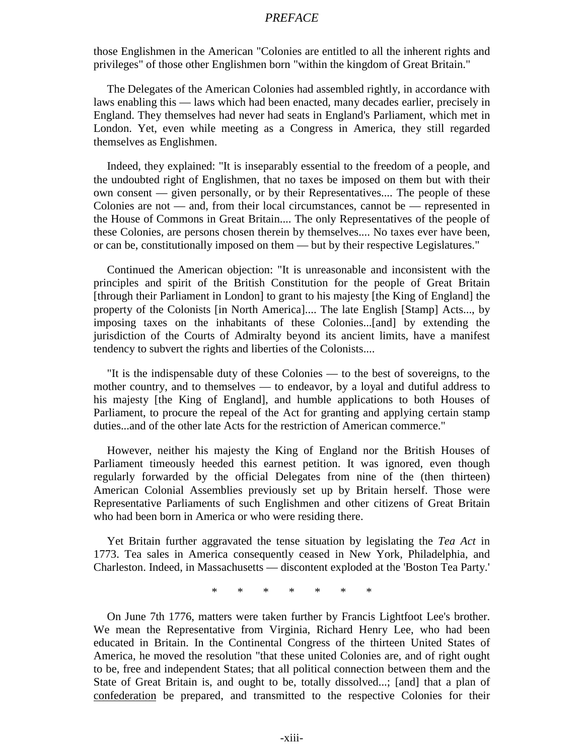those Englishmen in the American "Colonies are entitled to all the inherent rights and privileges" of those other Englishmen born "within the kingdom of Great Britain."

The Delegates of the American Colonies had assembled rightly, in accordance with laws enabling this — laws which had been enacted, many decades earlier, precisely in England. They themselves had never had seats in England's Parliament, which met in London. Yet, even while meeting as a Congress in America, they still regarded themselves as Englishmen.

Indeed, they explained: "It is inseparably essential to the freedom of a people, and the undoubted right of Englishmen, that no taxes be imposed on them but with their own consent — given personally, or by their Representatives.... The people of these Colonies are not — and, from their local circumstances, cannot be — represented in the House of Commons in Great Britain.... The only Representatives of the people of these Colonies, are persons chosen therein by themselves.... No taxes ever have been, or can be, constitutionally imposed on them — but by their respective Legislatures."

Continued the American objection: "It is unreasonable and inconsistent with the principles and spirit of the British Constitution for the people of Great Britain [through their Parliament in London] to grant to his majesty [the King of England] the property of the Colonists [in North America].... The late English [Stamp] Acts..., by imposing taxes on the inhabitants of these Colonies...[and] by extending the jurisdiction of the Courts of Admiralty beyond its ancient limits, have a manifest tendency to subvert the rights and liberties of the Colonists....

"It is the indispensable duty of these Colonies — to the best of sovereigns, to the mother country, and to themselves — to endeavor, by a loyal and dutiful address to his majesty [the King of England], and humble applications to both Houses of Parliament, to procure the repeal of the Act for granting and applying certain stamp duties...and of the other late Acts for the restriction of American commerce."

However, neither his majesty the King of England nor the British Houses of Parliament timeously heeded this earnest petition. It was ignored, even though regularly forwarded by the official Delegates from nine of the (then thirteen) American Colonial Assemblies previously set up by Britain herself. Those were Representative Parliaments of such Englishmen and other citizens of Great Britain who had been born in America or who were residing there.

Yet Britain further aggravated the tense situation by legislating the *Tea Act* in 1773. Tea sales in America consequently ceased in New York, Philadelphia, and Charleston. Indeed, in Massachusetts — discontent exploded at the 'Boston Tea Party.'

\* \* \* \* \* \* \*

On June 7th 1776, matters were taken further by Francis Lightfoot Lee's brother. We mean the Representative from Virginia, Richard Henry Lee, who had been educated in Britain. In the Continental Congress of the thirteen United States of America, he moved the resolution "that these united Colonies are, and of right ought to be, free and independent States; that all political connection between them and the State of Great Britain is, and ought to be, totally dissolved...; [and] that a plan of <u>confederation</u> be prepared, and transmitted to the respective Colonies for their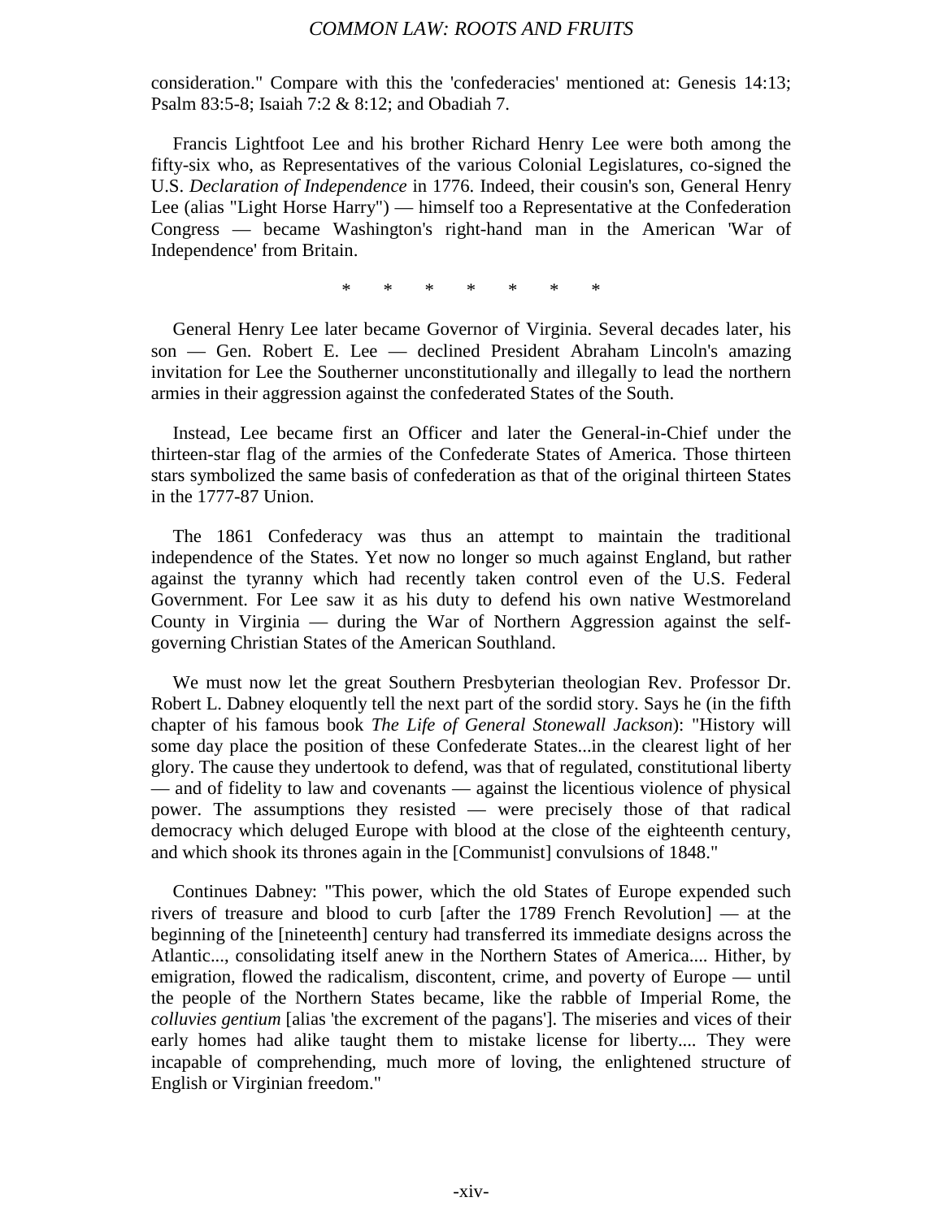consideration." Compare with this the 'confederacies' mentioned at: Genesis 14:13; Psalm 83:5-8; Isaiah 7:2 & 8:12; and Obadiah 7.

Francis Lightfoot Lee and his brother Richard Henry Lee were both among the fifty-six who, as Representatives of the various Colonial Legislatures, co-signed the U.S. *Declaration of Independence* in 1776. Indeed, their cousin's son, General Henry Lee (alias "Light Horse Harry") — himself too a Representative at the Confederation Congress — became Washington's right-hand man in the American 'War of Independence' from Britain.

\* \* \* \* \* \* \*

General Henry Lee later became Governor of Virginia. Several decades later, his son — Gen. Robert E. Lee — declined President Abraham Lincoln's amazing invitation for Lee the Southerner unconstitutionally and illegally to lead the northern armies in their aggression against the confederated States of the South.

Instead, Lee became first an Officer and later the General-in-Chief under the thirteen-star flag of the armies of the Confederate States of America. Those thirteen stars symbolized the same basis of confederation as that of the original thirteen States in the 1777-87 Union.

The 1861 Confederacy was thus an attempt to maintain the traditional independence of the States. Yet now no longer so much against England, but rather against the tyranny which had recently taken control even of the U.S. Federal Government. For Lee saw it as his duty to defend his own native Westmoreland County in Virginia — during the War of Northern Aggression against the self-governing Christian States of the American Southland.

We must now let the great Southern Presbyterian theologian Rev. Professor Dr. Robert L. Dabney eloquently tell the next part of the sordid story. Says he (in the fifth chapter of his famous book *The Life of General Stonewall Jackson*): "History will some day place the position of these Confederate States...in the clearest light of her glory. The cause they undertook to defend, was that of regulated, constitutional liberty — and of fidelity to law and covenants — against the licentious violence of physical power. The assumptions they resisted — were precisely those of that radical democracy which deluged Europe with blood at the close of the eighteenth century, and which shook its thrones again in the [Communist] convulsions of 1848."

Continues Dabney: "This power, which the old States of Europe expended such rivers of treasure and blood to curb [after the 1789 French Revolution] — at the beginning of the [nineteenth] century had transferred its immediate designs across the Atlantic..., consolidating itself anew in the Northern States of America.... Hither, by emigration, flowed the radicalism, discontent, crime, and poverty of Europe — until the people of the Northern States became, like the rabble of Imperial Rome, the *colluvies gentium* [alias 'the excrement of the pagans']. The miseries and vices of their early homes had alike taught them to mistake license for liberty.... They were incapable of comprehending, much more of loving, the enlightened structure of English or Virginian freedom."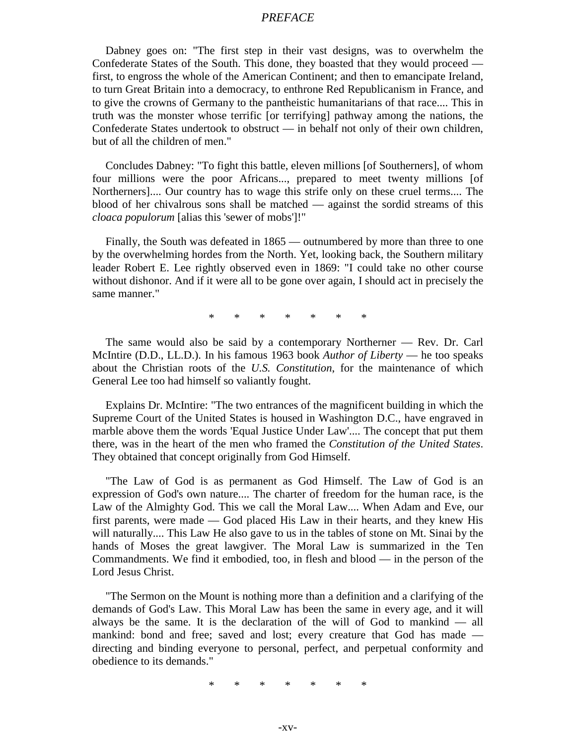Dabney goes on: "The first step in their vast designs, was to overwhelm the Confederate States of the South. This done, they boasted that they would proceed — first, to engross the whole of the American Continent; and then to emancipate Ireland, to turn Great Britain into a democracy, to enthrone Red Republicanism in France, and to give the crowns of Germany to the pantheistic humanitarians of that race.... This in truth was the monster whose terrific [or terrifying] pathway among the nations, the Confederate States undertook to obstruct — in behalf not only of their own children, but of all the children of men."

Concludes Dabney: "To fight this battle, eleven millions [of Southerners], of whom four millions were the poor Africans..., prepared to meet twenty millions [of Northerners].... Our country has to wage this strife only on these cruel terms.... The blood of her chivalrous sons shall be matched — against the sordid streams of this *cloaca populorum* [alias this 'sewer of mobs']!"

Finally, the South was defeated in 1865 — outnumbered by more than three to one by the overwhelming hordes from the North. Yet, looking back, the Southern military leader Robert E. Lee rightly observed even in 1869: "I could take no other course without dishonor. And if it were all to be gone over again, I should act in precisely the same manner."

\* \* \* \* \* \* \*

The same would also be said by a contemporary Northerner — Rev. Dr. Carl McIntire (D.D., LL.D.). In his famous 1963 book *Author of Liberty* — he too speaks about the Christian roots of the *U.S. Constitution*, for the maintenance of which General Lee too had himself so valiantly fought.

Explains Dr. McIntire: "The two entrances of the magnificent building in which the Supreme Court of the United States is housed in Washington D.C., have engraved in marble above them the words 'Equal Justice Under Law'.... The concept that put them there, was in the heart of the men who framed the *Constitution of the United States*. They obtained that concept originally from God Himself.

"The Law of God is as permanent as God Himself. The Law of God is an expression of God's own nature.... The charter of freedom for the human race, is the Law of the Almighty God. This we call the Moral Law.... When Adam and Eve, our first parents, were made — God placed His Law in their hearts, and they knew His will naturally.... This Law He also gave to us in the tables of stone on Mt. Sinai by the hands of Moses the great lawgiver. The Moral Law is summarized in the Ten Commandments. We find it embodied, too, in flesh and blood — in the person of the Lord Jesus Christ.

"The Sermon on the Mount is nothing more than a definition and a clarifying of the demands of God's Law. This Moral Law has been the same in every age, and it will always be the same. It is the declaration of the will of God to mankind — all mankind: bond and free; saved and lost; every creature that God has made — directing and binding everyone to personal, perfect, and perpetual conformity and obedience to its demands."

\* \* \* \* \* \* \*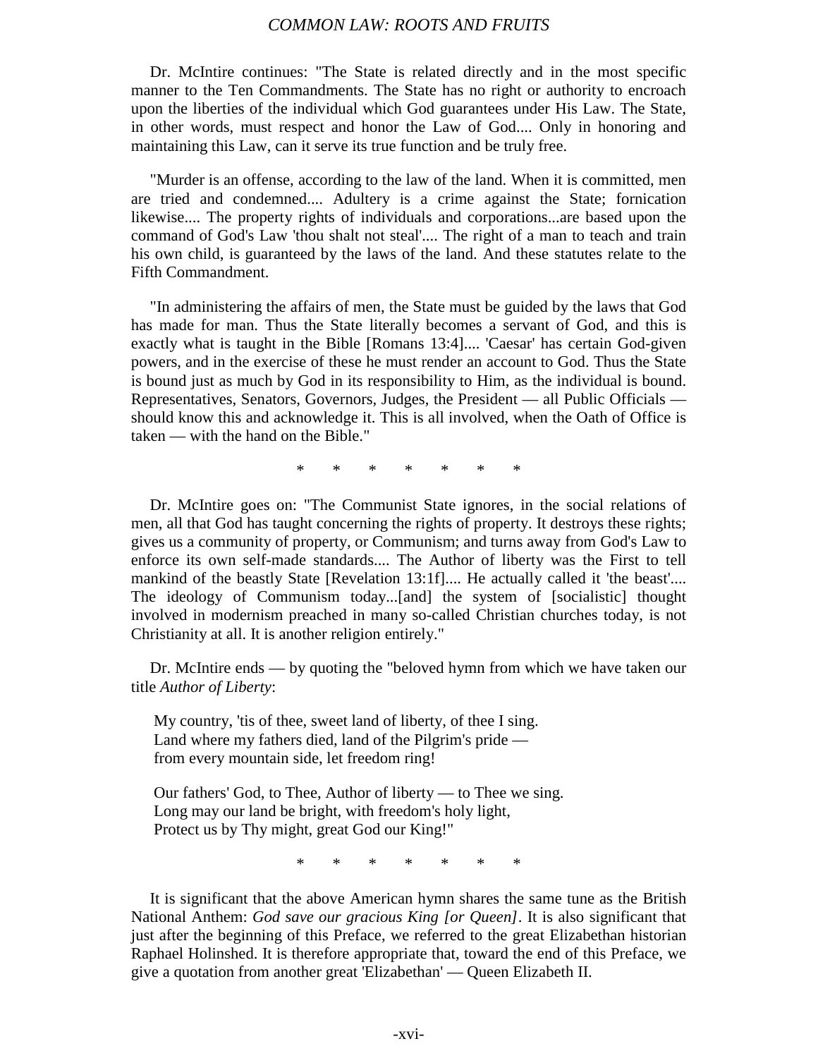Dr. McIntire continues: "The State is related directly and in the most specific manner to the Ten Commandments. The State has no right or authority to encroach upon the liberties of the individual which God guarantees under His Law. The State, in other words, must respect and honor the Law of God.... Only in honoring and maintaining this Law, can it serve its true function and be truly free.

"Murder is an offense, according to the law of the land. When it is committed, men are tried and condemned.... Adultery is a crime against the State; fornication likewise.... The property rights of individuals and corporations...are based upon the command of God's Law 'thou shalt not steal'.... The right of a man to teach and train his own child, is guaranteed by the laws of the land. And these statutes relate to the Fifth Commandment.

"In administering the affairs of men, the State must be guided by the laws that God has made for man. Thus the State literally becomes a servant of God, and this is exactly what is taught in the Bible [Romans 13:4].... 'Caesar' has certain God-given powers, and in the exercise of these he must render an account to God. Thus the State is bound just as much by God in its responsibility to Him, as the individual is bound. Representatives, Senators, Governors, Judges, the President — all Public Officials — should know this and acknowledge it. This is all involved, when the Oath of Office is taken — with the hand on the Bible."

\* \* \* \* \* \* \*

Dr. McIntire goes on: "The Communist State ignores, in the social relations of men, all that God has taught concerning the rights of property. It destroys these rights; gives us a community of property, or Communism; and turns away from God's Law to enforce its own self-made standards.... The Author of liberty was the First to tell mankind of the beastly State [Revelation 13:1f].... He actually called it 'the beast'.... The ideology of Communism today...[and] the system of [socialistic] thought involved in modernism preached in many so-called Christian churches today, is not Christianity at all. It is another religion entirely."

Dr. McIntire ends — by quoting the "beloved hymn from which we have taken our title *Author of Liberty*:

> My country, 'tis of thee, sweet land of liberty, of thee I sing.
> Land where my fathers died, land of the Pilgrim's pride —
> from every mountain side, let freedom ring!
>
> Our fathers' God, to Thee, Author of liberty — to Thee we sing.
> Long may our land be bright, with freedom's holy light,
> Protect us by Thy might, great God our King!"

\* \* \* \* \* \* \*

It is significant that the above American hymn shares the same tune as the British National Anthem: *God save our gracious King [or Queen]*. It is also significant that just after the beginning of this Preface, we referred to the great Elizabethan historian Raphael Holinshed. It is therefore appropriate that, toward the end of this Preface, we give a quotation from another great 'Elizabethan' — Queen Elizabeth II.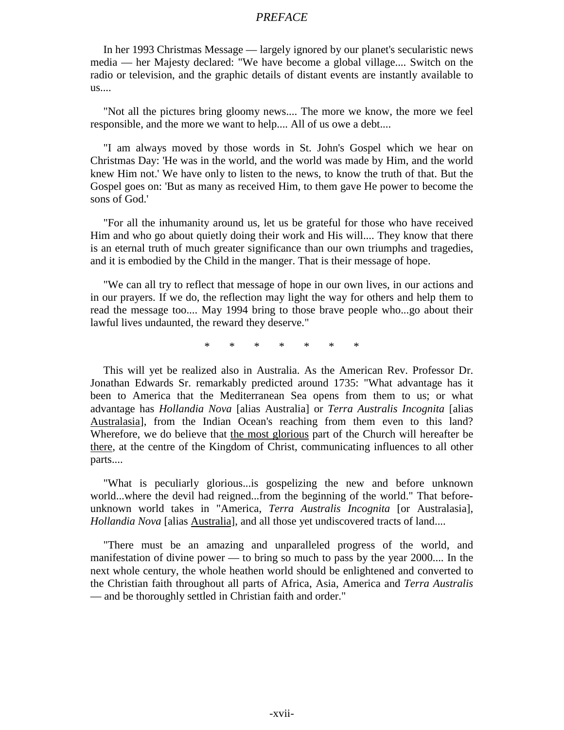In her 1993 Christmas Message — largely ignored by our planet's secularistic news media — her Majesty declared: "We have become a global village.... Switch on the radio or television, and the graphic details of distant events are instantly available to us....

"Not all the pictures bring gloomy news.... The more we know, the more we feel responsible, and the more we want to help.... All of us owe a debt....

"I am always moved by those words in St. John's Gospel which we hear on Christmas Day: 'He was in the world, and the world was made by Him, and the world knew Him not.' We have only to listen to the news, to know the truth of that. But the Gospel goes on: 'But as many as received Him, to them gave He power to become the sons of God.'

"For all the inhumanity around us, let us be grateful for those who have received Him and who go about quietly doing their work and His will.... They know that there is an eternal truth of much greater significance than our own triumphs and tragedies, and it is embodied by the Child in the manger. That is their message of hope.

"We can all try to reflect that message of hope in our own lives, in our actions and in our prayers. If we do, the reflection may light the way for others and help them to read the message too.... May 1994 bring to those brave people who...go about their lawful lives undaunted, the reward they deserve."

\* \* \* \* \* \* \*

This will yet be realized also in Australia. As the American Rev. Professor Dr. Jonathan Edwards Sr. remarkably predicted around 1735: "What advantage has it been to America that the Mediterranean Sea opens from them to us; or what advantage has *Hollandia Nova* [alias Australia] or *Terra Australis Incognita* [alias <u>Australasia</u>], from the Indian Ocean's reaching from them even to this land? Wherefore, we do believe that <u>the most glorious</u> part of the Church will hereafter be <u>there</u>, at the centre of the Kingdom of Christ, communicating influences to all other parts....

"What is peculiarly glorious...is gospelizing the new and before unknown world...where the devil had reigned...from the beginning of the world." That before-unknown world takes in "America, *Terra Australis Incognita* [or Australasia], *Hollandia Nova* [alias <u>Australia</u>], and all those yet undiscovered tracts of land....

"There must be an amazing and unparalleled progress of the world, and manifestation of divine power — to bring so much to pass by the year 2000.... In the next whole century, the whole heathen world should be enlightened and converted to the Christian faith throughout all parts of Africa, Asia, America and *Terra Australis* — and be thoroughly settled in Christian faith and order."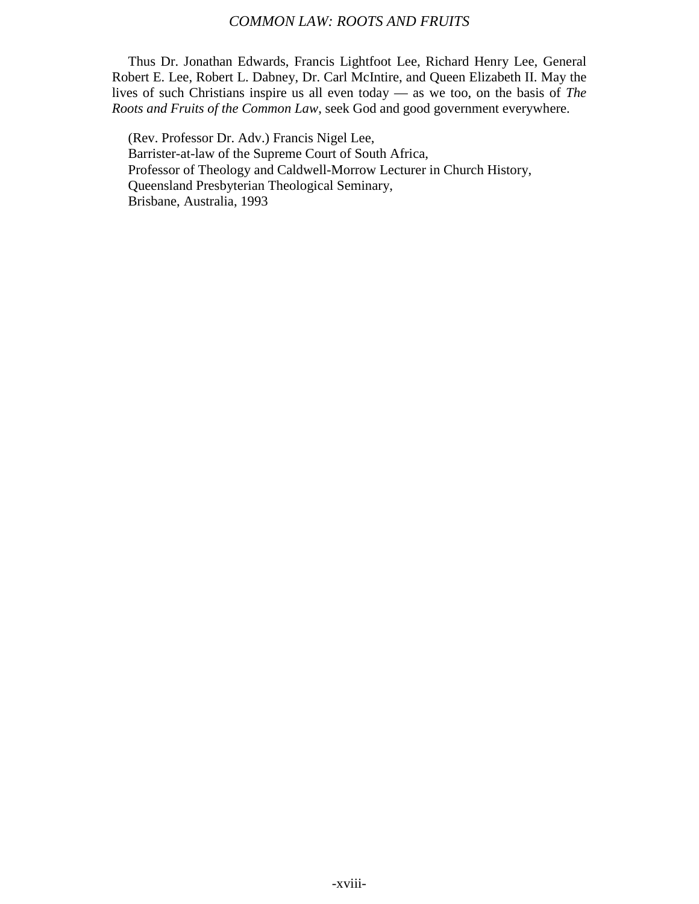Thus Dr. Jonathan Edwards, Francis Lightfoot Lee, Richard Henry Lee, General Robert E. Lee, Robert L. Dabney, Dr. Carl McIntire, and Queen Elizabeth II. May the lives of such Christians inspire us all even today — as we too, on the basis of *The Roots and Fruits of the Common Law*, seek God and good government everywhere.

(Rev. Professor Dr. Adv.) Francis Nigel Lee,
Barrister-at-law of the Supreme Court of South Africa,
Professor of Theology and Caldwell-Morrow Lecturer in Church History,
Queensland Presbyterian Theological Seminary,
Brisbane, Australia, 1993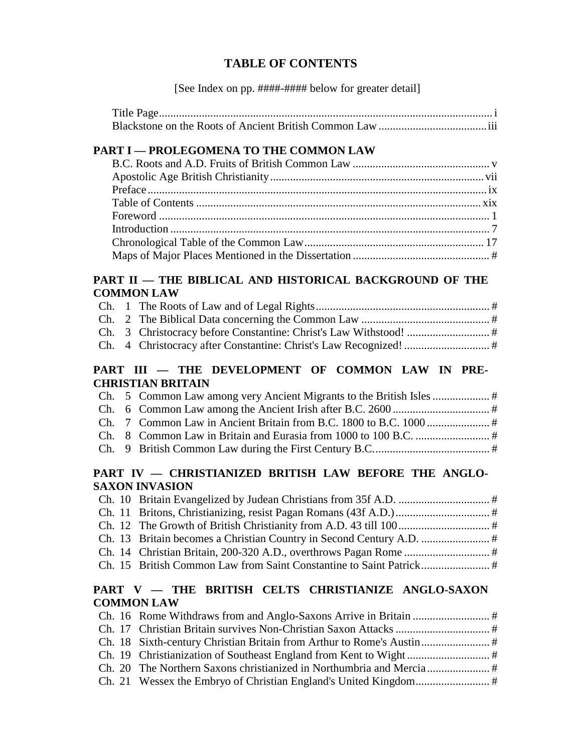# TABLE OF CONTENTS

[See Index on pp. ####-#### below for greater detail]

Title Page .......... i
Blackstone on the Roots of Ancient British Common Law .......... iii

## PART I — PROLEGOMENA TO THE COMMON LAW

B.C. Roots and A.D. Fruits of British Common Law .......... v
Apostolic Age British Christianity .......... vii
Preface .......... ix
Table of Contents .......... xix
Foreword .......... 1
Introduction .......... 7
Chronological Table of the Common Law .......... 17
Maps of Major Places Mentioned in the Dissertation .......... #

## PART II — THE BIBLICAL AND HISTORICAL BACKGROUND OF THE COMMON LAW

Ch. 1 The Roots of Law and of Legal Rights .......... #
Ch. 2 The Biblical Data concerning the Common Law .......... #
Ch. 3 Christocracy before Constantine: Christ's Law Withstood! .......... #
Ch. 4 Christocracy after Constantine: Christ's Law Recognized! .......... #

## PART III — THE DEVELOPMENT OF COMMON LAW IN PRE-CHRISTIAN BRITAIN

Ch. 5 Common Law among very Ancient Migrants to the British Isles .......... #
Ch. 6 Common Law among the Ancient Irish after B.C. 2600 .......... #
Ch. 7 Common Law in Ancient Britain from B.C. 1800 to B.C. 1000 .......... #
Ch. 8 Common Law in Britain and Eurasia from 1000 to 100 B.C. .......... #
Ch. 9 British Common Law during the First Century B.C. .......... #

## PART IV — CHRISTIANIZED BRITISH LAW BEFORE THE ANGLO-SAXON INVASION

Ch. 10 Britain Evangelized by Judean Christians from 35f A.D. .......... #
Ch. 11 Britons, Christianizing, resist Pagan Romans (43f A.D.) .......... #
Ch. 12 The Growth of British Christianity from A.D. 43 till 100 .......... #
Ch. 13 Britain becomes a Christian Country in Second Century A.D. .......... #
Ch. 14 Christian Britain, 200-320 A.D., overthrows Pagan Rome .......... #
Ch. 15 British Common Law from Saint Constantine to Saint Patrick .......... #

## PART V — THE BRITISH CELTS CHRISTIANIZE ANGLO-SAXON COMMON LAW

Ch. 16 Rome Withdraws from and Anglo-Saxons Arrive in Britain .......... #
Ch. 17 Christian Britain survives Non-Christian Saxon Attacks .......... #
Ch. 18 Sixth-century Christian Britain from Arthur to Rome's Austin .......... #
Ch. 19 Christianization of Southeast England from Kent to Wight .......... #
Ch. 20 The Northern Saxons christianized in Northumbria and Mercia .......... #
Ch. 21 Wessex the Embryo of Christian England's United Kingdom .......... #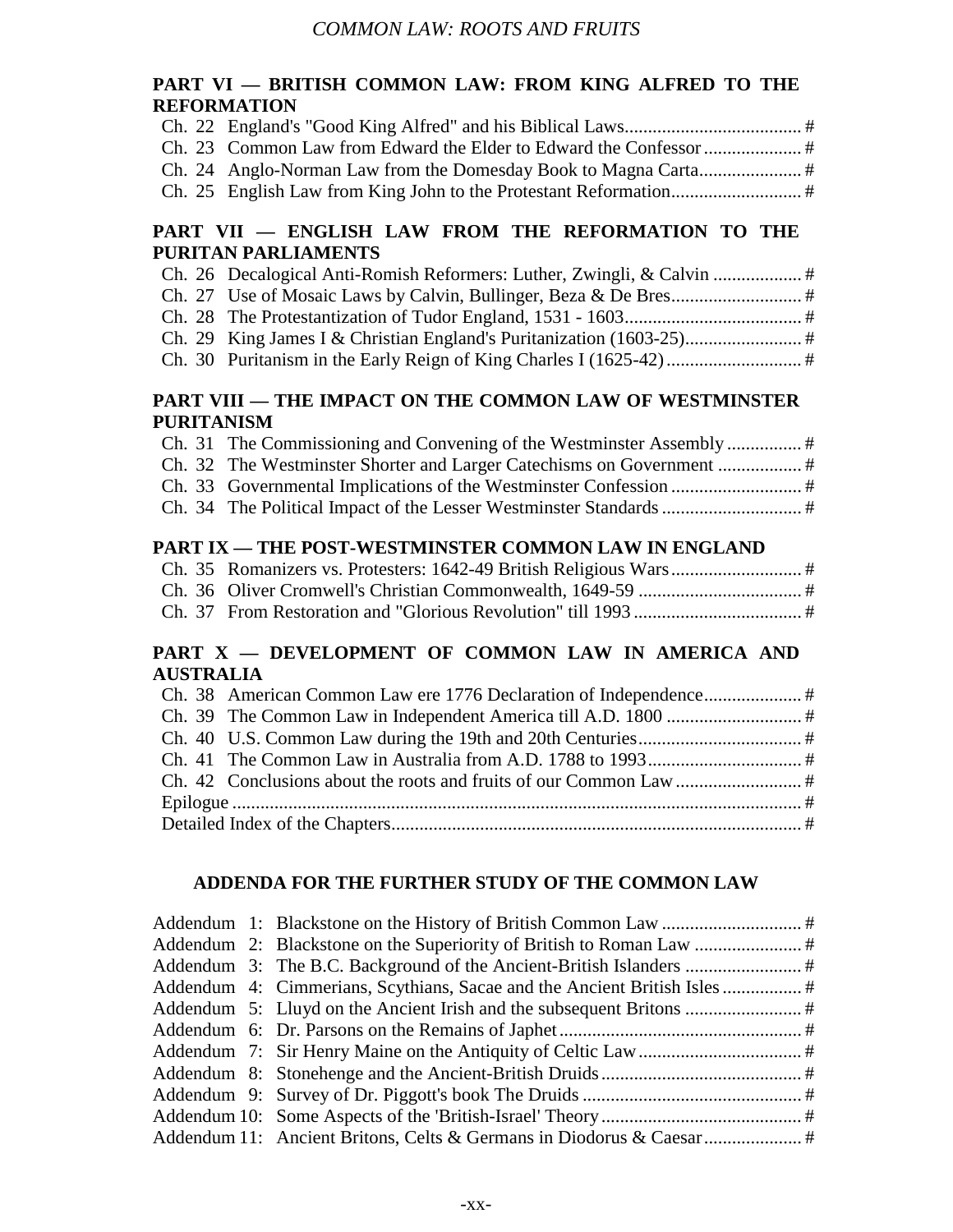## PART VI — BRITISH COMMON LAW: FROM KING ALFRED TO THE REFORMATION

Ch. 22 England's "Good King Alfred" and his Biblical Laws....................................... #
Ch. 23 Common Law from Edward the Elder to Edward the Confessor ..................... #
Ch. 24 Anglo-Norman Law from the Domesday Book to Magna Carta...................... #
Ch. 25 English Law from King John to the Protestant Reformation............................ #

## PART VII — ENGLISH LAW FROM THE REFORMATION TO THE PURITAN PARLIAMENTS

Ch. 26 Decalogical Anti-Romish Reformers: Luther, Zwingli, & Calvin ................... #
Ch. 27 Use of Mosaic Laws by Calvin, Bullinger, Beza & De Bres............................ #
Ch. 28 The Protestantization of Tudor England, 1531 - 1603...................................... #
Ch. 29 King James I & Christian England's Puritanization (1603-25)......................... #
Ch. 30 Puritanism in the Early Reign of King Charles I (1625-42) ............................. #

## PART VIII — THE IMPACT ON THE COMMON LAW OF WESTMINSTER PURITANISM

Ch. 31 The Commissioning and Convening of the Westminster Assembly ................ #
Ch. 32 The Westminster Shorter and Larger Catechisms on Government .................. #
Ch. 33 Governmental Implications of the Westminster Confession ............................ #
Ch. 34 The Political Impact of the Lesser Westminster Standards .............................. #

## PART IX — THE POST-WESTMINSTER COMMON LAW IN ENGLAND

Ch. 35 Romanizers vs. Protesters: 1642-49 British Religious Wars............................ #
Ch. 36 Oliver Cromwell's Christian Commonwealth, 1649-59 ................................... #
Ch. 37 From Restoration and "Glorious Revolution" till 1993 .................................... #

## PART X — DEVELOPMENT OF COMMON LAW IN AMERICA AND AUSTRALIA

Ch. 38 American Common Law ere 1776 Declaration of Independence..................... #
Ch. 39 The Common Law in Independent America till A.D. 1800 ............................. #
Ch. 40 U.S. Common Law during the 19th and 20th Centuries................................... #
Ch. 41 The Common Law in Australia from A.D. 1788 to 1993................................. #
Ch. 42 Conclusions about the roots and fruits of our Common Law ........................... #
Epilogue ......................................................................................................................... #
Detailed Index of the Chapters........................................................................................ #

## ADDENDA FOR THE FURTHER STUDY OF THE COMMON LAW

Addendum 1: Blackstone on the History of British Common Law .............................. #
Addendum 2: Blackstone on the Superiority of British to Roman Law ....................... #
Addendum 3: The B.C. Background of the Ancient-British Islanders ......................... #
Addendum 4: Cimmerians, Scythians, Sacae and the Ancient British Isles ................. #
Addendum 5: Lluyd on the Ancient Irish and the subsequent Britons ......................... #
Addendum 6: Dr. Parsons on the Remains of Japhet.................................................... #
Addendum 7: Sir Henry Maine on the Antiquity of Celtic Law................................... #
Addendum 8: Stonehenge and the Ancient-British Druids........................................... #
Addendum 9: Survey of Dr. Piggott's book The Druids .............................................. #
Addendum 10: Some Aspects of the 'British-Israel' Theory........................................... #
Addendum 11: Ancient Britons, Celts & Germans in Diodorus & Caesar..................... #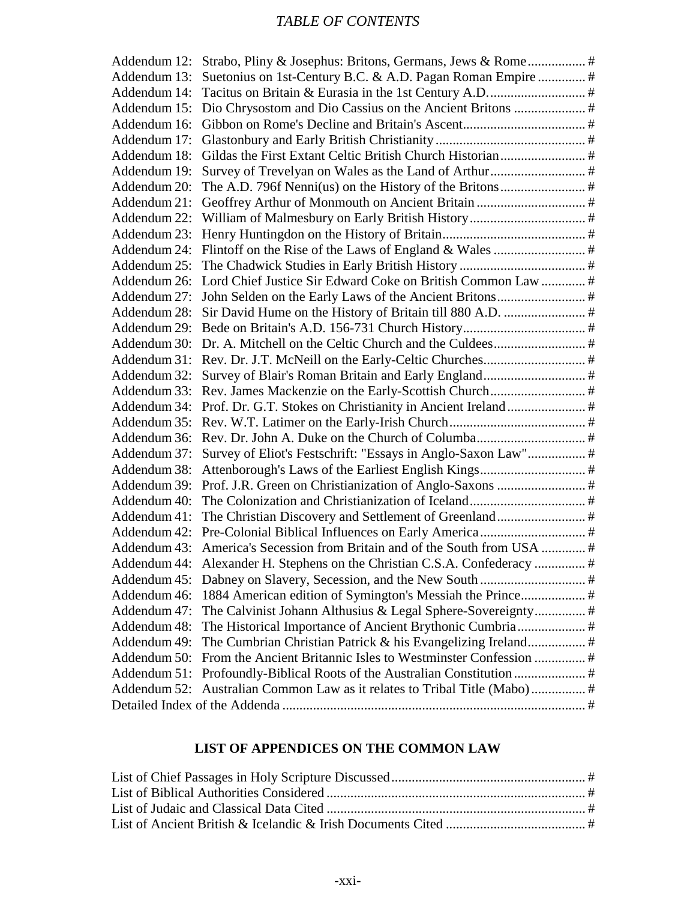*TABLE OF CONTENTS*

Addendum 12: Strabo, Pliny & Josephus: Britons, Germans, Jews & Rome................. #
Addendum 13: Suetonius on 1st-Century B.C. & A.D. Pagan Roman Empire .............. #
Addendum 14: Tacitus on Britain & Eurasia in the 1st Century A.D............................ #
Addendum 15: Dio Chrysostom and Dio Cassius on the Ancient Britons ..................... #
Addendum 16: Gibbon on Rome's Decline and Britain's Ascent.................................... #
Addendum 17: Glastonbury and Early British Christianity............................................ #
Addendum 18: Gildas the First Extant Celtic British Church Historian......................... #
Addendum 19: Survey of Trevelyan on Wales as the Land of Arthur............................ #
Addendum 20: The A.D. 796f Nenni(us) on the History of the Britons......................... #
Addendum 21: Geoffrey Arthur of Monmouth on Ancient Britain ................................ #
Addendum 22: William of Malmesbury on Early British History.................................. #
Addendum 23: Henry Huntingdon on the History of Britain.......................................... #
Addendum 24: Flintoff on the Rise of the Laws of England & Wales ........................... #
Addendum 25: The Chadwick Studies in Early British History ..................................... #
Addendum 26: Lord Chief Justice Sir Edward Coke on British Common Law ............. #
Addendum 27: John Selden on the Early Laws of the Ancient Britons.......................... #
Addendum 28: Sir David Hume on the History of Britain till 880 A.D. ........................ #
Addendum 29: Bede on Britain's A.D. 156-731 Church History.................................... #
Addendum 30: Dr. A. Mitchell on the Celtic Church and the Culdees........................... #
Addendum 31: Rev. Dr. J.T. McNeill on the Early-Celtic Churches.............................. #
Addendum 32: Survey of Blair's Roman Britain and Early England.............................. #
Addendum 33: Rev. James Mackenzie on the Early-Scottish Church............................ #
Addendum 34: Prof. Dr. G.T. Stokes on Christianity in Ancient Ireland....................... #
Addendum 35: Rev. W.T. Latimer on the Early-Irish Church........................................ #
Addendum 36: Rev. Dr. John A. Duke on the Church of Columba................................ #
Addendum 37: Survey of Eliot's Festschrift: "Essays in Anglo-Saxon Law"................. #
Addendum 38: Attenborough's Laws of the Earliest English Kings............................... #
Addendum 39: Prof. J.R. Green on Christianization of Anglo-Saxons .......................... #
Addendum 40: The Colonization and Christianization of Iceland.................................. #
Addendum 41: The Christian Discovery and Settlement of Greenland.......................... #
Addendum 42: Pre-Colonial Biblical Influences on Early America............................... #
Addendum 43: America's Secession from Britain and of the South from USA ............. #
Addendum 44: Alexander H. Stephens on the Christian C.S.A. Confederacy ............... #
Addendum 45: Dabney on Slavery, Secession, and the New South ............................... #
Addendum 46: 1884 American edition of Symington's Messiah the Prince................... #
Addendum 47: The Calvinist Johann Althusius & Legal Sphere-Sovereignty............... #
Addendum 48: The Historical Importance of Ancient Brythonic Cumbria.................... #
Addendum 49: The Cumbrian Christian Patrick & his Evangelizing Ireland................. #
Addendum 50: From the Ancient Britannic Isles to Westminster Confession ............... #
Addendum 51: Profoundly-Biblical Roots of the Australian Constitution..................... #
Addendum 52: Australian Common Law as it relates to Tribal Title (Mabo)................ #
Detailed Index of the Addenda ........................................................................................ #

## LIST OF APPENDICES ON THE COMMON LAW

List of Chief Passages in Holy Scripture Discussed........................................................ #
List of Biblical Authorities Considered ........................................................................... #
List of Judaic and Classical Data Cited ........................................................................... #
List of Ancient British & Icelandic & Irish Documents Cited ......................................... #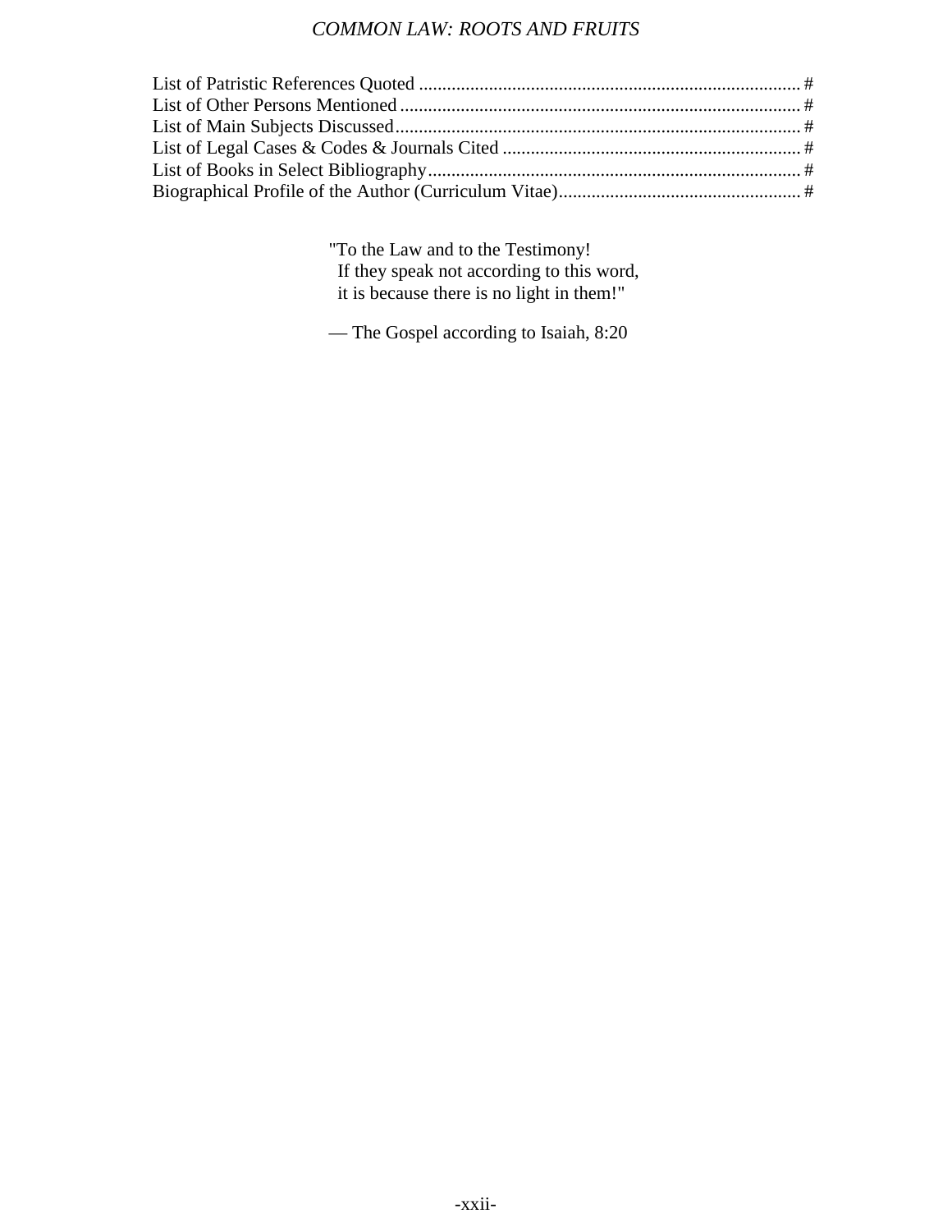List of Patristic References Quoted ..................................................................................... #
List of Other Persons Mentioned ......................................................................................... #
List of Main Subjects Discussed........................................................................................... #
List of Legal Cases & Codes & Journals Cited .................................................................. #
List of Books in Select Bibliography.................................................................................. #
Biographical Profile of the Author (Curriculum Vitae)...................................................... #

"To the Law and to the Testimony!
If they speak not according to this word,
it is because there is no light in them!"

— The Gospel according to Isaiah, 8:20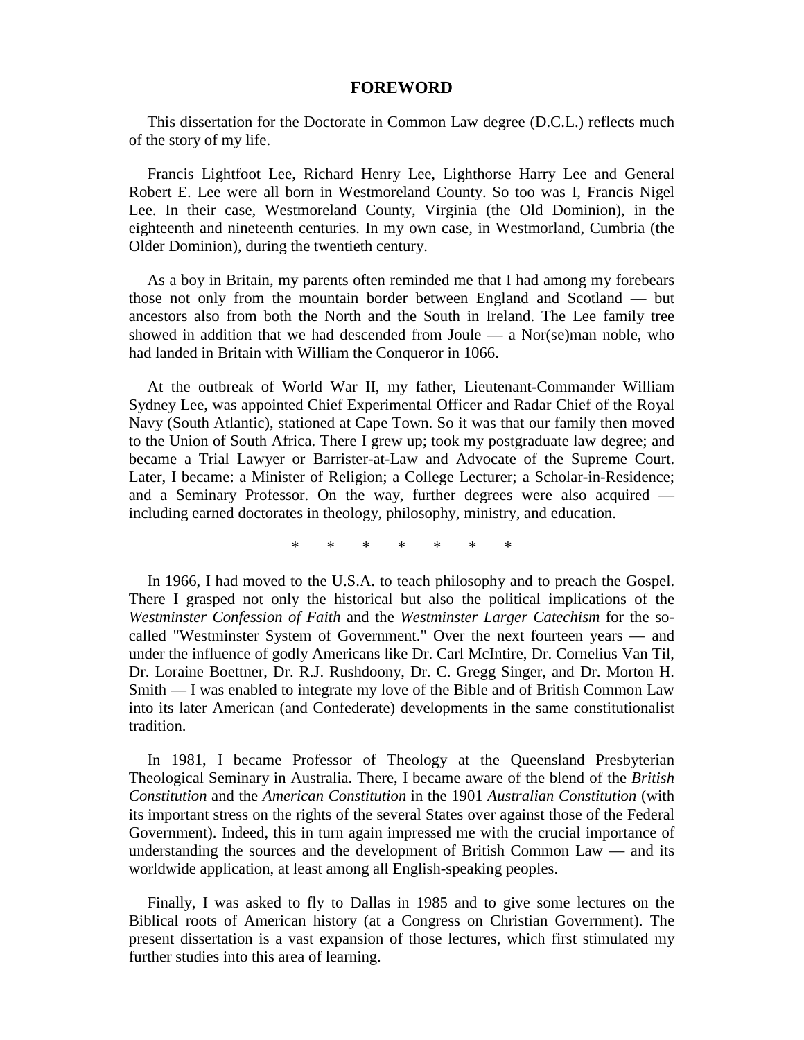# FOREWORD

This dissertation for the Doctorate in Common Law degree (D.C.L.) reflects much of the story of my life.

Francis Lightfoot Lee, Richard Henry Lee, Lighthorse Harry Lee and General Robert E. Lee were all born in Westmoreland County. So too was I, Francis Nigel Lee. In their case, Westmoreland County, Virginia (the Old Dominion), in the eighteenth and nineteenth centuries. In my own case, in Westmorland, Cumbria (the Older Dominion), during the twentieth century.

As a boy in Britain, my parents often reminded me that I had among my forebears those not only from the mountain border between England and Scotland — but ancestors also from both the North and the South in Ireland. The Lee family tree showed in addition that we had descended from Joule — a Nor(se)man noble, who had landed in Britain with William the Conqueror in 1066.

At the outbreak of World War II, my father, Lieutenant-Commander William Sydney Lee, was appointed Chief Experimental Officer and Radar Chief of the Royal Navy (South Atlantic), stationed at Cape Town. So it was that our family then moved to the Union of South Africa. There I grew up; took my postgraduate law degree; and became a Trial Lawyer or Barrister-at-Law and Advocate of the Supreme Court. Later, I became: a Minister of Religion; a College Lecturer; a Scholar-in-Residence; and a Seminary Professor. On the way, further degrees were also acquired — including earned doctorates in theology, philosophy, ministry, and education.

\* \* \* \* \* \* \*

In 1966, I had moved to the U.S.A. to teach philosophy and to preach the Gospel. There I grasped not only the historical but also the political implications of the *Westminster Confession of Faith* and the *Westminster Larger Catechism* for the so-called "Westminster System of Government." Over the next fourteen years — and under the influence of godly Americans like Dr. Carl McIntire, Dr. Cornelius Van Til, Dr. Loraine Boettner, Dr. R.J. Rushdoony, Dr. C. Gregg Singer, and Dr. Morton H. Smith — I was enabled to integrate my love of the Bible and of British Common Law into its later American (and Confederate) developments in the same constitutionalist tradition.

In 1981, I became Professor of Theology at the Queensland Presbyterian Theological Seminary in Australia. There, I became aware of the blend of the *British Constitution* and the *American Constitution* in the 1901 *Australian Constitution* (with its important stress on the rights of the several States over against those of the Federal Government). Indeed, this in turn again impressed me with the crucial importance of understanding the sources and the development of British Common Law — and its worldwide application, at least among all English-speaking peoples.

Finally, I was asked to fly to Dallas in 1985 and to give some lectures on the Biblical roots of American history (at a Congress on Christian Government). The present dissertation is a vast expansion of those lectures, which first stimulated my further studies into this area of learning.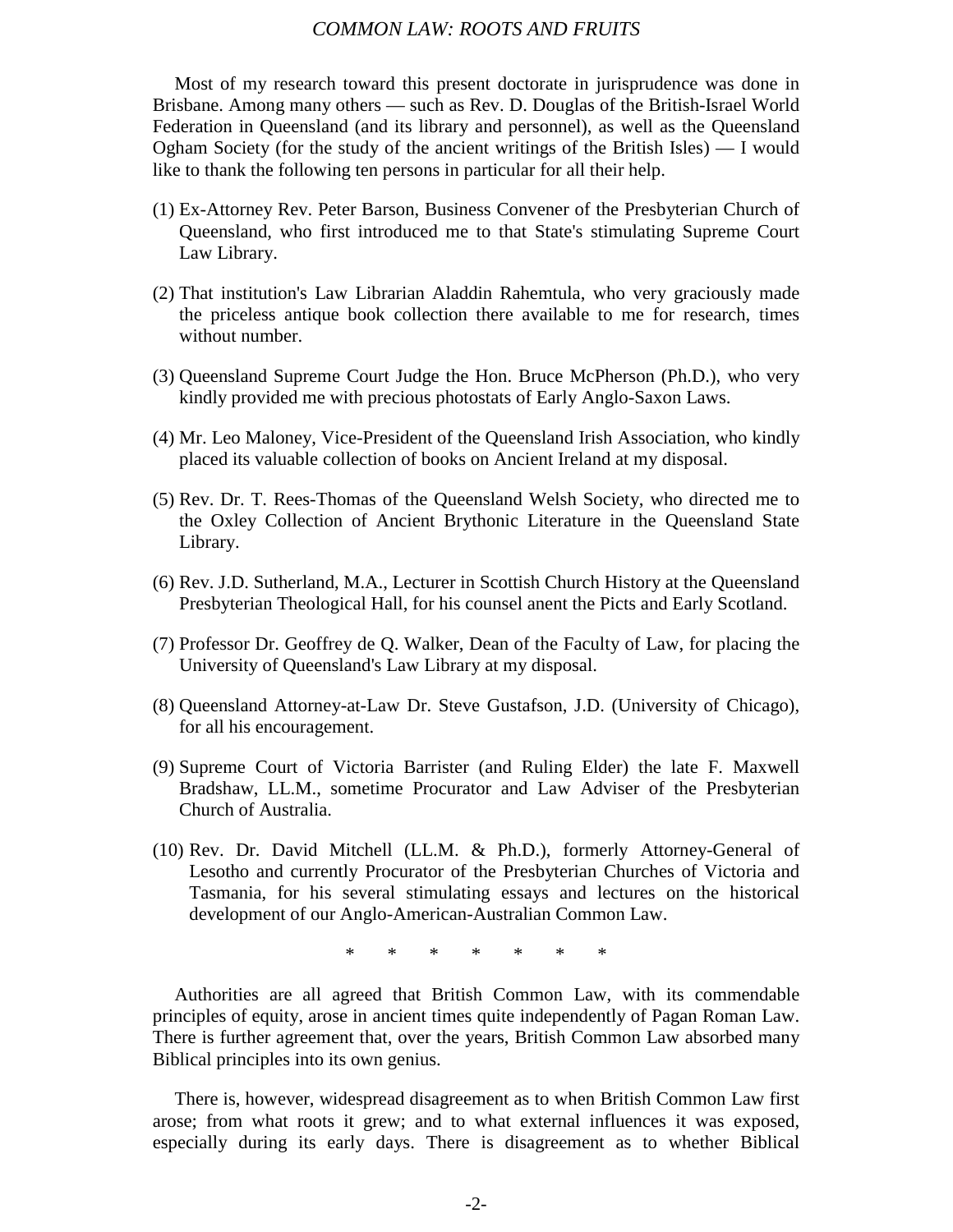Most of my research toward this present doctorate in jurisprudence was done in Brisbane. Among many others — such as Rev. D. Douglas of the British-Israel World Federation in Queensland (and its library and personnel), as well as the Queensland Ogham Society (for the study of the ancient writings of the British Isles) — I would like to thank the following ten persons in particular for all their help.

(1) Ex-Attorney Rev. Peter Barson, Business Convener of the Presbyterian Church of Queensland, who first introduced me to that State's stimulating Supreme Court Law Library.

(2) That institution's Law Librarian Aladdin Rahemtula, who very graciously made the priceless antique book collection there available to me for research, times without number.

(3) Queensland Supreme Court Judge the Hon. Bruce McPherson (Ph.D.), who very kindly provided me with precious photostats of Early Anglo-Saxon Laws.

(4) Mr. Leo Maloney, Vice-President of the Queensland Irish Association, who kindly placed its valuable collection of books on Ancient Ireland at my disposal.

(5) Rev. Dr. T. Rees-Thomas of the Queensland Welsh Society, who directed me to the Oxley Collection of Ancient Brythonic Literature in the Queensland State Library.

(6) Rev. J.D. Sutherland, M.A., Lecturer in Scottish Church History at the Queensland Presbyterian Theological Hall, for his counsel anent the Picts and Early Scotland.

(7) Professor Dr. Geoffrey de Q. Walker, Dean of the Faculty of Law, for placing the University of Queensland's Law Library at my disposal.

(8) Queensland Attorney-at-Law Dr. Steve Gustafson, J.D. (University of Chicago), for all his encouragement.

(9) Supreme Court of Victoria Barrister (and Ruling Elder) the late F. Maxwell Bradshaw, LL.M., sometime Procurator and Law Adviser of the Presbyterian Church of Australia.

(10) Rev. Dr. David Mitchell (LL.M. & Ph.D.), formerly Attorney-General of Lesotho and currently Procurator of the Presbyterian Churches of Victoria and Tasmania, for his several stimulating essays and lectures on the historical development of our Anglo-American-Australian Common Law.

\* \* \* \* \* \* \*

Authorities are all agreed that British Common Law, with its commendable principles of equity, arose in ancient times quite independently of Pagan Roman Law. There is further agreement that, over the years, British Common Law absorbed many Biblical principles into its own genius.

There is, however, widespread disagreement as to when British Common Law first arose; from what roots it grew; and to what external influences it was exposed, especially during its early days. There is disagreement as to whether Biblical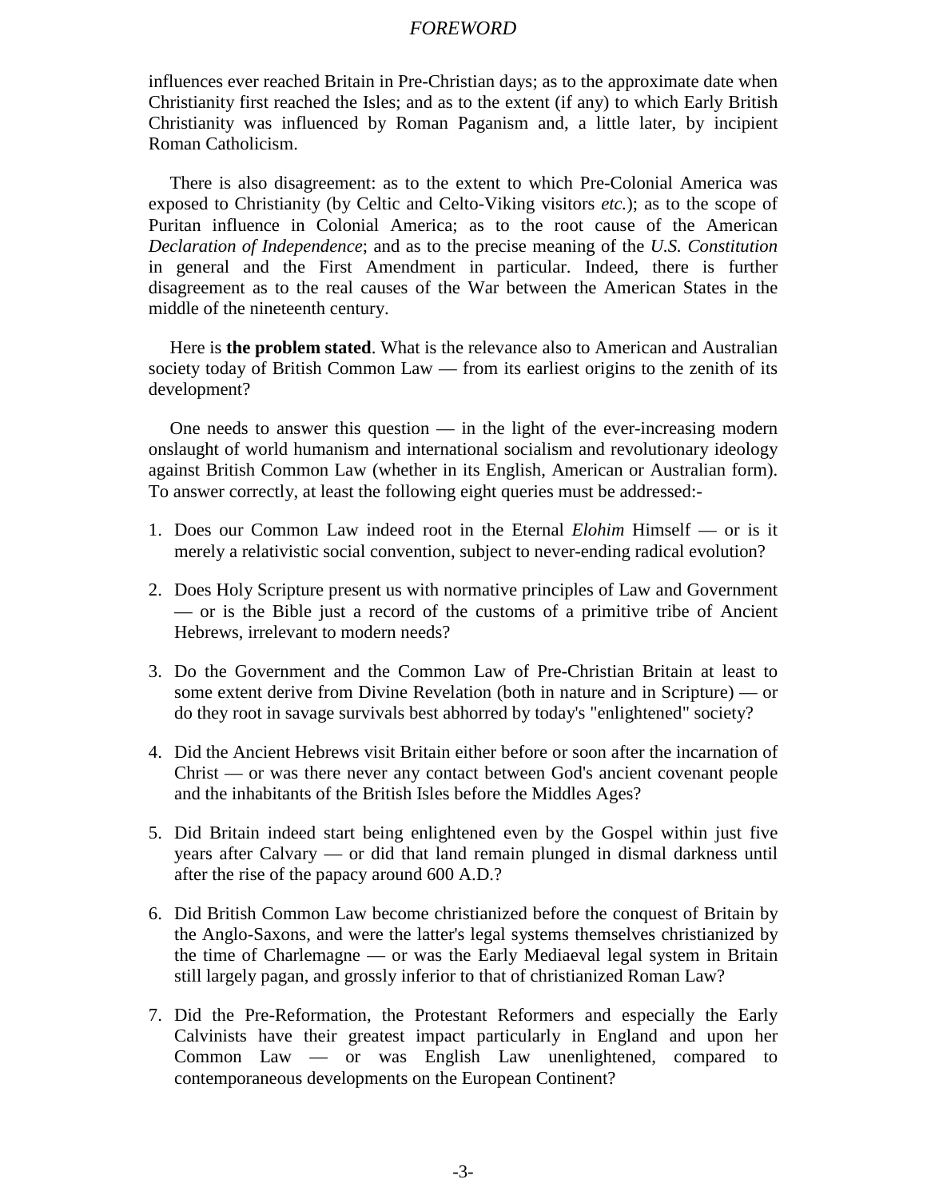influences ever reached Britain in Pre-Christian days; as to the approximate date when Christianity first reached the Isles; and as to the extent (if any) to which Early British Christianity was influenced by Roman Paganism and, a little later, by incipient Roman Catholicism.

There is also disagreement: as to the extent to which Pre-Colonial America was exposed to Christianity (by Celtic and Celto-Viking visitors *etc.*); as to the scope of Puritan influence in Colonial America; as to the root cause of the American *Declaration of Independence*; and as to the precise meaning of the *U.S. Constitution* in general and the First Amendment in particular. Indeed, there is further disagreement as to the real causes of the War between the American States in the middle of the nineteenth century.

Here is **the problem stated**. What is the relevance also to American and Australian society today of British Common Law — from its earliest origins to the zenith of its development?

One needs to answer this question — in the light of the ever-increasing modern onslaught of world humanism and international socialism and revolutionary ideology against British Common Law (whether in its English, American or Australian form). To answer correctly, at least the following eight queries must be addressed:-

1. Does our Common Law indeed root in the Eternal *Elohim* Himself — or is it merely a relativistic social convention, subject to never-ending radical evolution?
2. Does Holy Scripture present us with normative principles of Law and Government — or is the Bible just a record of the customs of a primitive tribe of Ancient Hebrews, irrelevant to modern needs?
3. Do the Government and the Common Law of Pre-Christian Britain at least to some extent derive from Divine Revelation (both in nature and in Scripture) — or do they root in savage survivals best abhorred by today's "enlightened" society?
4. Did the Ancient Hebrews visit Britain either before or soon after the incarnation of Christ — or was there never any contact between God's ancient covenant people and the inhabitants of the British Isles before the Middles Ages?
5. Did Britain indeed start being enlightened even by the Gospel within just five years after Calvary — or did that land remain plunged in dismal darkness until after the rise of the papacy around 600 A.D.?
6. Did British Common Law become christianized before the conquest of Britain by the Anglo-Saxons, and were the latter's legal systems themselves christianized by the time of Charlemagne — or was the Early Mediaeval legal system in Britain still largely pagan, and grossly inferior to that of christianized Roman Law?
7. Did the Pre-Reformation, the Protestant Reformers and especially the Early Calvinists have their greatest impact particularly in England and upon her Common Law — or was English Law unenlightened, compared to contemporaneous developments on the European Continent?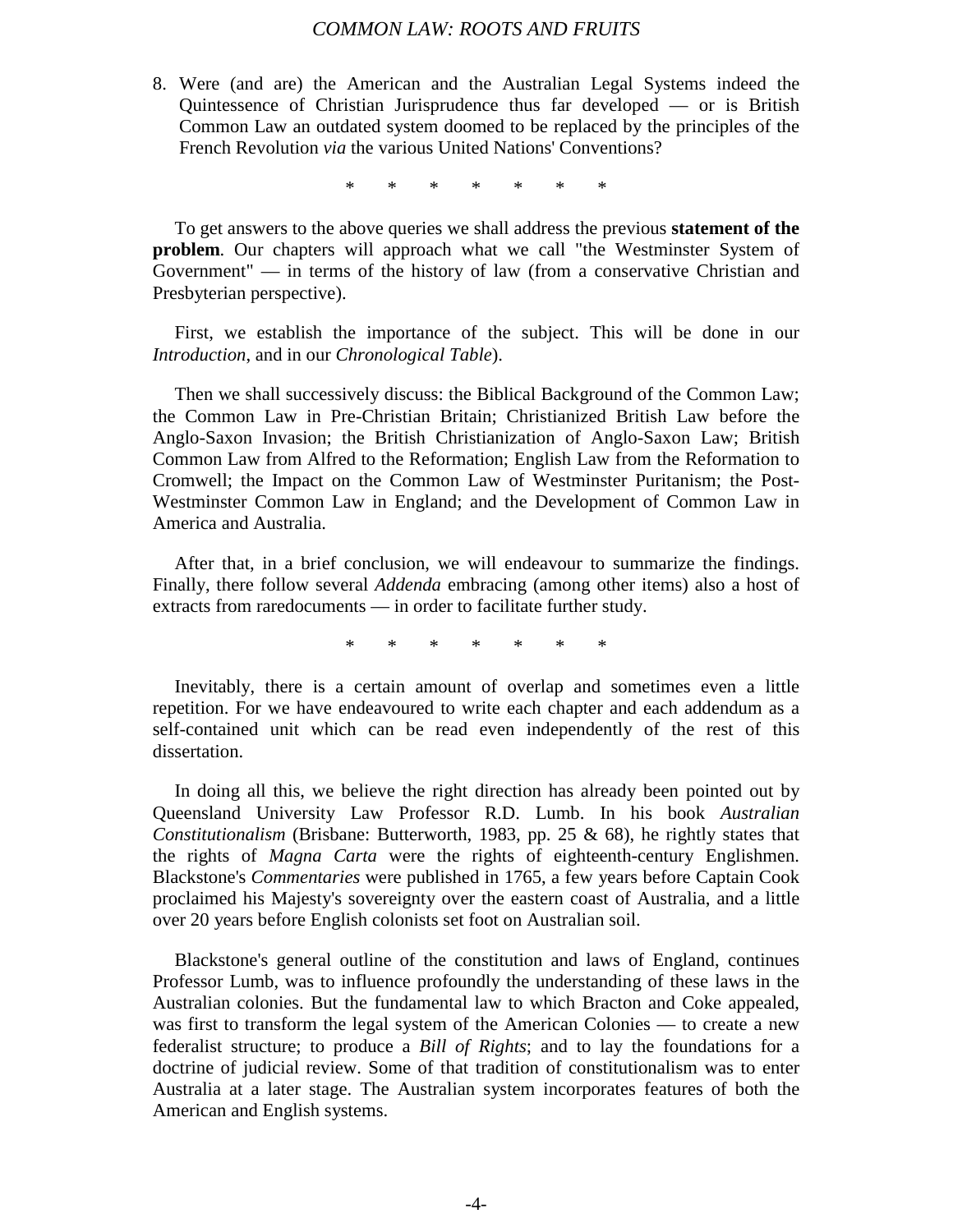8. Were (and are) the American and the Australian Legal Systems indeed the Quintessence of Christian Jurisprudence thus far developed — or is British Common Law an outdated system doomed to be replaced by the principles of the French Revolution *via* the various United Nations' Conventions?

\* \* \* \* \* \* \*

To get answers to the above queries we shall address the previous **statement of the problem**. Our chapters will approach what we call "the Westminster System of Government" — in terms of the history of law (from a conservative Christian and Presbyterian perspective).

First, we establish the importance of the subject. This will be done in our *Introduction*, and in our *Chronological Table*).

Then we shall successively discuss: the Biblical Background of the Common Law; the Common Law in Pre-Christian Britain; Christianized British Law before the Anglo-Saxon Invasion; the British Christianization of Anglo-Saxon Law; British Common Law from Alfred to the Reformation; English Law from the Reformation to Cromwell; the Impact on the Common Law of Westminster Puritanism; the Post-Westminster Common Law in England; and the Development of Common Law in America and Australia.

After that, in a brief conclusion, we will endeavour to summarize the findings. Finally, there follow several *Addenda* embracing (among other items) also a host of extracts from raredocuments — in order to facilitate further study.

\* \* \* \* \* \* \*

Inevitably, there is a certain amount of overlap and sometimes even a little repetition. For we have endeavoured to write each chapter and each addendum as a self-contained unit which can be read even independently of the rest of this dissertation.

In doing all this, we believe the right direction has already been pointed out by Queensland University Law Professor R.D. Lumb. In his book *Australian Constitutionalism* (Brisbane: Butterworth, 1983, pp. 25 & 68), he rightly states that the rights of *Magna Carta* were the rights of eighteenth-century Englishmen. Blackstone's *Commentaries* were published in 1765, a few years before Captain Cook proclaimed his Majesty's sovereignty over the eastern coast of Australia, and a little over 20 years before English colonists set foot on Australian soil.

Blackstone's general outline of the constitution and laws of England, continues Professor Lumb, was to influence profoundly the understanding of these laws in the Australian colonies. But the fundamental law to which Bracton and Coke appealed, was first to transform the legal system of the American Colonies — to create a new federalist structure; to produce a *Bill of Rights*; and to lay the foundations for a doctrine of judicial review. Some of that tradition of constitutionalism was to enter Australia at a later stage. The Australian system incorporates features of both the American and English systems.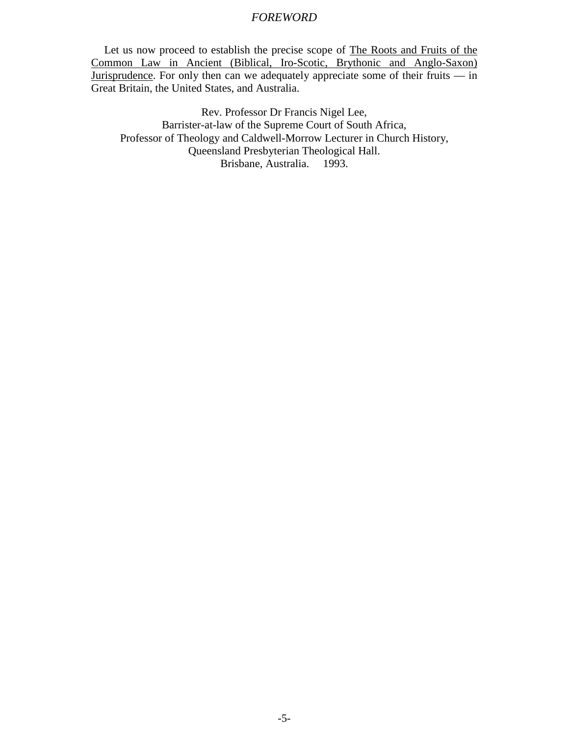*FOREWORD*

Let us now proceed to establish the precise scope of <u>The Roots and Fruits of the Common Law in Ancient (Biblical, Iro-Scotic, Brythonic and Anglo-Saxon) Jurisprudence</u>. For only then can we adequately appreciate some of their fruits — in Great Britain, the United States, and Australia.

Rev. Professor Dr Francis Nigel Lee,
Barrister-at-law of the Supreme Court of South Africa,
Professor of Theology and Caldwell-Morrow Lecturer in Church History,
Queensland Presbyterian Theological Hall.
Brisbane, Australia. 1993.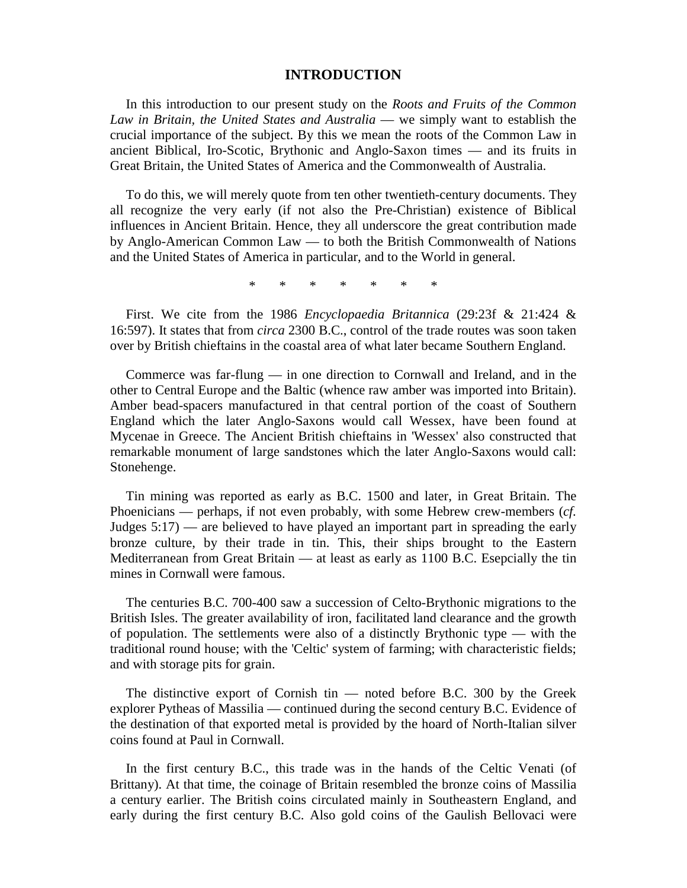# INTRODUCTION

In this introduction to our present study on the *Roots and Fruits of the Common Law in Britain, the United States and Australia* — we simply want to establish the crucial importance of the subject. By this we mean the roots of the Common Law in ancient Biblical, Iro-Scotic, Brythonic and Anglo-Saxon times — and its fruits in Great Britain, the United States of America and the Commonwealth of Australia.

To do this, we will merely quote from ten other twentieth-century documents. They all recognize the very early (if not also the Pre-Christian) existence of Biblical influences in Ancient Britain. Hence, they all underscore the great contribution made by Anglo-American Common Law — to both the British Commonwealth of Nations and the United States of America in particular, and to the World in general.

\* \* \* \* \* \* \*

First. We cite from the 1986 *Encyclopaedia Britannica* (29:23f & 21:424 & 16:597). It states that from *circa* 2300 B.C., control of the trade routes was soon taken over by British chieftains in the coastal area of what later became Southern England.

Commerce was far-flung — in one direction to Cornwall and Ireland, and in the other to Central Europe and the Baltic (whence raw amber was imported into Britain). Amber bead-spacers manufactured in that central portion of the coast of Southern England which the later Anglo-Saxons would call Wessex, have been found at Mycenae in Greece. The Ancient British chieftains in 'Wessex' also constructed that remarkable monument of large sandstones which the later Anglo-Saxons would call: Stonehenge.

Tin mining was reported as early as B.C. 1500 and later, in Great Britain. The Phoenicians — perhaps, if not even probably, with some Hebrew crew-members (*cf.* Judges 5:17) — are believed to have played an important part in spreading the early bronze culture, by their trade in tin. This, their ships brought to the Eastern Mediterranean from Great Britain — at least as early as 1100 B.C. Esepcially the tin mines in Cornwall were famous.

The centuries B.C. 700-400 saw a succession of Celto-Brythonic migrations to the British Isles. The greater availability of iron, facilitated land clearance and the growth of population. The settlements were also of a distinctly Brythonic type — with the traditional round house; with the 'Celtic' system of farming; with characteristic fields; and with storage pits for grain.

The distinctive export of Cornish tin — noted before B.C. 300 by the Greek explorer Pytheas of Massilia — continued during the second century B.C. Evidence of the destination of that exported metal is provided by the hoard of North-Italian silver coins found at Paul in Cornwall.

In the first century B.C., this trade was in the hands of the Celtic Venati (of Brittany). At that time, the coinage of Britain resembled the bronze coins of Massilia a century earlier. The British coins circulated mainly in Southeastern England, and early during the first century B.C. Also gold coins of the Gaulish Bellovaci were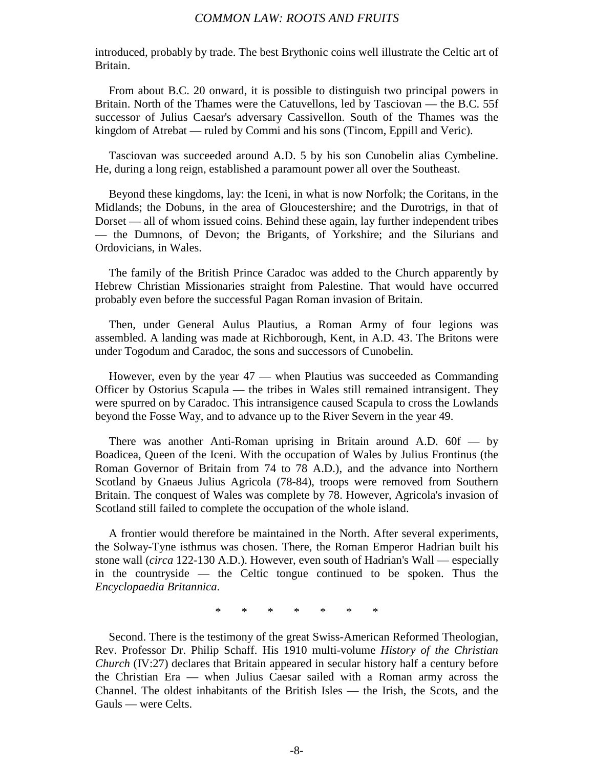introduced, probably by trade. The best Brythonic coins well illustrate the Celtic art of Britain.

From about B.C. 20 onward, it is possible to distinguish two principal powers in Britain. North of the Thames were the Catuvellons, led by Tasciovan — the B.C. 55f successor of Julius Caesar's adversary Cassivellon. South of the Thames was the kingdom of Atrebat — ruled by Commi and his sons (Tincom, Eppill and Veric).

Tasciovan was succeeded around A.D. 5 by his son Cunobelin alias Cymbeline. He, during a long reign, established a paramount power all over the Southeast.

Beyond these kingdoms, lay: the Iceni, in what is now Norfolk; the Coritans, in the Midlands; the Dobuns, in the area of Gloucestershire; and the Durotrigs, in that of Dorset — all of whom issued coins. Behind these again, lay further independent tribes — the Dumnons, of Devon; the Brigants, of Yorkshire; and the Silurians and Ordovicians, in Wales.

The family of the British Prince Caradoc was added to the Church apparently by Hebrew Christian Missionaries straight from Palestine. That would have occurred probably even before the successful Pagan Roman invasion of Britain.

Then, under General Aulus Plautius, a Roman Army of four legions was assembled. A landing was made at Richborough, Kent, in A.D. 43. The Britons were under Togodum and Caradoc, the sons and successors of Cunobelin.

However, even by the year 47 — when Plautius was succeeded as Commanding Officer by Ostorius Scapula — the tribes in Wales still remained intransigent. They were spurred on by Caradoc. This intransigence caused Scapula to cross the Lowlands beyond the Fosse Way, and to advance up to the River Severn in the year 49.

There was another Anti-Roman uprising in Britain around A.D. 60f — by Boadicea, Queen of the Iceni. With the occupation of Wales by Julius Frontinus (the Roman Governor of Britain from 74 to 78 A.D.), and the advance into Northern Scotland by Gnaeus Julius Agricola (78-84), troops were removed from Southern Britain. The conquest of Wales was complete by 78. However, Agricola's invasion of Scotland still failed to complete the occupation of the whole island.

A frontier would therefore be maintained in the North. After several experiments, the Solway-Tyne isthmus was chosen. There, the Roman Emperor Hadrian built his stone wall (*circa* 122-130 A.D.). However, even south of Hadrian's Wall — especially in the countryside — the Celtic tongue continued to be spoken. Thus the *Encyclopaedia Britannica*.

\* \* \* \* \* \* \*

Second. There is the testimony of the great Swiss-American Reformed Theologian, Rev. Professor Dr. Philip Schaff. His 1910 multi-volume *History of the Christian Church* (IV:27) declares that Britain appeared in secular history half a century before the Christian Era — when Julius Caesar sailed with a Roman army across the Channel. The oldest inhabitants of the British Isles — the Irish, the Scots, and the Gauls — were Celts.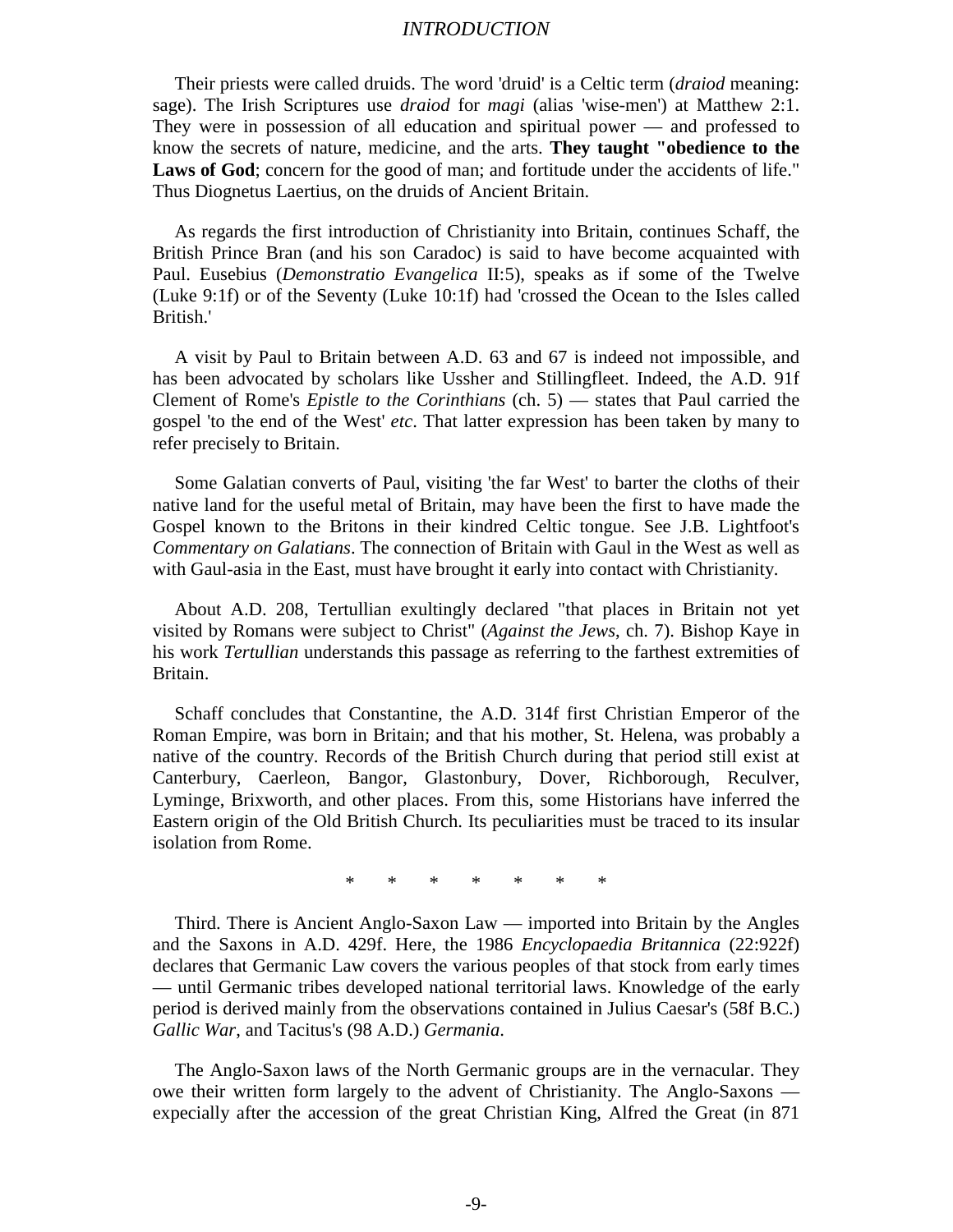Their priests were called druids. The word 'druid' is a Celtic term (*draiod* meaning: sage). The Irish Scriptures use *draiod* for *magi* (alias 'wise-men') at Matthew 2:1. They were in possession of all education and spiritual power — and professed to know the secrets of nature, medicine, and the arts. **They taught "obedience to the Laws of God**; concern for the good of man; and fortitude under the accidents of life." Thus Diognetus Laertius, on the druids of Ancient Britain.

As regards the first introduction of Christianity into Britain, continues Schaff, the British Prince Bran (and his son Caradoc) is said to have become acquainted with Paul. Eusebius (*Demonstratio Evangelica* II:5), speaks as if some of the Twelve (Luke 9:1f) or of the Seventy (Luke 10:1f) had 'crossed the Ocean to the Isles called British.'

A visit by Paul to Britain between A.D. 63 and 67 is indeed not impossible, and has been advocated by scholars like Ussher and Stillingfleet. Indeed, the A.D. 91f Clement of Rome's *Epistle to the Corinthians* (ch. 5) — states that Paul carried the gospel 'to the end of the West' *etc*. That latter expression has been taken by many to refer precisely to Britain.

Some Galatian converts of Paul, visiting 'the far West' to barter the cloths of their native land for the useful metal of Britain, may have been the first to have made the Gospel known to the Britons in their kindred Celtic tongue. See J.B. Lightfoot's *Commentary on Galatians*. The connection of Britain with Gaul in the West as well as with Gaul-asia in the East, must have brought it early into contact with Christianity.

About A.D. 208, Tertullian exultingly declared "that places in Britain not yet visited by Romans were subject to Christ" (*Against the Jews*, ch. 7). Bishop Kaye in his work *Tertullian* understands this passage as referring to the farthest extremities of Britain.

Schaff concludes that Constantine, the A.D. 314f first Christian Emperor of the Roman Empire, was born in Britain; and that his mother, St. Helena, was probably a native of the country. Records of the British Church during that period still exist at Canterbury, Caerleon, Bangor, Glastonbury, Dover, Richborough, Reculver, Lyminge, Brixworth, and other places. From this, some Historians have inferred the Eastern origin of the Old British Church. Its peculiarities must be traced to its insular isolation from Rome.

\* \* \* \* \* \* \*

Third. There is Ancient Anglo-Saxon Law — imported into Britain by the Angles and the Saxons in A.D. 429f. Here, the 1986 *Encyclopaedia Britannica* (22:922f) declares that Germanic Law covers the various peoples of that stock from early times — until Germanic tribes developed national territorial laws. Knowledge of the early period is derived mainly from the observations contained in Julius Caesar's (58f B.C.) *Gallic War*, and Tacitus's (98 A.D.) *Germania*.

The Anglo-Saxon laws of the North Germanic groups are in the vernacular. They owe their written form largely to the advent of Christianity. The Anglo-Saxons — expecially after the accession of the great Christian King, Alfred the Great (in 871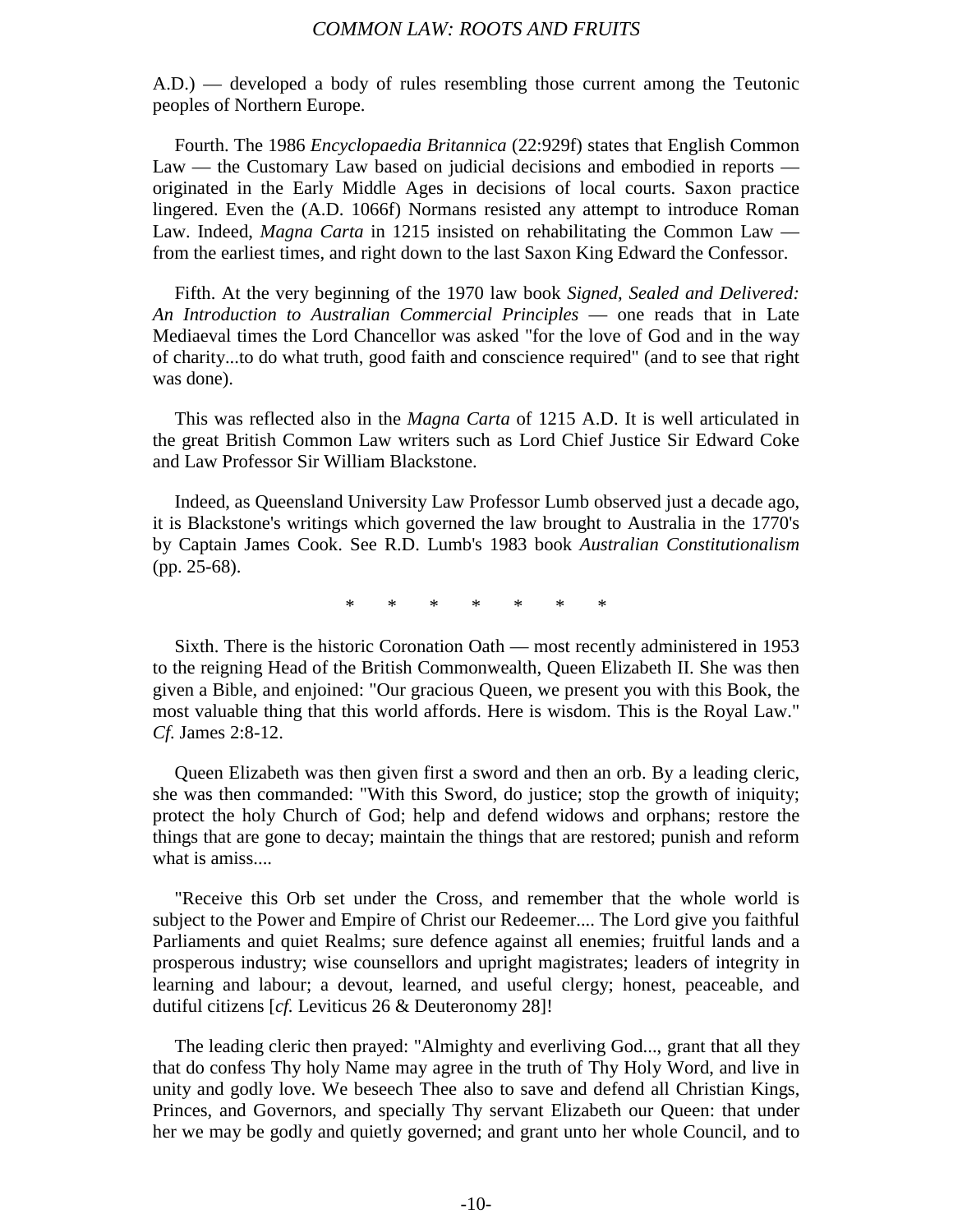A.D.) — developed a body of rules resembling those current among the Teutonic peoples of Northern Europe.

Fourth. The 1986 *Encyclopaedia Britannica* (22:929f) states that English Common Law — the Customary Law based on judicial decisions and embodied in reports — originated in the Early Middle Ages in decisions of local courts. Saxon practice lingered. Even the (A.D. 1066f) Normans resisted any attempt to introduce Roman Law. Indeed, *Magna Carta* in 1215 insisted on rehabilitating the Common Law — from the earliest times, and right down to the last Saxon King Edward the Confessor.

Fifth. At the very beginning of the 1970 law book *Signed, Sealed and Delivered: An Introduction to Australian Commercial Principles* — one reads that in Late Mediaeval times the Lord Chancellor was asked "for the love of God and in the way of charity...to do what truth, good faith and conscience required" (and to see that right was done).

This was reflected also in the *Magna Carta* of 1215 A.D. It is well articulated in the great British Common Law writers such as Lord Chief Justice Sir Edward Coke and Law Professor Sir William Blackstone.

Indeed, as Queensland University Law Professor Lumb observed just a decade ago, it is Blackstone's writings which governed the law brought to Australia in the 1770's by Captain James Cook. See R.D. Lumb's 1983 book *Australian Constitutionalism* (pp. 25-68).

\* \* \* \* \* \* \*

Sixth. There is the historic Coronation Oath — most recently administered in 1953 to the reigning Head of the British Commonwealth, Queen Elizabeth II. She was then given a Bible, and enjoined: "Our gracious Queen, we present you with this Book, the most valuable thing that this world affords. Here is wisdom. This is the Royal Law." *Cf.* James 2:8-12.

Queen Elizabeth was then given first a sword and then an orb. By a leading cleric, she was then commanded: "With this Sword, do justice; stop the growth of iniquity; protect the holy Church of God; help and defend widows and orphans; restore the things that are gone to decay; maintain the things that are restored; punish and reform what is amiss....

"Receive this Orb set under the Cross, and remember that the whole world is subject to the Power and Empire of Christ our Redeemer.... The Lord give you faithful Parliaments and quiet Realms; sure defence against all enemies; fruitful lands and a prosperous industry; wise counsellors and upright magistrates; leaders of integrity in learning and labour; a devout, learned, and useful clergy; honest, peaceable, and dutiful citizens [*cf.* Leviticus 26 & Deuteronomy 28]!

The leading cleric then prayed: "Almighty and everliving God..., grant that all they that do confess Thy holy Name may agree in the truth of Thy Holy Word, and live in unity and godly love. We beseech Thee also to save and defend all Christian Kings, Princes, and Governors, and specially Thy servant Elizabeth our Queen: that under her we may be godly and quietly governed; and grant unto her whole Council, and to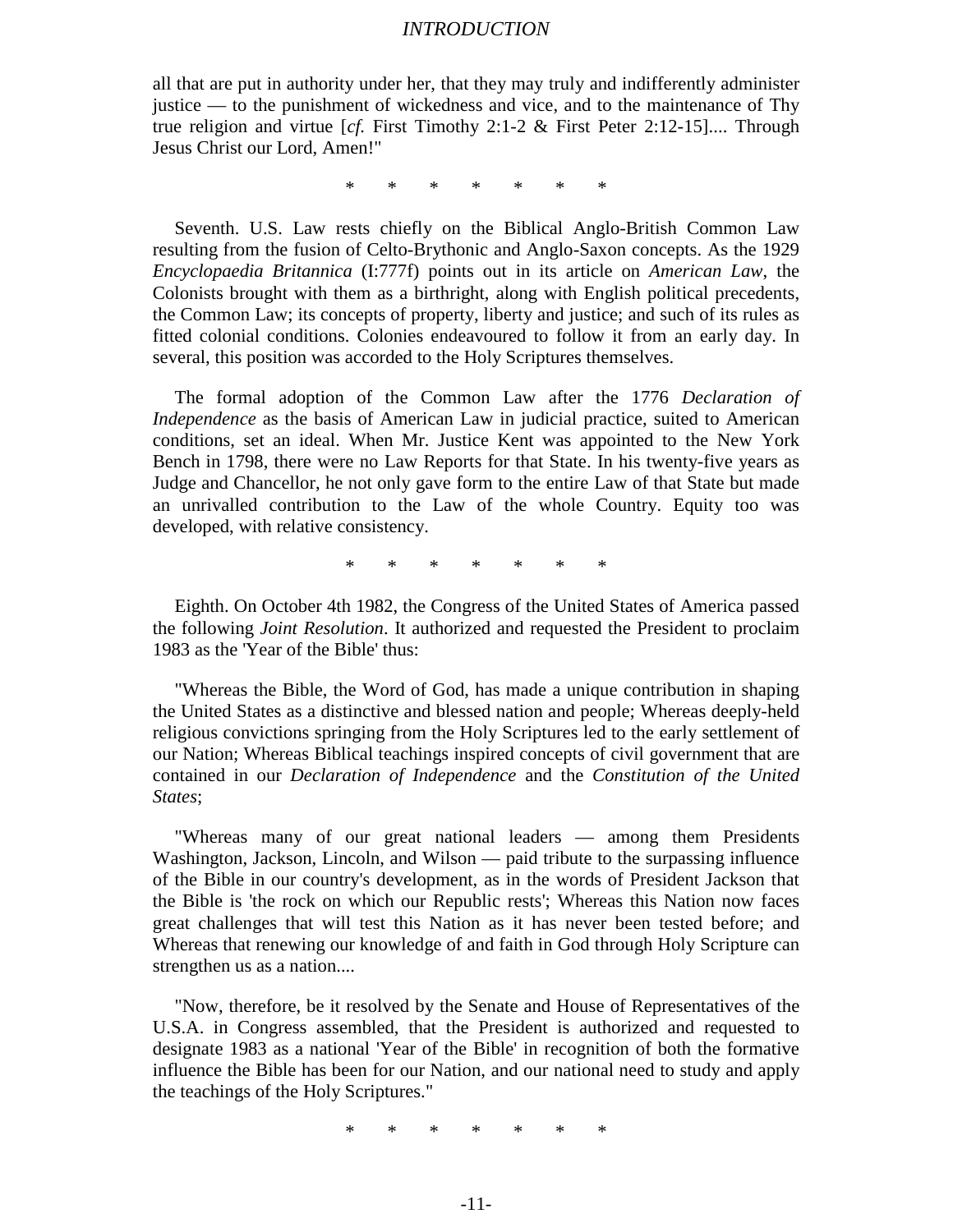all that are put in authority under her, that they may truly and indifferently administer justice — to the punishment of wickedness and vice, and to the maintenance of Thy true religion and virtue [*cf.* First Timothy 2:1-2 & First Peter 2:12-15].... Through Jesus Christ our Lord, Amen!"

\* \* \* \* \* \* \*

Seventh. U.S. Law rests chiefly on the Biblical Anglo-British Common Law resulting from the fusion of Celto-Brythonic and Anglo-Saxon concepts. As the 1929 *Encyclopaedia Britannica* (I:777f) points out in its article on *American Law*, the Colonists brought with them as a birthright, along with English political precedents, the Common Law; its concepts of property, liberty and justice; and such of its rules as fitted colonial conditions. Colonies endeavoured to follow it from an early day. In several, this position was accorded to the Holy Scriptures themselves.

The formal adoption of the Common Law after the 1776 *Declaration of Independence* as the basis of American Law in judicial practice, suited to American conditions, set an ideal. When Mr. Justice Kent was appointed to the New York Bench in 1798, there were no Law Reports for that State. In his twenty-five years as Judge and Chancellor, he not only gave form to the entire Law of that State but made an unrivalled contribution to the Law of the whole Country. Equity too was developed, with relative consistency.

\* \* \* \* \* \* \*

Eighth. On October 4th 1982, the Congress of the United States of America passed the following *Joint Resolution*. It authorized and requested the President to proclaim 1983 as the 'Year of the Bible' thus:

"Whereas the Bible, the Word of God, has made a unique contribution in shaping the United States as a distinctive and blessed nation and people; Whereas deeply-held religious convictions springing from the Holy Scriptures led to the early settlement of our Nation; Whereas Biblical teachings inspired concepts of civil government that are contained in our *Declaration of Independence* and the *Constitution of the United States*;

"Whereas many of our great national leaders — among them Presidents Washington, Jackson, Lincoln, and Wilson — paid tribute to the surpassing influence of the Bible in our country's development, as in the words of President Jackson that the Bible is 'the rock on which our Republic rests'; Whereas this Nation now faces great challenges that will test this Nation as it has never been tested before; and Whereas that renewing our knowledge of and faith in God through Holy Scripture can strengthen us as a nation....

"Now, therefore, be it resolved by the Senate and House of Representatives of the U.S.A. in Congress assembled, that the President is authorized and requested to designate 1983 as a national 'Year of the Bible' in recognition of both the formative influence the Bible has been for our Nation, and our national need to study and apply the teachings of the Holy Scriptures."

\* \* \* \* \* \* \*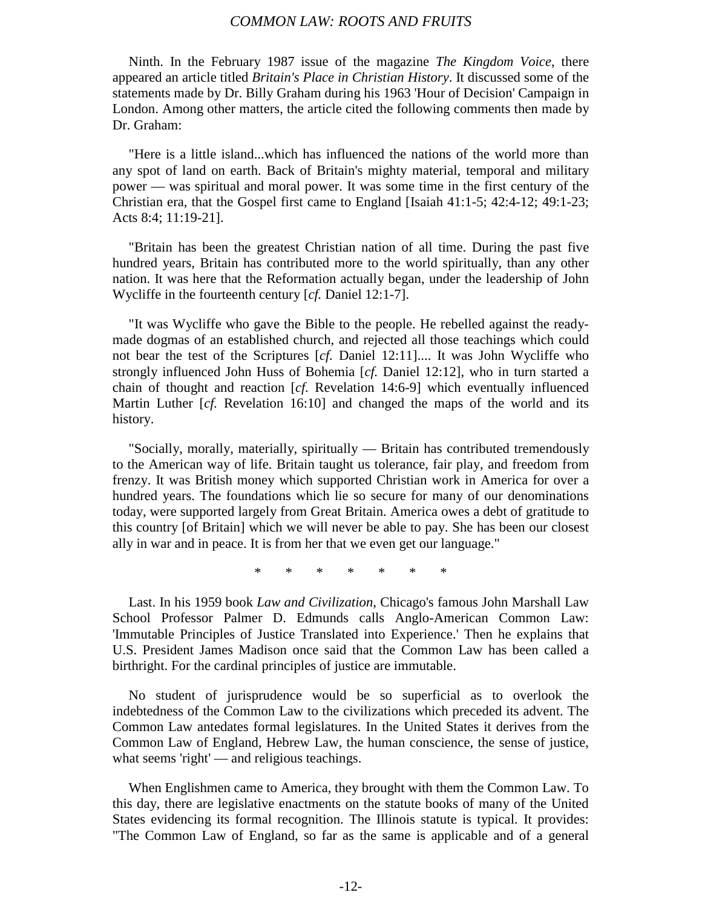Ninth. In the February 1987 issue of the magazine *The Kingdom Voice*, there appeared an article titled *Britain's Place in Christian History*. It discussed some of the statements made by Dr. Billy Graham during his 1963 'Hour of Decision' Campaign in London. Among other matters, the article cited the following comments then made by Dr. Graham:

"Here is a little island...which has influenced the nations of the world more than any spot of land on earth. Back of Britain's mighty material, temporal and military power — was spiritual and moral power. It was some time in the first century of the Christian era, that the Gospel first came to England [Isaiah 41:1-5; 42:4-12; 49:1-23; Acts 8:4; 11:19-21].

"Britain has been the greatest Christian nation of all time. During the past five hundred years, Britain has contributed more to the world spiritually, than any other nation. It was here that the Reformation actually began, under the leadership of John Wycliffe in the fourteenth century [*cf.* Daniel 12:1-7].

"It was Wycliffe who gave the Bible to the people. He rebelled against the ready-made dogmas of an established church, and rejected all those teachings which could not bear the test of the Scriptures [*cf.* Daniel 12:11].... It was John Wycliffe who strongly influenced John Huss of Bohemia [*cf.* Daniel 12:12], who in turn started a chain of thought and reaction [*cf.* Revelation 14:6-9] which eventually influenced Martin Luther [*cf.* Revelation 16:10] and changed the maps of the world and its history.

"Socially, morally, materially, spiritually — Britain has contributed tremendously to the American way of life. Britain taught us tolerance, fair play, and freedom from frenzy. It was British money which supported Christian work in America for over a hundred years. The foundations which lie so secure for many of our denominations today, were supported largely from Great Britain. America owes a debt of gratitude to this country [of Britain] which we will never be able to pay. She has been our closest ally in war and in peace. It is from her that we even get our language."

\* \* \* \* \* \* \*

Last. In his 1959 book *Law and Civilization*, Chicago's famous John Marshall Law School Professor Palmer D. Edmunds calls Anglo-American Common Law: 'Immutable Principles of Justice Translated into Experience.' Then he explains that U.S. President James Madison once said that the Common Law has been called a birthright. For the cardinal principles of justice are immutable.

No student of jurisprudence would be so superficial as to overlook the indebtedness of the Common Law to the civilizations which preceded its advent. The Common Law antedates formal legislatures. In the United States it derives from the Common Law of England, Hebrew Law, the human conscience, the sense of justice, what seems 'right' — and religious teachings.

When Englishmen came to America, they brought with them the Common Law. To this day, there are legislative enactments on the statute books of many of the United States evidencing its formal recognition. The Illinois statute is typical. It provides: "The Common Law of England, so far as the same is applicable and of a general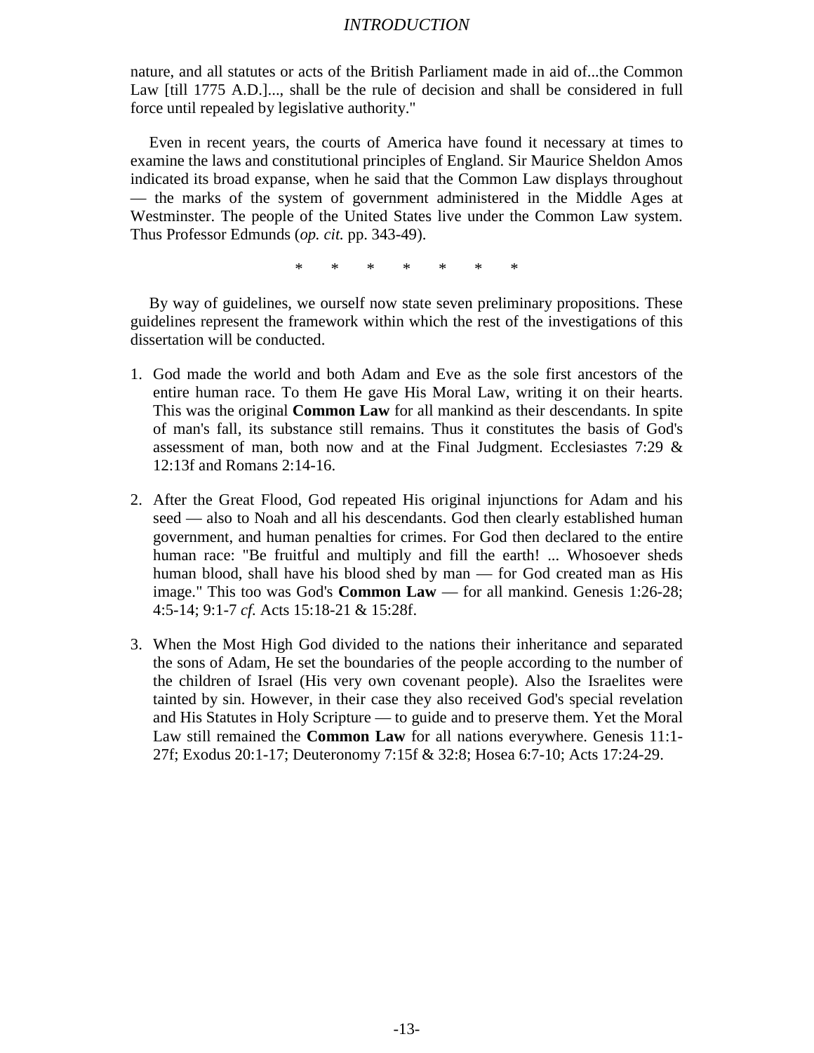nature, and all statutes or acts of the British Parliament made in aid of...the Common Law [till 1775 A.D.]..., shall be the rule of decision and shall be considered in full force until repealed by legislative authority."

Even in recent years, the courts of America have found it necessary at times to examine the laws and constitutional principles of England. Sir Maurice Sheldon Amos indicated its broad expanse, when he said that the Common Law displays throughout — the marks of the system of government administered in the Middle Ages at Westminster. The people of the United States live under the Common Law system. Thus Professor Edmunds (*op. cit.* pp. 343-49).

\* \* \* \* \* \* \*

By way of guidelines, we ourself now state seven preliminary propositions. These guidelines represent the framework within which the rest of the investigations of this dissertation will be conducted.

1. God made the world and both Adam and Eve as the sole first ancestors of the entire human race. To them He gave His Moral Law, writing it on their hearts. This was the original **Common Law** for all mankind as their descendants. In spite of man's fall, its substance still remains. Thus it constitutes the basis of God's assessment of man, both now and at the Final Judgment. Ecclesiastes 7:29 & 12:13f and Romans 2:14-16.

2. After the Great Flood, God repeated His original injunctions for Adam and his seed — also to Noah and all his descendants. God then clearly established human government, and human penalties for crimes. For God then declared to the entire human race: "Be fruitful and multiply and fill the earth! ... Whosoever sheds human blood, shall have his blood shed by man — for God created man as His image." This too was God's **Common Law** — for all mankind. Genesis 1:26-28; 4:5-14; 9:1-7 *cf.* Acts 15:18-21 & 15:28f.

3. When the Most High God divided to the nations their inheritance and separated the sons of Adam, He set the boundaries of the people according to the number of the children of Israel (His very own covenant people). Also the Israelites were tainted by sin. However, in their case they also received God's special revelation and His Statutes in Holy Scripture — to guide and to preserve them. Yet the Moral Law still remained the **Common Law** for all nations everywhere. Genesis 11:1-27f; Exodus 20:1-17; Deuteronomy 7:15f & 32:8; Hosea 6:7-10; Acts 17:24-29.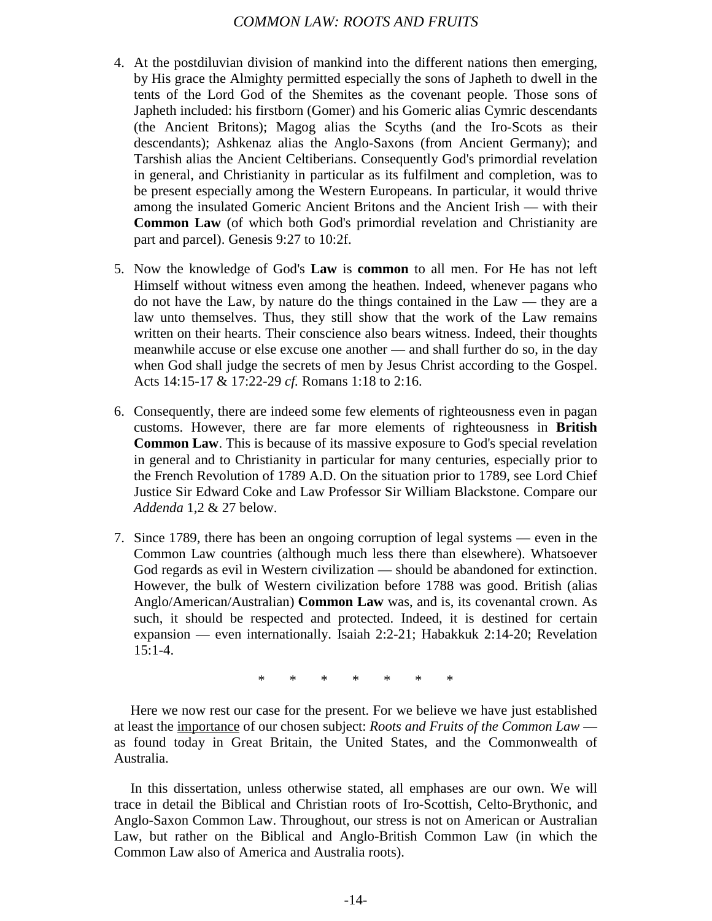4. At the postdiluvian division of mankind into the different nations then emerging, by His grace the Almighty permitted especially the sons of Japheth to dwell in the tents of the Lord God of the Shemites as the covenant people. Those sons of Japheth included: his firstborn (Gomer) and his Gomeric alias Cymric descendants (the Ancient Britons); Magog alias the Scyths (and the Iro-Scots as their descendants); Ashkenaz alias the Anglo-Saxons (from Ancient Germany); and Tarshish alias the Ancient Celtiberians. Consequently God's primordial revelation in general, and Christianity in particular as its fulfilment and completion, was to be present especially among the Western Europeans. In particular, it would thrive among the insulated Gomeric Ancient Britons and the Ancient Irish — with their **Common Law** (of which both God's primordial revelation and Christianity are part and parcel). Genesis 9:27 to 10:2f.

5. Now the knowledge of God's **Law** is **common** to all men. For He has not left Himself without witness even among the heathen. Indeed, whenever pagans who do not have the Law, by nature do the things contained in the Law — they are a law unto themselves. Thus, they still show that the work of the Law remains written on their hearts. Their conscience also bears witness. Indeed, their thoughts meanwhile accuse or else excuse one another — and shall further do so, in the day when God shall judge the secrets of men by Jesus Christ according to the Gospel. Acts 14:15-17 & 17:22-29 *cf.* Romans 1:18 to 2:16.

6. Consequently, there are indeed some few elements of righteousness even in pagan customs. However, there are far more elements of righteousness in **British Common Law**. This is because of its massive exposure to God's special revelation in general and to Christianity in particular for many centuries, especially prior to the French Revolution of 1789 A.D. On the situation prior to 1789, see Lord Chief Justice Sir Edward Coke and Law Professor Sir William Blackstone. Compare our *Addenda* 1,2 & 27 below.

7. Since 1789, there has been an ongoing corruption of legal systems — even in the Common Law countries (although much less there than elsewhere). Whatsoever God regards as evil in Western civilization — should be abandoned for extinction. However, the bulk of Western civilization before 1788 was good. British (alias Anglo/American/Australian) **Common Law** was, and is, its covenantal crown. As such, it should be respected and protected. Indeed, it is destined for certain expansion — even internationally. Isaiah 2:2-21; Habakkuk 2:14-20; Revelation 15:1-4.

\* \* \* \* \* \* \*

Here we now rest our case for the present. For we believe we have just established at least the importance of our chosen subject: *Roots and Fruits of the Common Law* — as found today in Great Britain, the United States, and the Commonwealth of Australia.

In this dissertation, unless otherwise stated, all emphases are our own. We will trace in detail the Biblical and Christian roots of Iro-Scottish, Celto-Brythonic, and Anglo-Saxon Common Law. Throughout, our stress is not on American or Australian Law, but rather on the Biblical and Anglo-British Common Law (in which the Common Law also of America and Australia roots).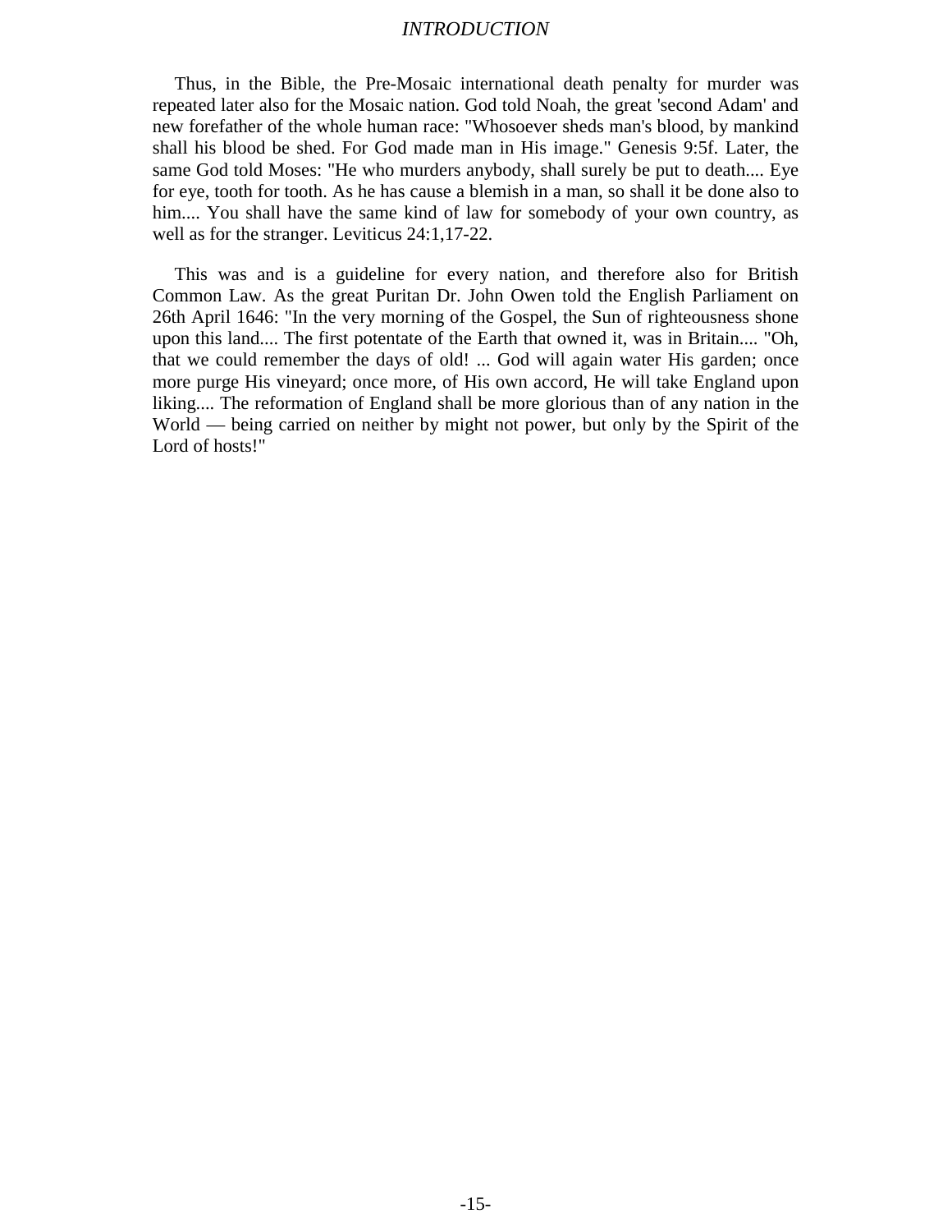Thus, in the Bible, the Pre-Mosaic international death penalty for murder was repeated later also for the Mosaic nation. God told Noah, the great 'second Adam' and new forefather of the whole human race: "Whosoever sheds man's blood, by mankind shall his blood be shed. For God made man in His image." Genesis 9:5f. Later, the same God told Moses: "He who murders anybody, shall surely be put to death.... Eye for eye, tooth for tooth. As he has cause a blemish in a man, so shall it be done also to him.... You shall have the same kind of law for somebody of your own country, as well as for the stranger. Leviticus 24:1,17-22.

This was and is a guideline for every nation, and therefore also for British Common Law. As the great Puritan Dr. John Owen told the English Parliament on 26th April 1646: "In the very morning of the Gospel, the Sun of righteousness shone upon this land.... The first potentate of the Earth that owned it, was in Britain.... "Oh, that we could remember the days of old! ... God will again water His garden; once more purge His vineyard; once more, of His own accord, He will take England upon liking.... The reformation of England shall be more glorious than of any nation in the World — being carried on neither by might not power, but only by the Spirit of the Lord of hosts!"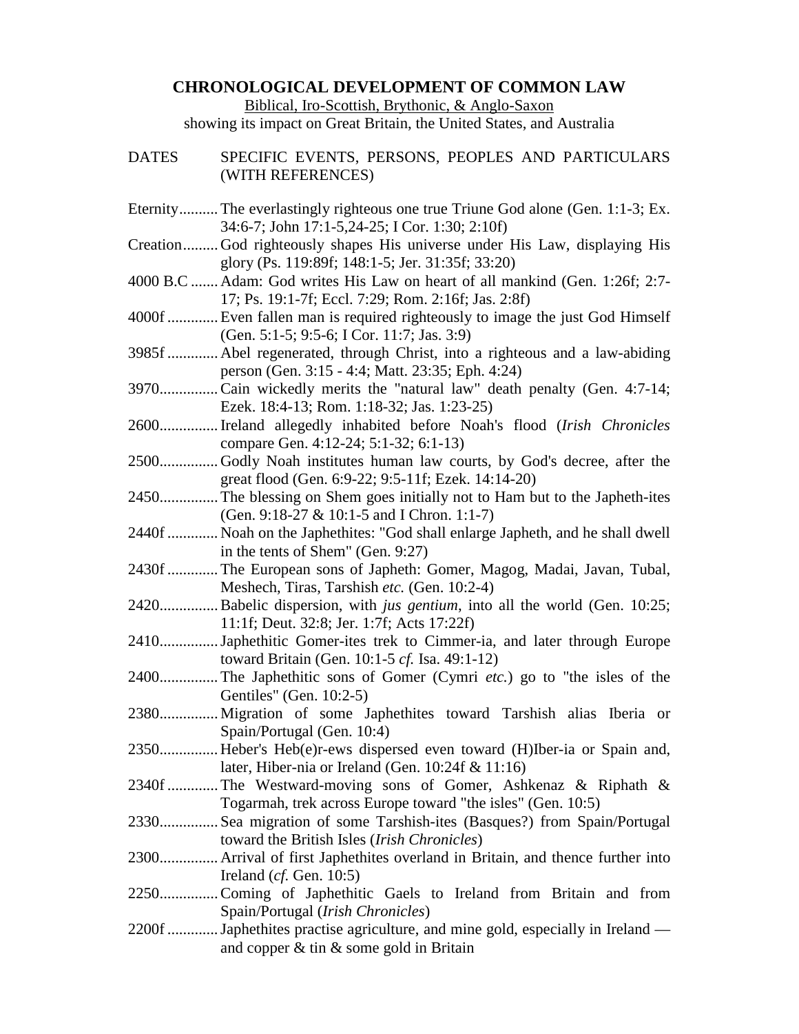# CHRONOLOGICAL DEVELOPMENT OF COMMON LAW

Biblical, Iro-Scottish, Brythonic, & Anglo-Saxon

showing its impact on Great Britain, the United States, and Australia

| DATES | SPECIFIC EVENTS, PERSONS, PEOPLES AND PARTICULARS (WITH REFERENCES) |
|---|---|
| Eternity | The everlastingly righteous one true Triune God alone (Gen. 1:1-3; Ex. 34:6-7; John 17:1-5,24-25; I Cor. 1:30; 2:10f) |
| Creation | God righteously shapes His universe under His Law, displaying His glory (Ps. 119:89f; 148:1-5; Jer. 31:35f; 33:20) |
| 4000 B.C | Adam: God writes His Law on heart of all mankind (Gen. 1:26f; 2:7-17; Ps. 19:1-7f; Eccl. 7:29; Rom. 2:16f; Jas. 2:8f) |
| 4000f | Even fallen man is required righteously to image the just God Himself (Gen. 5:1-5; 9:5-6; I Cor. 11:7; Jas. 3:9) |
| 3985f | Abel regenerated, through Christ, into a righteous and a law-abiding person (Gen. 3:15 - 4:4; Matt. 23:35; Eph. 4:24) |
| 3970 | Cain wickedly merits the "natural law" death penalty (Gen. 4:7-14; Ezek. 18:4-13; Rom. 1:18-32; Jas. 1:23-25) |
| 2600 | Ireland allegedly inhabited before Noah's flood (*Irish Chronicles* compare Gen. 4:12-24; 5:1-32; 6:1-13) |
| 2500 | Godly Noah institutes human law courts, by God's decree, after the great flood (Gen. 6:9-22; 9:5-11f; Ezek. 14:14-20) |
| 2450 | The blessing on Shem goes initially not to Ham but to the Japheth-ites (Gen. 9:18-27 & 10:1-5 and I Chron. 1:1-7) |
| 2440f | Noah on the Japhethites: "God shall enlarge Japheth, and he shall dwell in the tents of Shem" (Gen. 9:27) |
| 2430f | The European sons of Japheth: Gomer, Magog, Madai, Javan, Tubal, Meshech, Tiras, Tarshish *etc.* (Gen. 10:2-4) |
| 2420 | Babelic dispersion, with *jus gentium*, into all the world (Gen. 10:25; 11:1f; Deut. 32:8; Jer. 1:7f; Acts 17:22f) |
| 2410 | Japhethitic Gomer-ites trek to Cimmer-ia, and later through Europe toward Britain (Gen. 10:1-5 *cf.* Isa. 49:1-12) |
| 2400 | The Japhethitic sons of Gomer (Cymri *etc.*) go to "the isles of the Gentiles" (Gen. 10:2-5) |
| 2380 | Migration of some Japhethites toward Tarshish alias Iberia or Spain/Portugal (Gen. 10:4) |
| 2350 | Heber's Heb(e)r-ews dispersed even toward (H)Iber-ia or Spain and, later, Hiber-nia or Ireland (Gen. 10:24f & 11:16) |
| 2340f | The Westward-moving sons of Gomer, Ashkenaz & Riphath & Togarmah, trek across Europe toward "the isles" (Gen. 10:5) |
| 2330 | Sea migration of some Tarshish-ites (Basques?) from Spain/Portugal toward the British Isles (*Irish Chronicles*) |
| 2300 | Arrival of first Japhethites overland in Britain, and thence further into Ireland (*cf.* Gen. 10:5) |
| 2250 | Coming of Japhethitic Gaels to Ireland from Britain and from Spain/Portugal (*Irish Chronicles*) |
| 2200f | Japhethites practise agriculture, and mine gold, especially in Ireland — and copper & tin & some gold in Britain |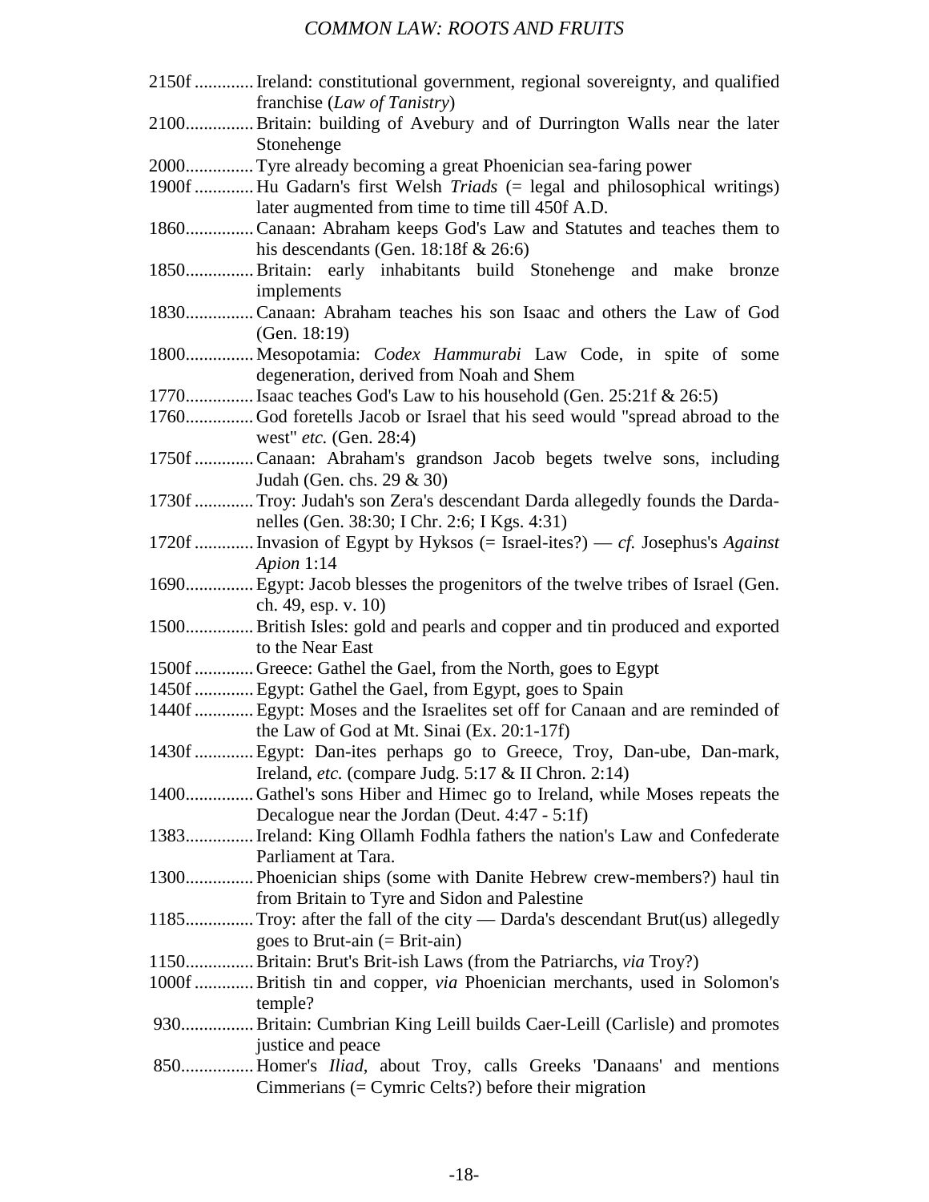2150f ............. Ireland: constitutional government, regional sovereignty, and qualified franchise (*Law of Tanistry*)

2100............... Britain: building of Avebury and of Durrington Walls near the later Stonehenge

2000............... Tyre already becoming a great Phoenician sea-faring power

1900f ............. Hu Gadarn's first Welsh *Triads* (= legal and philosophical writings) later augmented from time to time till 450f A.D.

1860............... Canaan: Abraham keeps God's Law and Statutes and teaches them to his descendants (Gen. 18:18f & 26:6)

1850............... Britain: early inhabitants build Stonehenge and make bronze implements

1830............... Canaan: Abraham teaches his son Isaac and others the Law of God (Gen. 18:19)

1800............... Mesopotamia: *Codex Hammurabi* Law Code, in spite of some degeneration, derived from Noah and Shem

1770............... Isaac teaches God's Law to his household (Gen. 25:21f & 26:5)

1760............... God foretells Jacob or Israel that his seed would "spread abroad to the west" *etc.* (Gen. 28:4)

1750f ............. Canaan: Abraham's grandson Jacob begets twelve sons, including Judah (Gen. chs. 29 & 30)

1730f ............. Troy: Judah's son Zera's descendant Darda allegedly founds the Dardanelles (Gen. 38:30; I Chr. 2:6; I Kgs. 4:31)

1720f ............. Invasion of Egypt by Hyksos (= Israel-ites?) — *cf.* Josephus's *Against Apion* 1:14

1690............... Egypt: Jacob blesses the progenitors of the twelve tribes of Israel (Gen. ch. 49, esp. v. 10)

1500............... British Isles: gold and pearls and copper and tin produced and exported to the Near East

1500f ............. Greece: Gathel the Gael, from the North, goes to Egypt

1450f ............. Egypt: Gathel the Gael, from Egypt, goes to Spain

1440f ............. Egypt: Moses and the Israelites set off for Canaan and are reminded of the Law of God at Mt. Sinai (Ex. 20:1-17f)

1430f ............. Egypt: Dan-ites perhaps go to Greece, Troy, Dan-ube, Dan-mark, Ireland, *etc.* (compare Judg. 5:17 & II Chron. 2:14)

1400............... Gathel's sons Hiber and Himec go to Ireland, while Moses repeats the Decalogue near the Jordan (Deut. 4:47 - 5:1f)

1383............... Ireland: King Ollamh Fodhla fathers the nation's Law and Confederate Parliament at Tara.

1300............... Phoenician ships (some with Danite Hebrew crew-members?) haul tin from Britain to Tyre and Sidon and Palestine

1185............... Troy: after the fall of the city — Darda's descendant Brut(us) allegedly goes to Brut-ain (= Brit-ain)

1150............... Britain: Brut's Brit-ish Laws (from the Patriarchs, *via* Troy?)

1000f ............. British tin and copper, *via* Phoenician merchants, used in Solomon's temple?

930................ Britain: Cumbrian King Leill builds Caer-Leill (Carlisle) and promotes justice and peace

850................ Homer's *Iliad*, about Troy, calls Greeks 'Danaans' and mentions Cimmerians (= Cymric Celts?) before their migration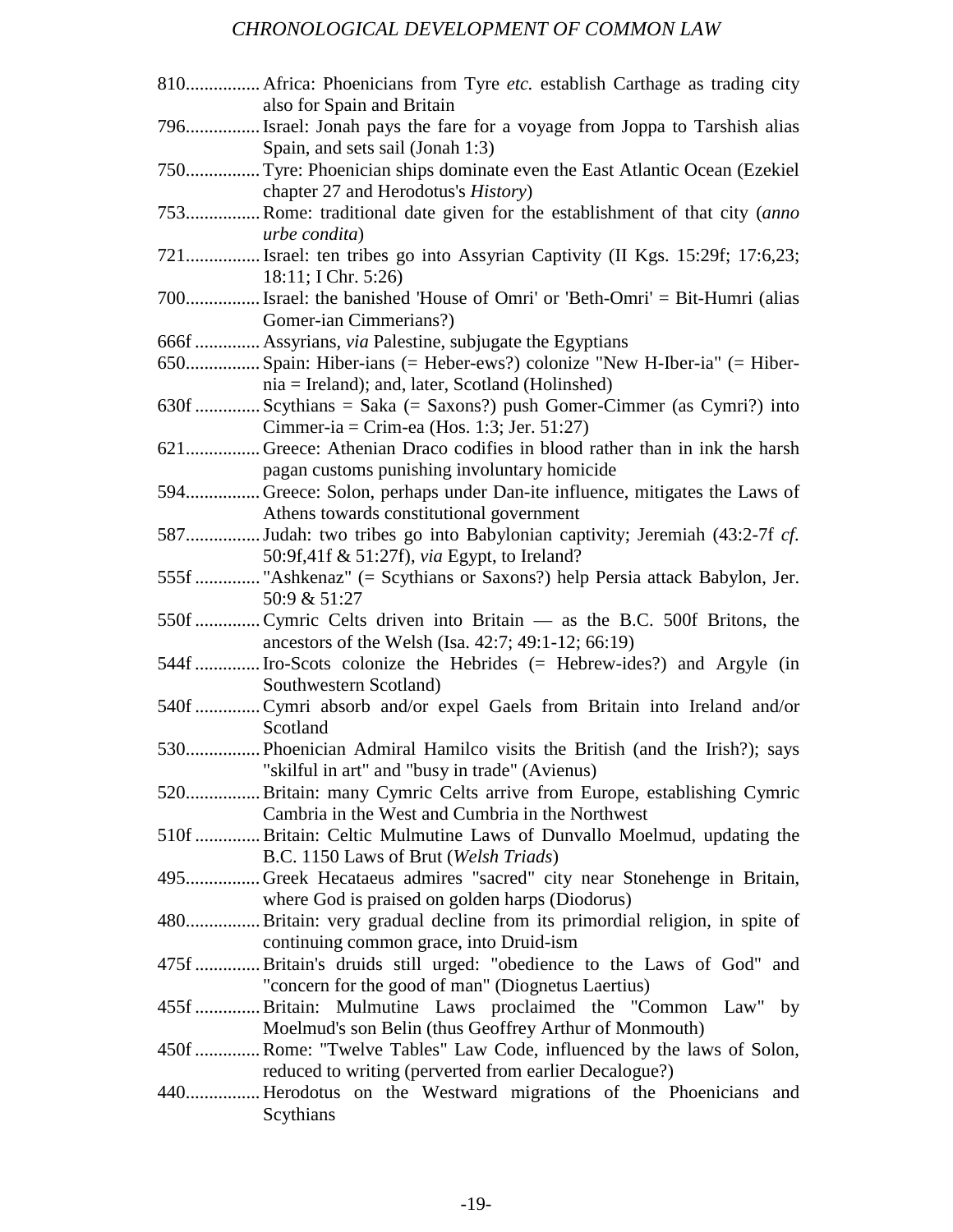810................ Africa: Phoenicians from Tyre *etc.* establish Carthage as trading city also for Spain and Britain

796................ Israel: Jonah pays the fare for a voyage from Joppa to Tarshish alias Spain, and sets sail (Jonah 1:3)

750................ Tyre: Phoenician ships dominate even the East Atlantic Ocean (Ezekiel chapter 27 and Herodotus's *History*)

753................ Rome: traditional date given for the establishment of that city (*anno urbe condita*)

721................ Israel: ten tribes go into Assyrian Captivity (II Kgs. 15:29f; 17:6,23; 18:11; I Chr. 5:26)

700................ Israel: the banished 'House of Omri' or 'Beth-Omri' = Bit-Humri (alias Gomer-ian Cimmerians?)

666f .............. Assyrians, *via* Palestine, subjugate the Egyptians

650................ Spain: Hiber-ians (= Heber-ews?) colonize "New H-Iber-ia" (= Hiber-nia = Ireland); and, later, Scotland (Holinshed)

630f .............. Scythians = Saka (= Saxons?) push Gomer-Cimmer (as Cymri?) into Cimmer-ia = Crim-ea (Hos. 1:3; Jer. 51:27)

621................ Greece: Athenian Draco codifies in blood rather than in ink the harsh pagan customs punishing involuntary homicide

594................ Greece: Solon, perhaps under Dan-ite influence, mitigates the Laws of Athens towards constitutional government

587................ Judah: two tribes go into Babylonian captivity; Jeremiah (43:2-7f *cf.* 50:9f,41f & 51:27f), *via* Egypt, to Ireland?

555f .............. "Ashkenaz" (= Scythians or Saxons?) help Persia attack Babylon, Jer. 50:9 & 51:27

550f .............. Cymric Celts driven into Britain — as the B.C. 500f Britons, the ancestors of the Welsh (Isa. 42:7; 49:1-12; 66:19)

544f .............. Iro-Scots colonize the Hebrides (= Hebrew-ides?) and Argyle (in Southwestern Scotland)

540f .............. Cymri absorb and/or expel Gaels from Britain into Ireland and/or Scotland

530................ Phoenician Admiral Hamilco visits the British (and the Irish?); says "skilful in art" and "busy in trade" (Avienus)

520................ Britain: many Cymric Celts arrive from Europe, establishing Cymric Cambria in the West and Cumbria in the Northwest

510f .............. Britain: Celtic Mulmutine Laws of Dunvallo Moelmud, updating the B.C. 1150 Laws of Brut (*Welsh Triads*)

495................ Greek Hecataeus admires "sacred" city near Stonehenge in Britain, where God is praised on golden harps (Diodorus)

480................ Britain: very gradual decline from its primordial religion, in spite of continuing common grace, into Druid-ism

475f .............. Britain's druids still urged: "obedience to the Laws of God" and "concern for the good of man" (Diognetus Laertius)

455f .............. Britain: Mulmutine Laws proclaimed the "Common Law" by Moelmud's son Belin (thus Geoffrey Arthur of Monmouth)

450f .............. Rome: "Twelve Tables" Law Code, influenced by the laws of Solon, reduced to writing (perverted from earlier Decalogue?)

440................ Herodotus on the Westward migrations of the Phoenicians and Scythians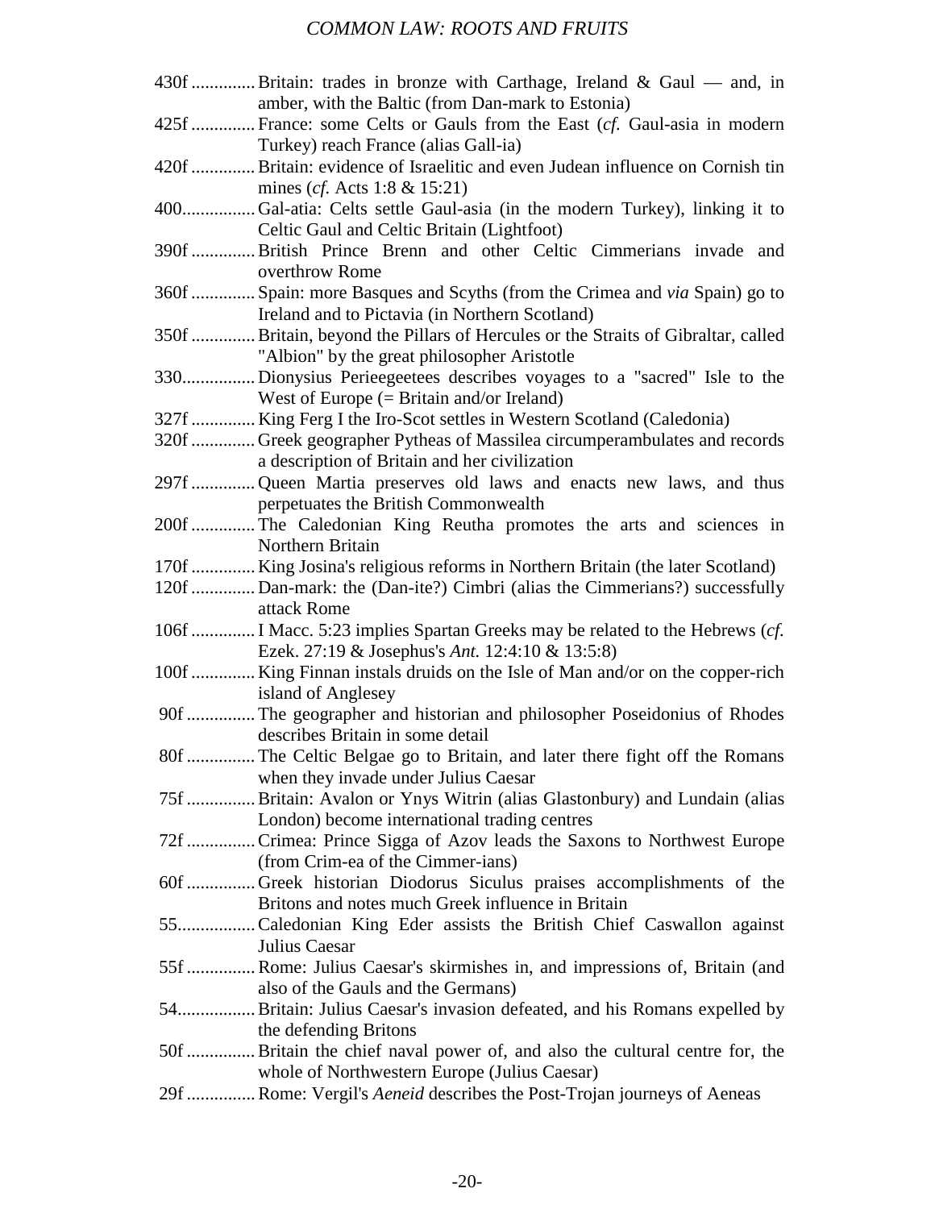430f .............. Britain: trades in bronze with Carthage, Ireland & Gaul — and, in amber, with the Baltic (from Dan-mark to Estonia)

425f .............. France: some Celts or Gauls from the East (*cf.* Gaul-asia in modern Turkey) reach France (alias Gall-ia)

420f .............. Britain: evidence of Israelitic and even Judean influence on Cornish tin mines (*cf.* Acts 1:8 & 15:21)

400................ Gal-atia: Celts settle Gaul-asia (in the modern Turkey), linking it to Celtic Gaul and Celtic Britain (Lightfoot)

390f .............. British Prince Brenn and other Celtic Cimmerians invade and overthrow Rome

360f .............. Spain: more Basques and Scyths (from the Crimea and *via* Spain) go to Ireland and to Pictavia (in Northern Scotland)

350f .............. Britain, beyond the Pillars of Hercules or the Straits of Gibraltar, called "Albion" by the great philosopher Aristotle

330................ Dionysius Perieegeetees describes voyages to a "sacred" Isle to the West of Europe (= Britain and/or Ireland)

327f .............. King Ferg I the Iro-Scot settles in Western Scotland (Caledonia)

320f .............. Greek geographer Pytheas of Massilea circumperambulates and records a description of Britain and her civilization

297f .............. Queen Martia preserves old laws and enacts new laws, and thus perpetuates the British Commonwealth

200f .............. The Caledonian King Reutha promotes the arts and sciences in Northern Britain

170f .............. King Josina's religious reforms in Northern Britain (the later Scotland)

120f .............. Dan-mark: the (Dan-ite?) Cimbri (alias the Cimmerians?) successfully attack Rome

106f .............. I Macc. 5:23 implies Spartan Greeks may be related to the Hebrews (*cf.* Ezek. 27:19 & Josephus's *Ant.* 12:4:10 & 13:5:8)

100f .............. King Finnan instals druids on the Isle of Man and/or on the copper-rich island of Anglesey

90f ............... The geographer and historian and philosopher Poseidonius of Rhodes describes Britain in some detail

80f ............... The Celtic Belgae go to Britain, and later there fight off the Romans when they invade under Julius Caesar

75f ............... Britain: Avalon or Ynys Witrin (alias Glastonbury) and Lundain (alias London) become international trading centres

72f ............... Crimea: Prince Sigga of Azov leads the Saxons to Northwest Europe (from Crim-ea of the Cimmer-ians)

60f ............... Greek historian Diodorus Siculus praises accomplishments of the Britons and notes much Greek influence in Britain

55................. Caledonian King Eder assists the British Chief Caswallon against Julius Caesar

55f ............... Rome: Julius Caesar's skirmishes in, and impressions of, Britain (and also of the Gauls and the Germans)

54................. Britain: Julius Caesar's invasion defeated, and his Romans expelled by the defending Britons

50f ............... Britain the chief naval power of, and also the cultural centre for, the whole of Northwestern Europe (Julius Caesar)

29f ............... Rome: Vergil's *Aeneid* describes the Post-Trojan journeys of Aeneas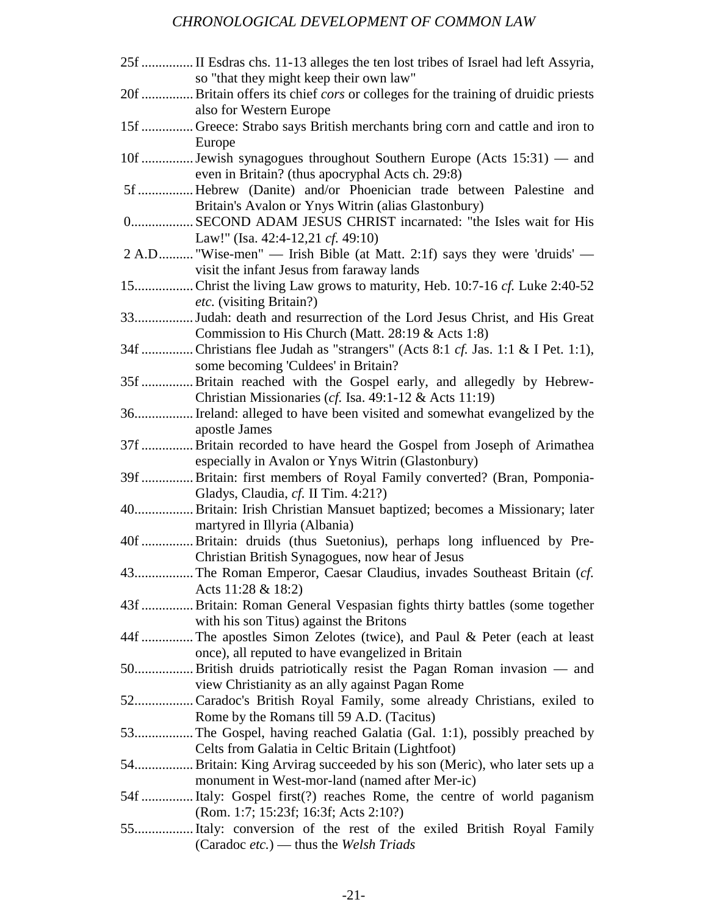25f ............... II Esdras chs. 11-13 alleges the ten lost tribes of Israel had left Assyria, so "that they might keep their own law"

20f ............... Britain offers its chief *cors* or colleges for the training of druidic priests also for Western Europe

15f ............... Greece: Strabo says British merchants bring corn and cattle and iron to Europe

10f ............... Jewish synagogues throughout Southern Europe (Acts 15:31) — and even in Britain? (thus apocryphal Acts ch. 29:8)

5f ................ Hebrew (Danite) and/or Phoenician trade between Palestine and Britain's Avalon or Ynys Witrin (alias Glastonbury)

0.................. SECOND ADAM JESUS CHRIST incarnated: "the Isles wait for His Law!" (Isa. 42:4-12,21 *cf.* 49:10)

2 A.D.......... "Wise-men" — Irish Bible (at Matt. 2:1f) says they were 'druids' — visit the infant Jesus from faraway lands

15................. Christ the living Law grows to maturity, Heb. 10:7-16 *cf.* Luke 2:40-52 *etc.* (visiting Britain?)

33................. Judah: death and resurrection of the Lord Jesus Christ, and His Great Commission to His Church (Matt. 28:19 & Acts 1:8)

34f ............... Christians flee Judah as "strangers" (Acts 8:1 *cf.* Jas. 1:1 & I Pet. 1:1), some becoming 'Culdees' in Britain?

35f ............... Britain reached with the Gospel early, and allegedly by Hebrew-Christian Missionaries (*cf.* Isa. 49:1-12 & Acts 11:19)

36................. Ireland: alleged to have been visited and somewhat evangelized by the apostle James

37f ............... Britain recorded to have heard the Gospel from Joseph of Arimathea especially in Avalon or Ynys Witrin (Glastonbury)

39f ............... Britain: first members of Royal Family converted? (Bran, Pomponia-Gladys, Claudia, *cf.* II Tim. 4:21?)

40................. Britain: Irish Christian Mansuet baptized; becomes a Missionary; later martyred in Illyria (Albania)

40f ............... Britain: druids (thus Suetonius), perhaps long influenced by Pre-Christian British Synagogues, now hear of Jesus

43................. The Roman Emperor, Caesar Claudius, invades Southeast Britain (*cf.* Acts 11:28 & 18:2)

43f ............... Britain: Roman General Vespasian fights thirty battles (some together with his son Titus) against the Britons

44f ............... The apostles Simon Zelotes (twice), and Paul & Peter (each at least once), all reputed to have evangelized in Britain

50................. British druids patriotically resist the Pagan Roman invasion — and view Christianity as an ally against Pagan Rome

52................. Caradoc's British Royal Family, some already Christians, exiled to Rome by the Romans till 59 A.D. (Tacitus)

53................. The Gospel, having reached Galatia (Gal. 1:1), possibly preached by Celts from Galatia in Celtic Britain (Lightfoot)

54................. Britain: King Arvirag succeeded by his son (Meric), who later sets up a monument in West-mor-land (named after Mer-ic)

54f ............... Italy: Gospel first(?) reaches Rome, the centre of world paganism (Rom. 1:7; 15:23f; 16:3f; Acts 2:10?)

55................. Italy: conversion of the rest of the exiled British Royal Family (Caradoc *etc.*) — thus the *Welsh Triads*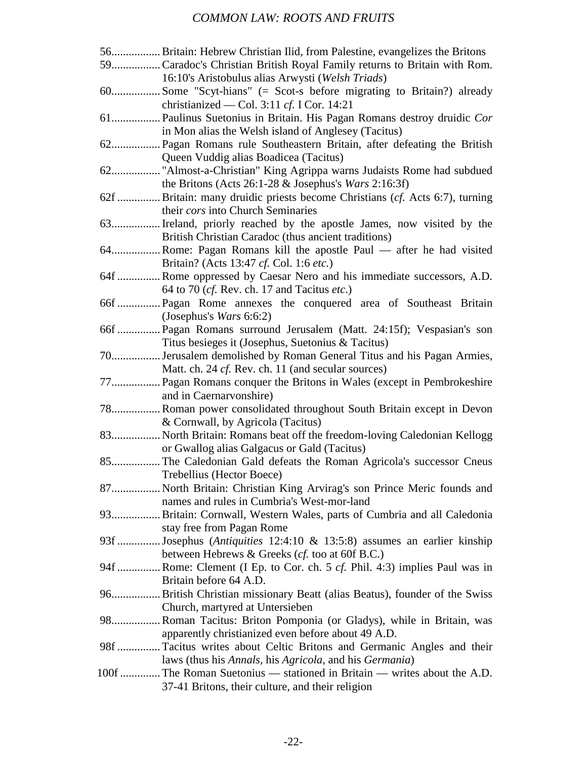56................. Britain: Hebrew Christian Ilid, from Palestine, evangelizes the Britons

59................. Caradoc's Christian British Royal Family returns to Britain with Rom. 16:10's Aristobulus alias Arwysti (*Welsh Triads*)

60................. Some "Scyt-hians" (= Scot-s before migrating to Britain?) already christianized — Col. 3:11 *cf.* I Cor. 14:21

61................. Paulinus Suetonius in Britain. His Pagan Romans destroy druidic *Cor* in Mon alias the Welsh island of Anglesey (Tacitus)

62................. Pagan Romans rule Southeastern Britain, after defeating the British Queen Vuddig alias Boadicea (Tacitus)

62................. "Almost-a-Christian" King Agrippa warns Judaists Rome had subdued the Britons (Acts 26:1-28 & Josephus's *Wars* 2:16:3f)

62f ............... Britain: many druidic priests become Christians (*cf.* Acts 6:7), turning their *cors* into Church Seminaries

63................. Ireland, priorly reached by the apostle James, now visited by the British Christian Caradoc (thus ancient traditions)

64................. Rome: Pagan Romans kill the apostle Paul — after he had visited Britain? (Acts 13:47 *cf.* Col. 1:6 *etc.*)

64f ............... Rome oppressed by Caesar Nero and his immediate successors, A.D. 64 to 70 (*cf.* Rev. ch. 17 and Tacitus *etc*.)

66f ............... Pagan Rome annexes the conquered area of Southeast Britain (Josephus's *Wars* 6:6:2)

66f ............... Pagan Romans surround Jerusalem (Matt. 24:15f); Vespasian's son Titus besieges it (Josephus, Suetonius & Tacitus)

70................. Jerusalem demolished by Roman General Titus and his Pagan Armies, Matt. ch. 24 *cf.* Rev. ch. 11 (and secular sources)

77................. Pagan Romans conquer the Britons in Wales (except in Pembrokeshire and in Caernarvonshire)

78................. Roman power consolidated throughout South Britain except in Devon & Cornwall, by Agricola (Tacitus)

83................. North Britain: Romans beat off the freedom-loving Caledonian Kellogg or Gwallog alias Galgacus or Gald (Tacitus)

85................. The Caledonian Gald defeats the Roman Agricola's successor Cneus Trebellius (Hector Boece)

87................. North Britain: Christian King Arvirag's son Prince Meric founds and names and rules in Cumbria's West-mor-land

93................. Britain: Cornwall, Western Wales, parts of Cumbria and all Caledonia stay free from Pagan Rome

93f ............... Josephus (*Antiquities* 12:4:10 & 13:5:8) assumes an earlier kinship between Hebrews & Greeks (*cf.* too at 60f B.C.)

94f ............... Rome: Clement (I Ep. to Cor. ch. 5 *cf.* Phil. 4:3) implies Paul was in Britain before 64 A.D.

96................. British Christian missionary Beatt (alias Beatus), founder of the Swiss Church, martyred at Untersieben

98................. Roman Tacitus: Briton Pomponia (or Gladys), while in Britain, was apparently christianized even before about 49 A.D.

98f ............... Tacitus writes about Celtic Britons and Germanic Angles and their laws (thus his *Annals*, his *Agricola*, and his *Germania*)

100f .............. The Roman Suetonius — stationed in Britain — writes about the A.D. 37-41 Britons, their culture, and their religion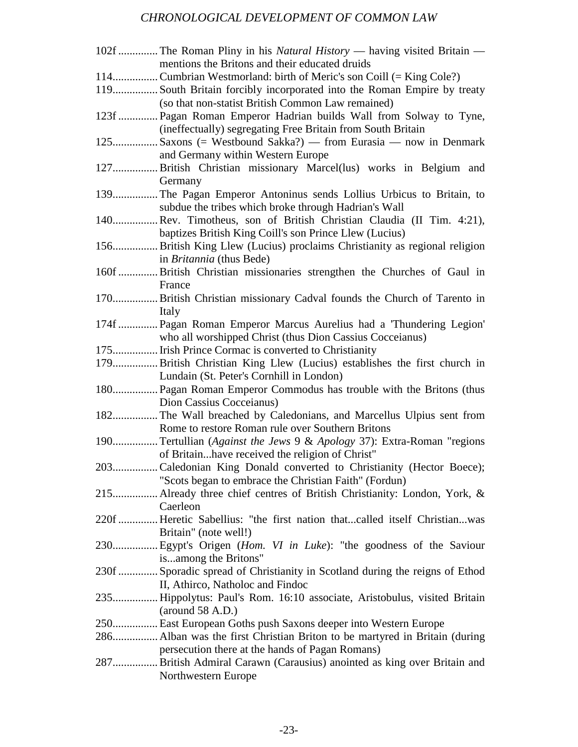*CHRONOLOGICAL DEVELOPMENT OF COMMON LAW*

102f .............. The Roman Pliny in his *Natural History* — having visited Britain — mentions the Britons and their educated druids

114................ Cumbrian Westmorland: birth of Meric's son Coill (= King Cole?)

119................ South Britain forcibly incorporated into the Roman Empire by treaty (so that non-statist British Common Law remained)

123f .............. Pagan Roman Emperor Hadrian builds Wall from Solway to Tyne, (ineffectually) segregating Free Britain from South Britain

125................ Saxons (= Westbound Sakka?) — from Eurasia — now in Denmark and Germany within Western Europe

127................ British Christian missionary Marcel(lus) works in Belgium and Germany

139................ The Pagan Emperor Antoninus sends Lollius Urbicus to Britain, to subdue the tribes which broke through Hadrian's Wall

140................ Rev. Timotheus, son of British Christian Claudia (II Tim. 4:21), baptizes British King Coill's son Prince Llew (Lucius)

156................ British King Llew (Lucius) proclaims Christianity as regional religion in *Britannia* (thus Bede)

160f .............. British Christian missionaries strengthen the Churches of Gaul in France

170................ British Christian missionary Cadval founds the Church of Tarento in Italy

174f .............. Pagan Roman Emperor Marcus Aurelius had a 'Thundering Legion' who all worshipped Christ (thus Dion Cassius Cocceianus)

175................ Irish Prince Cormac is converted to Christianity

179................ British Christian King Llew (Lucius) establishes the first church in Lundain (St. Peter's Cornhill in London)

180................ Pagan Roman Emperor Commodus has trouble with the Britons (thus Dion Cassius Cocceianus)

182................ The Wall breached by Caledonians, and Marcellus Ulpius sent from Rome to restore Roman rule over Southern Britons

190................ Tertullian (*Against the Jews* 9 & *Apology* 37): Extra-Roman "regions of Britain...have received the religion of Christ"

203................ Caledonian King Donald converted to Christianity (Hector Boece); "Scots began to embrace the Christian Faith" (Fordun)

215................ Already three chief centres of British Christianity: London, York, & Caerleon

220f .............. Heretic Sabellius: "the first nation that...called itself Christian...was Britain" (note well!)

230................ Egypt's Origen (*Hom. VI in Luke*): "the goodness of the Saviour is...among the Britons"

230f .............. Sporadic spread of Christianity in Scotland during the reigns of Ethod II, Athirco, Natholoc and Findoc

235................ Hippolytus: Paul's Rom. 16:10 associate, Aristobulus, visited Britain (around 58 A.D.)

250................ East European Goths push Saxons deeper into Western Europe

286................ Alban was the first Christian Briton to be martyred in Britain (during persecution there at the hands of Pagan Romans)

287................ British Admiral Carawn (Carausius) anointed as king over Britain and Northwestern Europe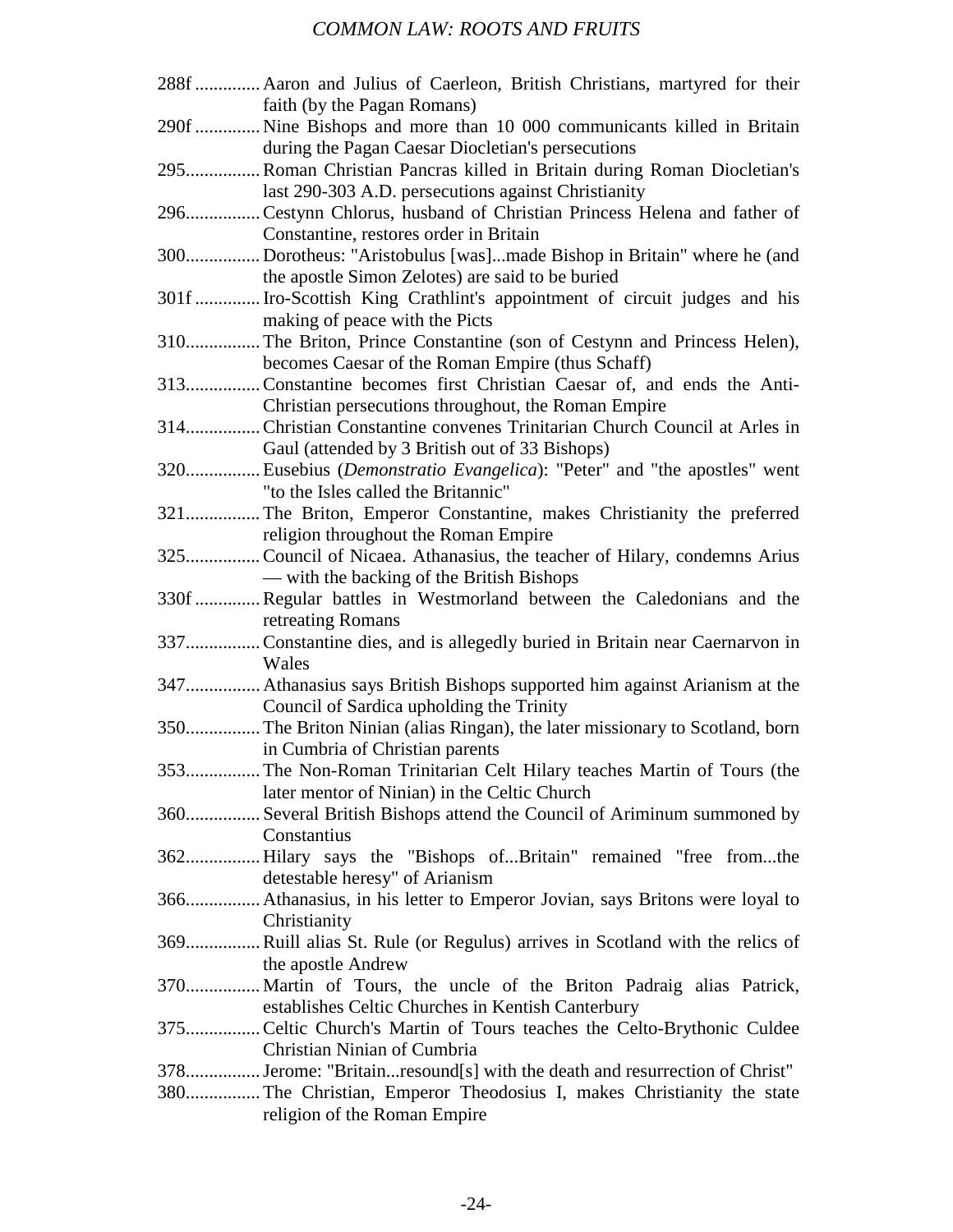288f .............. Aaron and Julius of Caerleon, British Christians, martyred for their faith (by the Pagan Romans)

290f .............. Nine Bishops and more than 10 000 communicants killed in Britain during the Pagan Caesar Diocletian's persecutions

295................ Roman Christian Pancras killed in Britain during Roman Diocletian's last 290-303 A.D. persecutions against Christianity

296................ Cestynn Chlorus, husband of Christian Princess Helena and father of Constantine, restores order in Britain

300................ Dorotheus: "Aristobulus [was]...made Bishop in Britain" where he (and the apostle Simon Zelotes) are said to be buried

301f .............. Iro-Scottish King Crathlint's appointment of circuit judges and his making of peace with the Picts

310................ The Briton, Prince Constantine (son of Cestynn and Princess Helen), becomes Caesar of the Roman Empire (thus Schaff)

313................ Constantine becomes first Christian Caesar of, and ends the Anti-Christian persecutions throughout, the Roman Empire

314................ Christian Constantine convenes Trinitarian Church Council at Arles in Gaul (attended by 3 British out of 33 Bishops)

320................ Eusebius (*Demonstratio Evangelica*): "Peter" and "the apostles" went "to the Isles called the Britannic"

321................ The Briton, Emperor Constantine, makes Christianity the preferred religion throughout the Roman Empire

325................ Council of Nicaea. Athanasius, the teacher of Hilary, condemns Arius — with the backing of the British Bishops

330f .............. Regular battles in Westmorland between the Caledonians and the retreating Romans

337................ Constantine dies, and is allegedly buried in Britain near Caernarvon in Wales

347................ Athanasius says British Bishops supported him against Arianism at the Council of Sardica upholding the Trinity

350................ The Briton Ninian (alias Ringan), the later missionary to Scotland, born in Cumbria of Christian parents

353................ The Non-Roman Trinitarian Celt Hilary teaches Martin of Tours (the later mentor of Ninian) in the Celtic Church

360................ Several British Bishops attend the Council of Ariminum summoned by Constantius

362................ Hilary says the "Bishops of...Britain" remained "free from...the detestable heresy" of Arianism

366................ Athanasius, in his letter to Emperor Jovian, says Britons were loyal to Christianity

369................ Ruill alias St. Rule (or Regulus) arrives in Scotland with the relics of the apostle Andrew

370................ Martin of Tours, the uncle of the Briton Padraig alias Patrick, establishes Celtic Churches in Kentish Canterbury

375................ Celtic Church's Martin of Tours teaches the Celto-Brythonic Culdee Christian Ninian of Cumbria

378................ Jerome: "Britain...resound[s] with the death and resurrection of Christ"

380................ The Christian, Emperor Theodosius I, makes Christianity the state religion of the Roman Empire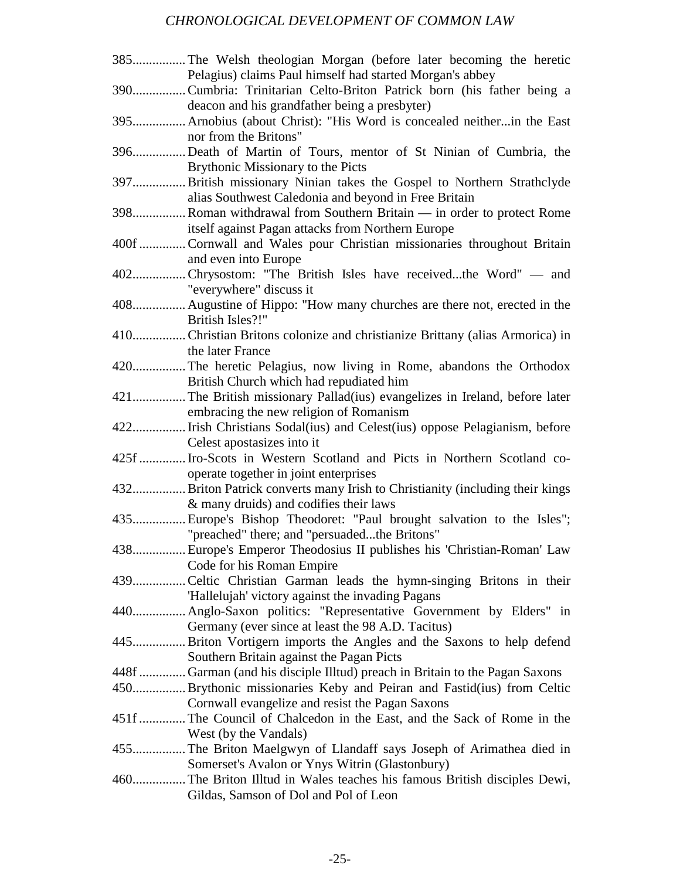385................ The Welsh theologian Morgan (before later becoming the heretic Pelagius) claims Paul himself had started Morgan's abbey

390................ Cumbria: Trinitarian Celto-Briton Patrick born (his father being a deacon and his grandfather being a presbyter)

395................ Arnobius (about Christ): "His Word is concealed neither...in the East nor from the Britons"

396................ Death of Martin of Tours, mentor of St Ninian of Cumbria, the Brythonic Missionary to the Picts

397................ British missionary Ninian takes the Gospel to Northern Strathclyde alias Southwest Caledonia and beyond in Free Britain

398................ Roman withdrawal from Southern Britain — in order to protect Rome itself against Pagan attacks from Northern Europe

400f .............. Cornwall and Wales pour Christian missionaries throughout Britain and even into Europe

402................ Chrysostom: "The British Isles have received...the Word" — and "everywhere" discuss it

408................ Augustine of Hippo: "How many churches are there not, erected in the British Isles?!"

410................ Christian Britons colonize and christianize Brittany (alias Armorica) in the later France

420................ The heretic Pelagius, now living in Rome, abandons the Orthodox British Church which had repudiated him

421................ The British missionary Pallad(ius) evangelizes in Ireland, before later embracing the new religion of Romanism

422................ Irish Christians Sodal(ius) and Celest(ius) oppose Pelagianism, before Celest apostasizes into it

425f .............. Iro-Scots in Western Scotland and Picts in Northern Scotland co-operate together in joint enterprises

432................ Briton Patrick converts many Irish to Christianity (including their kings & many druids) and codifies their laws

435................ Europe's Bishop Theodoret: "Paul brought salvation to the Isles"; "preached" there; and "persuaded...the Britons"

438................ Europe's Emperor Theodosius II publishes his 'Christian-Roman' Law Code for his Roman Empire

439................ Celtic Christian Garman leads the hymn-singing Britons in their 'Hallelujah' victory against the invading Pagans

440................ Anglo-Saxon politics: "Representative Government by Elders" in Germany (ever since at least the 98 A.D. Tacitus)

445................ Briton Vortigern imports the Angles and the Saxons to help defend Southern Britain against the Pagan Picts

448f .............. Garman (and his disciple Illtud) preach in Britain to the Pagan Saxons

450................ Brythonic missionaries Keby and Peiran and Fastid(ius) from Celtic Cornwall evangelize and resist the Pagan Saxons

451f .............. The Council of Chalcedon in the East, and the Sack of Rome in the West (by the Vandals)

455................ The Briton Maelgwyn of Llandaff says Joseph of Arimathea died in Somerset's Avalon or Ynys Witrin (Glastonbury)

460................ The Briton Illtud in Wales teaches his famous British disciples Dewi, Gildas, Samson of Dol and Pol of Leon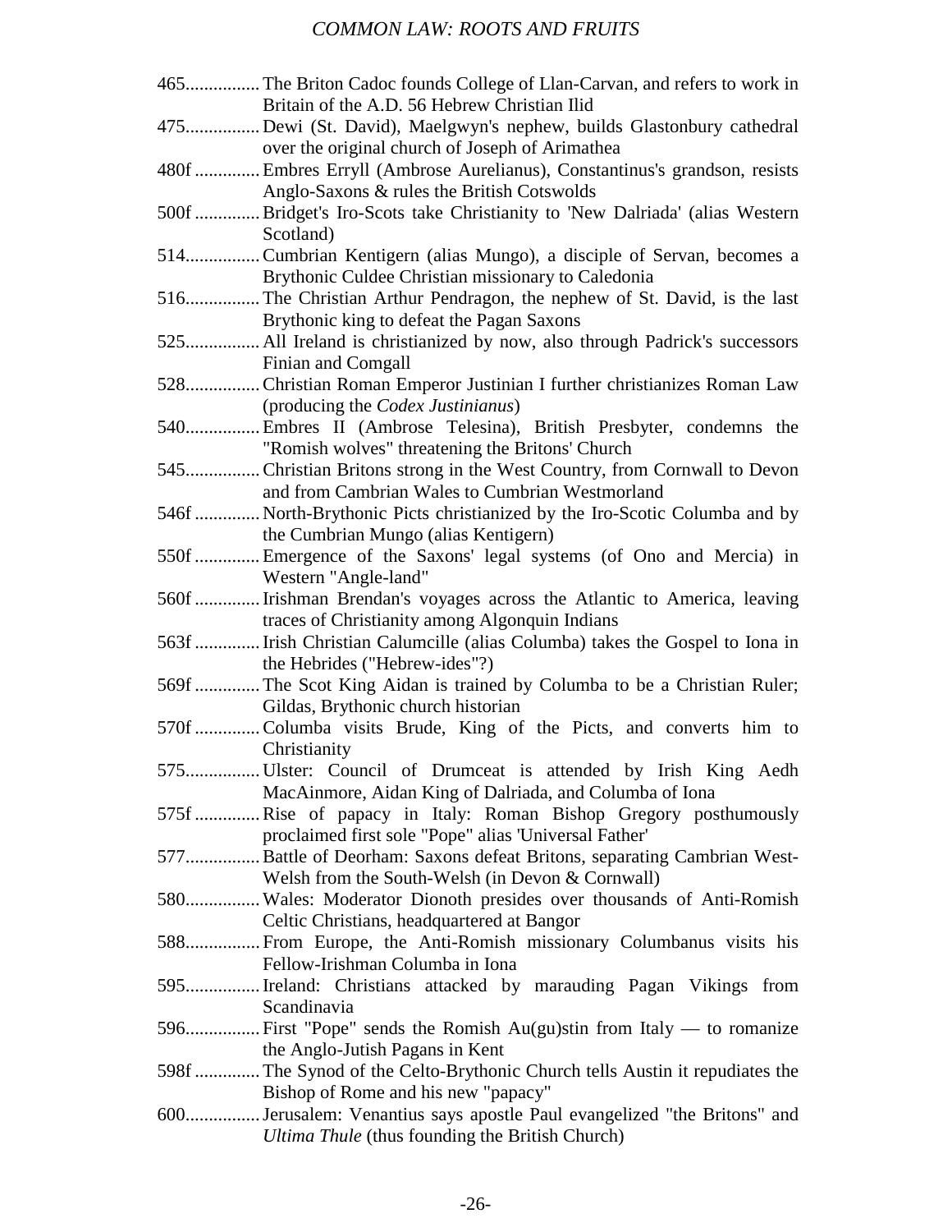465................ The Briton Cadoc founds College of Llan-Carvan, and refers to work in Britain of the A.D. 56 Hebrew Christian Ilid

475................ Dewi (St. David), Maelgwyn's nephew, builds Glastonbury cathedral over the original church of Joseph of Arimathea

480f .............. Embres Erryll (Ambrose Aurelianus), Constantinus's grandson, resists Anglo-Saxons & rules the British Cotswolds

500f .............. Bridget's Iro-Scots take Christianity to 'New Dalriada' (alias Western Scotland)

514................ Cumbrian Kentigern (alias Mungo), a disciple of Servan, becomes a Brythonic Culdee Christian missionary to Caledonia

516................ The Christian Arthur Pendragon, the nephew of St. David, is the last Brythonic king to defeat the Pagan Saxons

525................ All Ireland is christianized by now, also through Padrick's successors Finian and Comgall

528................ Christian Roman Emperor Justinian I further christianizes Roman Law (producing the *Codex Justinianus*)

540................ Embres II (Ambrose Telesina), British Presbyter, condemns the "Romish wolves" threatening the Britons' Church

545................ Christian Britons strong in the West Country, from Cornwall to Devon and from Cambrian Wales to Cumbrian Westmorland

546f .............. North-Brythonic Picts christianized by the Iro-Scotic Columba and by the Cumbrian Mungo (alias Kentigern)

550f .............. Emergence of the Saxons' legal systems (of Ono and Mercia) in Western "Angle-land"

560f .............. Irishman Brendan's voyages across the Atlantic to America, leaving traces of Christianity among Algonquin Indians

563f .............. Irish Christian Calumcille (alias Columba) takes the Gospel to Iona in the Hebrides ("Hebrew-ides"?)

569f .............. The Scot King Aidan is trained by Columba to be a Christian Ruler; Gildas, Brythonic church historian

570f .............. Columba visits Brude, King of the Picts, and converts him to Christianity

575................ Ulster: Council of Drumceat is attended by Irish King Aedh MacAinmore, Aidan King of Dalriada, and Columba of Iona

575f .............. Rise of papacy in Italy: Roman Bishop Gregory posthumously proclaimed first sole "Pope" alias 'Universal Father'

577................ Battle of Deorham: Saxons defeat Britons, separating Cambrian West-Welsh from the South-Welsh (in Devon & Cornwall)

580................ Wales: Moderator Dionoth presides over thousands of Anti-Romish Celtic Christians, headquartered at Bangor

588................ From Europe, the Anti-Romish missionary Columbanus visits his Fellow-Irishman Columba in Iona

595................ Ireland: Christians attacked by marauding Pagan Vikings from Scandinavia

596................ First "Pope" sends the Romish Au(gu)stin from Italy — to romanize the Anglo-Jutish Pagans in Kent

598f .............. The Synod of the Celto-Brythonic Church tells Austin it repudiates the Bishop of Rome and his new "papacy"

600................ Jerusalem: Venantius says apostle Paul evangelized "the Britons" and *Ultima Thule* (thus founding the British Church)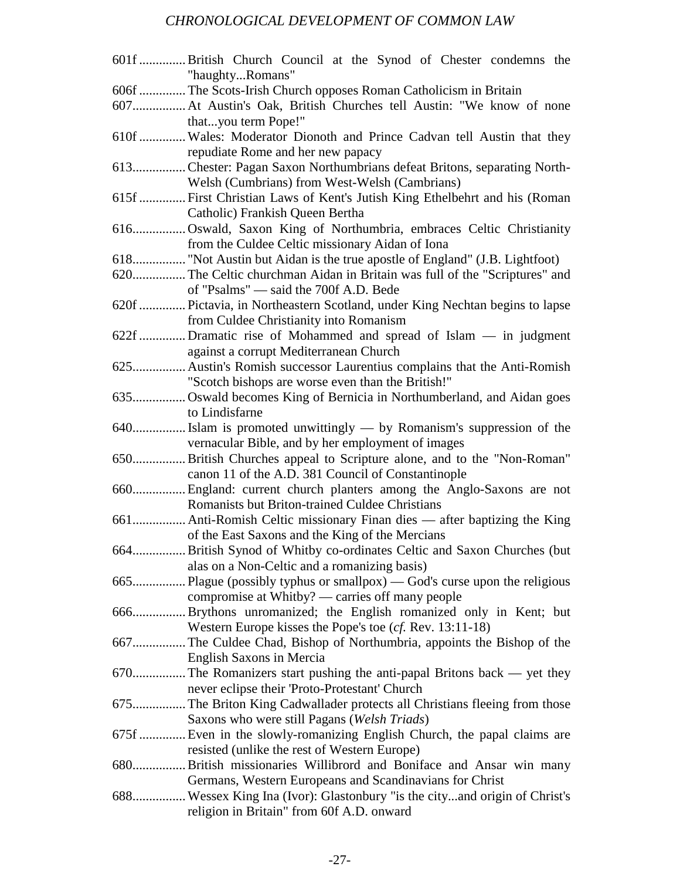601f .............. British Church Council at the Synod of Chester condemns the "haughty...Romans"

606f .............. The Scots-Irish Church opposes Roman Catholicism in Britain

607................ At Austin's Oak, British Churches tell Austin: "We know of none that...you term Pope!"

610f .............. Wales: Moderator Dionoth and Prince Cadvan tell Austin that they repudiate Rome and her new papacy

613................ Chester: Pagan Saxon Northumbrians defeat Britons, separating North-Welsh (Cumbrians) from West-Welsh (Cambrians)

615f .............. First Christian Laws of Kent's Jutish King Ethelbehrt and his (Roman Catholic) Frankish Queen Bertha

616................ Oswald, Saxon King of Northumbria, embraces Celtic Christianity from the Culdee Celtic missionary Aidan of Iona

618................ "Not Austin but Aidan is the true apostle of England" (J.B. Lightfoot)

620................ The Celtic churchman Aidan in Britain was full of the "Scriptures" and of "Psalms" — said the 700f A.D. Bede

620f .............. Pictavia, in Northeastern Scotland, under King Nechtan begins to lapse from Culdee Christianity into Romanism

622f .............. Dramatic rise of Mohammed and spread of Islam — in judgment against a corrupt Mediterranean Church

625................ Austin's Romish successor Laurentius complains that the Anti-Romish "Scotch bishops are worse even than the British!"

635................ Oswald becomes King of Bernicia in Northumberland, and Aidan goes to Lindisfarne

640................ Islam is promoted unwittingly — by Romanism's suppression of the vernacular Bible, and by her employment of images

650................ British Churches appeal to Scripture alone, and to the "Non-Roman" canon 11 of the A.D. 381 Council of Constantinople

660................ England: current church planters among the Anglo-Saxons are not Romanists but Briton-trained Culdee Christians

661................ Anti-Romish Celtic missionary Finan dies — after baptizing the King of the East Saxons and the King of the Mercians

664................ British Synod of Whitby co-ordinates Celtic and Saxon Churches (but alas on a Non-Celtic and a romanizing basis)

665................ Plague (possibly typhus or smallpox) — God's curse upon the religious compromise at Whitby? — carries off many people

666................ Brythons unromanized; the English romanized only in Kent; but Western Europe kisses the Pope's toe (*cf.* Rev. 13:11-18)

667................ The Culdee Chad, Bishop of Northumbria, appoints the Bishop of the English Saxons in Mercia

670................ The Romanizers start pushing the anti-papal Britons back — yet they never eclipse their 'Proto-Protestant' Church

675................ The Briton King Cadwallader protects all Christians fleeing from those Saxons who were still Pagans (*Welsh Triads*)

675f .............. Even in the slowly-romanizing English Church, the papal claims are resisted (unlike the rest of Western Europe)

680................ British missionaries Willibrord and Boniface and Ansar win many Germans, Western Europeans and Scandinavians for Christ

688................ Wessex King Ina (Ivor): Glastonbury "is the city...and origin of Christ's religion in Britain" from 60f A.D. onward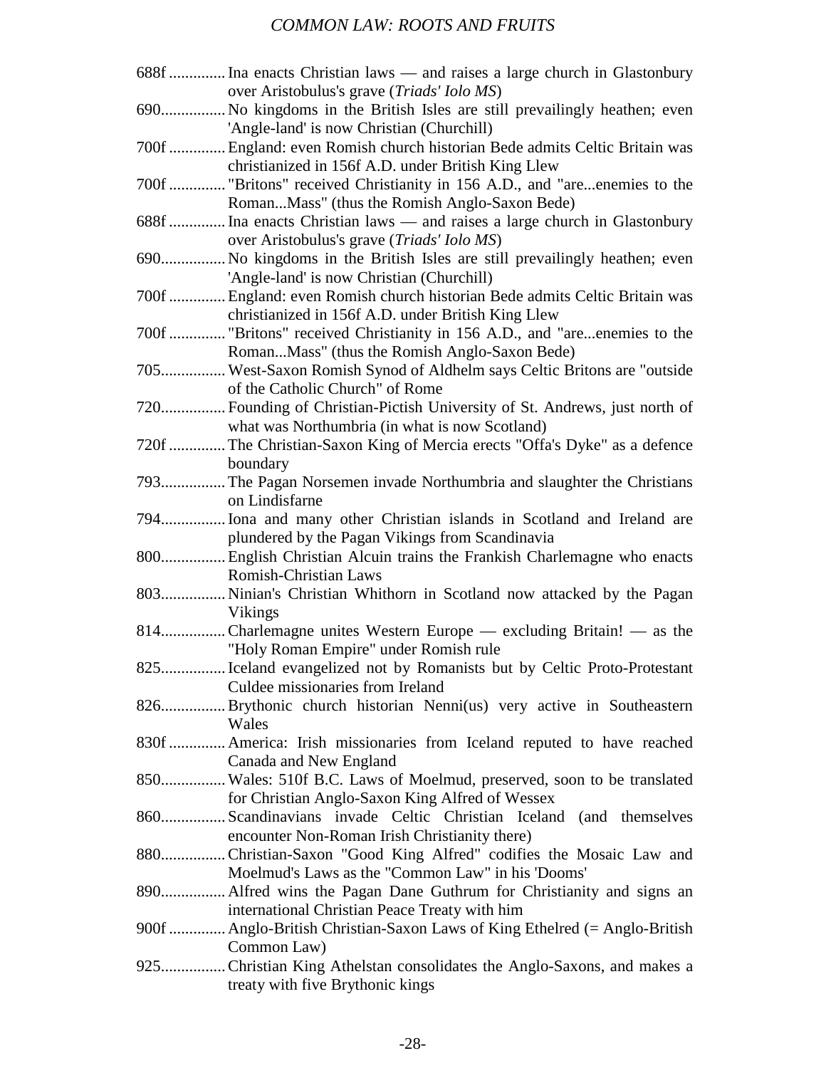688f .............. Ina enacts Christian laws — and raises a large church in Glastonbury over Aristobulus's grave (*Triads' Iolo MS*)

690................ No kingdoms in the British Isles are still prevailingly heathen; even 'Angle-land' is now Christian (Churchill)

700f .............. England: even Romish church historian Bede admits Celtic Britain was christianized in 156f A.D. under British King Llew

700f .............. "Britons" received Christianity in 156 A.D., and "are...enemies to the Roman...Mass" (thus the Romish Anglo-Saxon Bede)

688f .............. Ina enacts Christian laws — and raises a large church in Glastonbury over Aristobulus's grave (*Triads' Iolo MS*)

690................ No kingdoms in the British Isles are still prevailingly heathen; even 'Angle-land' is now Christian (Churchill)

700f .............. England: even Romish church historian Bede admits Celtic Britain was christianized in 156f A.D. under British King Llew

700f .............. "Britons" received Christianity in 156 A.D., and "are...enemies to the Roman...Mass" (thus the Romish Anglo-Saxon Bede)

705................ West-Saxon Romish Synod of Aldhelm says Celtic Britons are "outside of the Catholic Church" of Rome

720................ Founding of Christian-Pictish University of St. Andrews, just north of what was Northumbria (in what is now Scotland)

720f .............. The Christian-Saxon King of Mercia erects "Offa's Dyke" as a defence boundary

793................ The Pagan Norsemen invade Northumbria and slaughter the Christians on Lindisfarne

794................ Iona and many other Christian islands in Scotland and Ireland are plundered by the Pagan Vikings from Scandinavia

800................ English Christian Alcuin trains the Frankish Charlemagne who enacts Romish-Christian Laws

803................ Ninian's Christian Whithorn in Scotland now attacked by the Pagan Vikings

814................ Charlemagne unites Western Europe — excluding Britain! — as the "Holy Roman Empire" under Romish rule

825................ Iceland evangelized not by Romanists but by Celtic Proto-Protestant Culdee missionaries from Ireland

826................ Brythonic church historian Nenni(us) very active in Southeastern Wales

830f .............. America: Irish missionaries from Iceland reputed to have reached Canada and New England

850................ Wales: 510f B.C. Laws of Moelmud, preserved, soon to be translated for Christian Anglo-Saxon King Alfred of Wessex

860................ Scandinavians invade Celtic Christian Iceland (and themselves encounter Non-Roman Irish Christianity there)

880................ Christian-Saxon "Good King Alfred" codifies the Mosaic Law and Moelmud's Laws as the "Common Law" in his 'Dooms'

890................ Alfred wins the Pagan Dane Guthrum for Christianity and signs an international Christian Peace Treaty with him

900f .............. Anglo-British Christian-Saxon Laws of King Ethelred (= Anglo-British Common Law)

925................ Christian King Athelstan consolidates the Anglo-Saxons, and makes a treaty with five Brythonic kings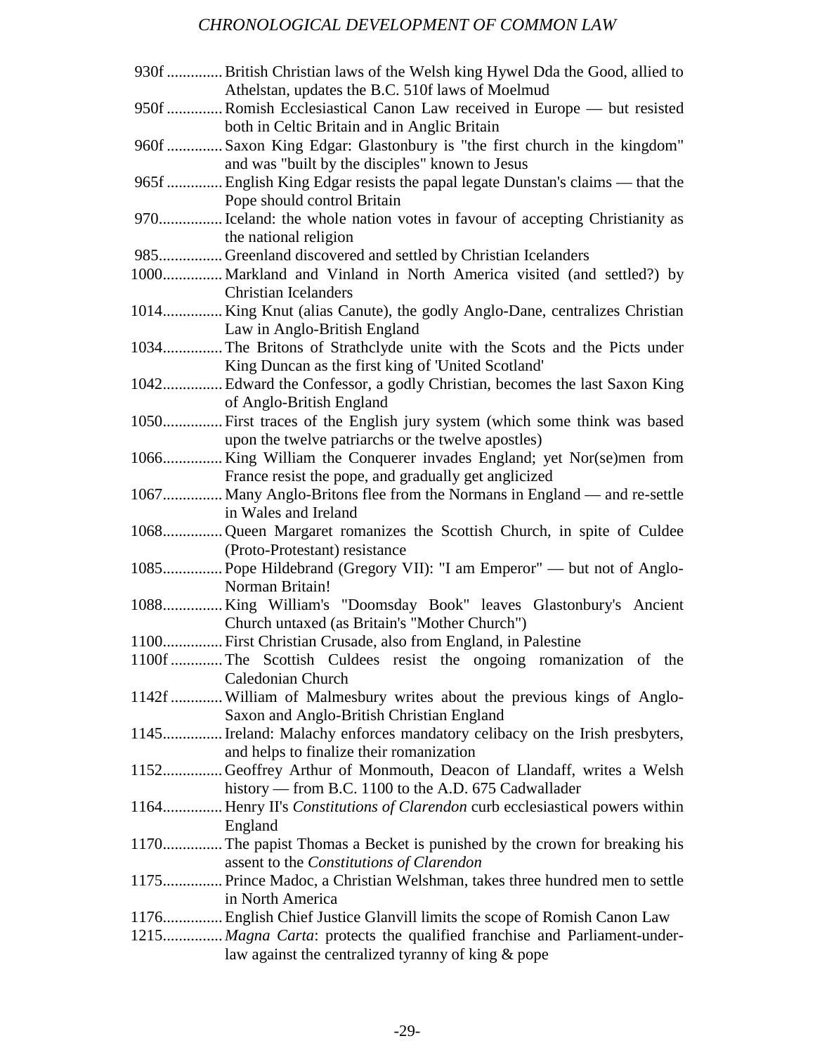930f .............. British Christian laws of the Welsh king Hywel Dda the Good, allied to Athelstan, updates the B.C. 510f laws of Moelmud

950f .............. Romish Ecclesiastical Canon Law received in Europe — but resisted both in Celtic Britain and in Anglic Britain

960f .............. Saxon King Edgar: Glastonbury is "the first church in the kingdom" and was "built by the disciples" known to Jesus

965f .............. English King Edgar resists the papal legate Dunstan's claims — that the Pope should control Britain

970................ Iceland: the whole nation votes in favour of accepting Christianity as the national religion

985................ Greenland discovered and settled by Christian Icelanders

1000............... Markland and Vinland in North America visited (and settled?) by Christian Icelanders

1014............... King Knut (alias Canute), the godly Anglo-Dane, centralizes Christian Law in Anglo-British England

1034............... The Britons of Strathclyde unite with the Scots and the Picts under King Duncan as the first king of 'United Scotland'

1042............... Edward the Confessor, a godly Christian, becomes the last Saxon King of Anglo-British England

1050............... First traces of the English jury system (which some think was based upon the twelve patriarchs or the twelve apostles)

1066............... King William the Conquerer invades England; yet Nor(se)men from France resist the pope, and gradually get anglicized

1067............... Many Anglo-Britons flee from the Normans in England — and re-settle in Wales and Ireland

1068............... Queen Margaret romanizes the Scottish Church, in spite of Culdee (Proto-Protestant) resistance

1085............... Pope Hildebrand (Gregory VII): "I am Emperor" — but not of Anglo-Norman Britain!

1088............... King William's "Doomsday Book" leaves Glastonbury's Ancient Church untaxed (as Britain's "Mother Church")

1100............... First Christian Crusade, also from England, in Palestine

1100f ............. The Scottish Culdees resist the ongoing romanization of the Caledonian Church

1142f ............. William of Malmesbury writes about the previous kings of Anglo-Saxon and Anglo-British Christian England

1145............... Ireland: Malachy enforces mandatory celibacy on the Irish presbyters, and helps to finalize their romanization

1152............... Geoffrey Arthur of Monmouth, Deacon of Llandaff, writes a Welsh history — from B.C. 1100 to the A.D. 675 Cadwallader

1164............... Henry II's *Constitutions of Clarendon* curb ecclesiastical powers within England

1170............... The papist Thomas a Becket is punished by the crown for breaking his assent to the *Constitutions of Clarendon*

1175............... Prince Madoc, a Christian Welshman, takes three hundred men to settle in North America

1176............... English Chief Justice Glanvill limits the scope of Romish Canon Law

1215............... *Magna Carta*: protects the qualified franchise and Parliament-under-law against the centralized tyranny of king & pope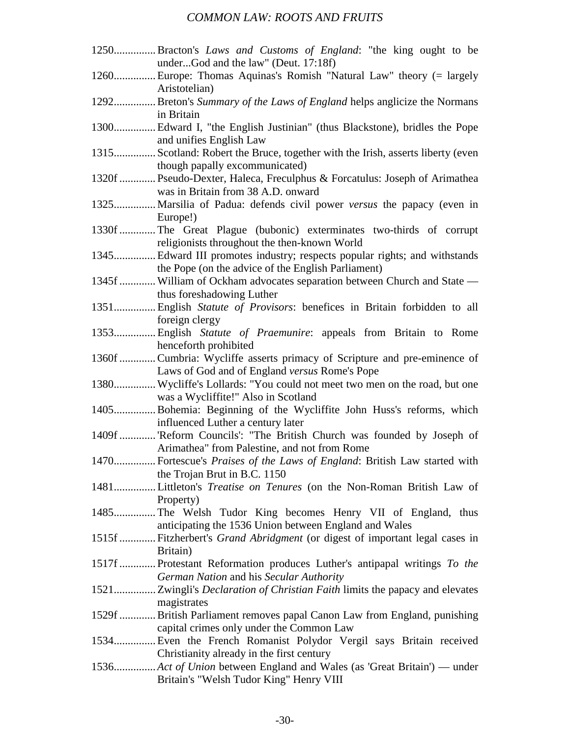1250............... Bracton's *Laws and Customs of England*: "the king ought to be under...God and the law" (Deut. 17:18f)

1260............... Europe: Thomas Aquinas's Romish "Natural Law" theory (= largely Aristotelian)

1292............... Breton's *Summary of the Laws of England* helps anglicize the Normans in Britain

1300............... Edward I, "the English Justinian" (thus Blackstone), bridles the Pope and unifies English Law

1315............... Scotland: Robert the Bruce, together with the Irish, asserts liberty (even though papally excommunicated)

1320f ............. Pseudo-Dexter, Haleca, Freculphus & Forcatulus: Joseph of Arimathea was in Britain from 38 A.D. onward

1325............... Marsilia of Padua: defends civil power *versus* the papacy (even in Europe!)

1330f ............. The Great Plague (bubonic) exterminates two-thirds of corrupt religionists throughout the then-known World

1345............... Edward III promotes industry; respects popular rights; and withstands the Pope (on the advice of the English Parliament)

1345f ............. William of Ockham advocates separation between Church and State — thus foreshadowing Luther

1351............... English *Statute of Provisors*: benefices in Britain forbidden to all foreign clergy

1353............... English *Statute of Praemunire*: appeals from Britain to Rome henceforth prohibited

1360f ............. Cumbria: Wycliffe asserts primacy of Scripture and pre-eminence of Laws of God and of England *versus* Rome's Pope

1380............... Wycliffe's Lollards: "You could not meet two men on the road, but one was a Wycliffite!" Also in Scotland

1405............... Bohemia: Beginning of the Wycliffite John Huss's reforms, which influenced Luther a century later

1409f ............. 'Reform Councils': "The British Church was founded by Joseph of Arimathea" from Palestine, and not from Rome

1470............... Fortescue's *Praises of the Laws of England*: British Law started with the Trojan Brut in B.C. 1150

1481............... Littleton's *Treatise on Tenures* (on the Non-Roman British Law of Property)

1485............... The Welsh Tudor King becomes Henry VII of England, thus anticipating the 1536 Union between England and Wales

1515f ............. Fitzherbert's *Grand Abridgment* (or digest of important legal cases in Britain)

1517f ............. Protestant Reformation produces Luther's antipapal writings *To the German Nation* and his *Secular Authority*

1521............... Zwingli's *Declaration of Christian Faith* limits the papacy and elevates magistrates

1529f ............. British Parliament removes papal Canon Law from England, punishing capital crimes only under the Common Law

1534............... Even the French Romanist Polydor Vergil says Britain received Christianity already in the first century

1536............... *Act of Union* between England and Wales (as 'Great Britain') — under Britain's "Welsh Tudor King" Henry VIII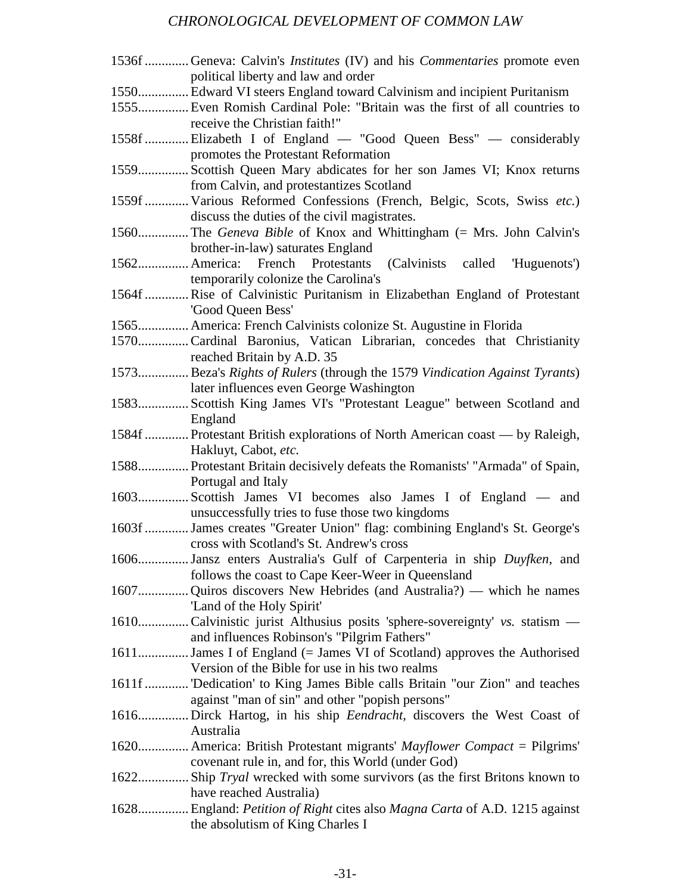1536f ............. Geneva: Calvin's *Institutes* (IV) and his *Commentaries* promote even political liberty and law and order

1550............... Edward VI steers England toward Calvinism and incipient Puritanism

1555............... Even Romish Cardinal Pole: "Britain was the first of all countries to receive the Christian faith!"

1558f ............. Elizabeth I of England — "Good Queen Bess" — considerably promotes the Protestant Reformation

1559............... Scottish Queen Mary abdicates for her son James VI; Knox returns from Calvin, and protestantizes Scotland

1559f ............. Various Reformed Confessions (French, Belgic, Scots, Swiss *etc.*) discuss the duties of the civil magistrates.

1560............... The *Geneva Bible* of Knox and Whittingham (= Mrs. John Calvin's brother-in-law) saturates England

1562............... America: French Protestants (Calvinists called 'Huguenots') temporarily colonize the Carolina's

1564f ............. Rise of Calvinistic Puritanism in Elizabethan England of Protestant 'Good Queen Bess'

1565............... America: French Calvinists colonize St. Augustine in Florida

1570............... Cardinal Baronius, Vatican Librarian, concedes that Christianity reached Britain by A.D. 35

1573............... Beza's *Rights of Rulers* (through the 1579 *Vindication Against Tyrants*) later influences even George Washington

1583............... Scottish King James VI's "Protestant League" between Scotland and England

1584f ............. Protestant British explorations of North American coast — by Raleigh, Hakluyt, Cabot, *etc.*

1588............... Protestant Britain decisively defeats the Romanists' "Armada" of Spain, Portugal and Italy

1603............... Scottish James VI becomes also James I of England — and unsuccessfully tries to fuse those two kingdoms

1603f ............. James creates "Greater Union" flag: combining England's St. George's cross with Scotland's St. Andrew's cross

1606............... Jansz enters Australia's Gulf of Carpenteria in ship *Duyfken*, and follows the coast to Cape Keer-Weer in Queensland

1607............... Quiros discovers New Hebrides (and Australia?) — which he names 'Land of the Holy Spirit'

1610............... Calvinistic jurist Althusius posits 'sphere-sovereignty' *vs.* statism — and influences Robinson's "Pilgrim Fathers"

1611............... James I of England (= James VI of Scotland) approves the Authorised Version of the Bible for use in his two realms

1611f ............. 'Dedication' to King James Bible calls Britain "our Zion" and teaches against "man of sin" and other "popish persons"

1616............... Dirck Hartog, in his ship *Eendracht*, discovers the West Coast of Australia

1620............... America: British Protestant migrants' *Mayflower Compact* = Pilgrims' covenant rule in, and for, this World (under God)

1622............... Ship *Tryal* wrecked with some survivors (as the first Britons known to have reached Australia)

1628............... England: *Petition of Right* cites also *Magna Carta* of A.D. 1215 against the absolutism of King Charles I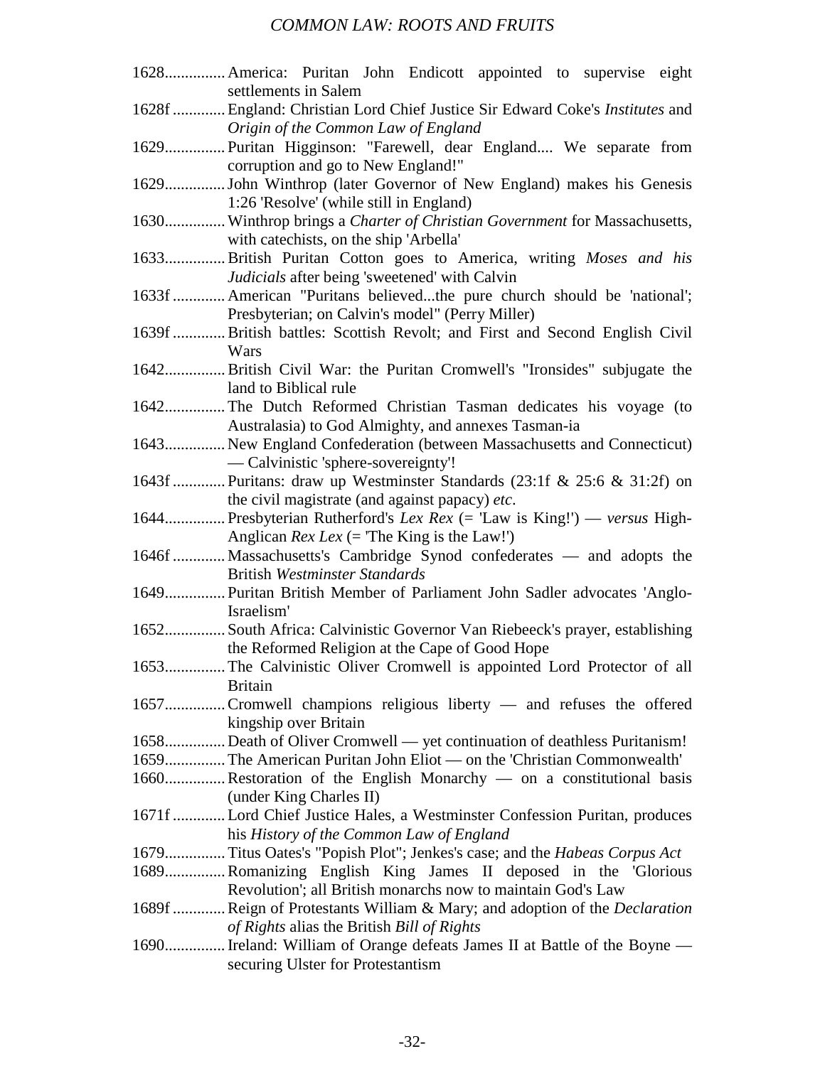1628............... America: Puritan John Endicott appointed to supervise eight settlements in Salem

1628f ............. England: Christian Lord Chief Justice Sir Edward Coke's *Institutes* and *Origin of the Common Law of England*

1629............... Puritan Higginson: "Farewell, dear England.... We separate from corruption and go to New England!"

1629............... John Winthrop (later Governor of New England) makes his Genesis 1:26 'Resolve' (while still in England)

1630............... Winthrop brings a *Charter of Christian Government* for Massachusetts, with catechists, on the ship 'Arbella'

1633............... British Puritan Cotton goes to America, writing *Moses and his Judicials* after being 'sweetened' with Calvin

1633f ............. American "Puritans believed...the pure church should be 'national'; Presbyterian; on Calvin's model" (Perry Miller)

1639f ............. British battles: Scottish Revolt; and First and Second English Civil Wars

1642............... British Civil War: the Puritan Cromwell's "Ironsides" subjugate the land to Biblical rule

1642............... The Dutch Reformed Christian Tasman dedicates his voyage (to Australasia) to God Almighty, and annexes Tasman-ia

1643............... New England Confederation (between Massachusetts and Connecticut) — Calvinistic 'sphere-sovereignty'!

1643f ............. Puritans: draw up Westminster Standards (23:1f & 25:6 & 31:2f) on the civil magistrate (and against papacy) *etc*.

1644............... Presbyterian Rutherford's *Lex Rex* (= 'Law is King!') — *versus* High-Anglican *Rex Lex* (= 'The King is the Law!')

1646f ............. Massachusetts's Cambridge Synod confederates — and adopts the British *Westminster Standards*

1649............... Puritan British Member of Parliament John Sadler advocates 'Anglo-Israelism'

1652............... South Africa: Calvinistic Governor Van Riebeeck's prayer, establishing the Reformed Religion at the Cape of Good Hope

1653............... The Calvinistic Oliver Cromwell is appointed Lord Protector of all Britain

1657............... Cromwell champions religious liberty — and refuses the offered kingship over Britain

1658............... Death of Oliver Cromwell — yet continuation of deathless Puritanism!

1659............... The American Puritan John Eliot — on the 'Christian Commonwealth'

1660............... Restoration of the English Monarchy — on a constitutional basis (under King Charles II)

1671f ............. Lord Chief Justice Hales, a Westminster Confession Puritan, produces his *History of the Common Law of England*

1679............... Titus Oates's "Popish Plot"; Jenkes's case; and the *Habeas Corpus Act*

1689............... Romanizing English King James II deposed in the 'Glorious Revolution'; all British monarchs now to maintain God's Law

1689f ............. Reign of Protestants William & Mary; and adoption of the *Declaration of Rights* alias the British *Bill of Rights*

1690............... Ireland: William of Orange defeats James II at Battle of the Boyne — securing Ulster for Protestantism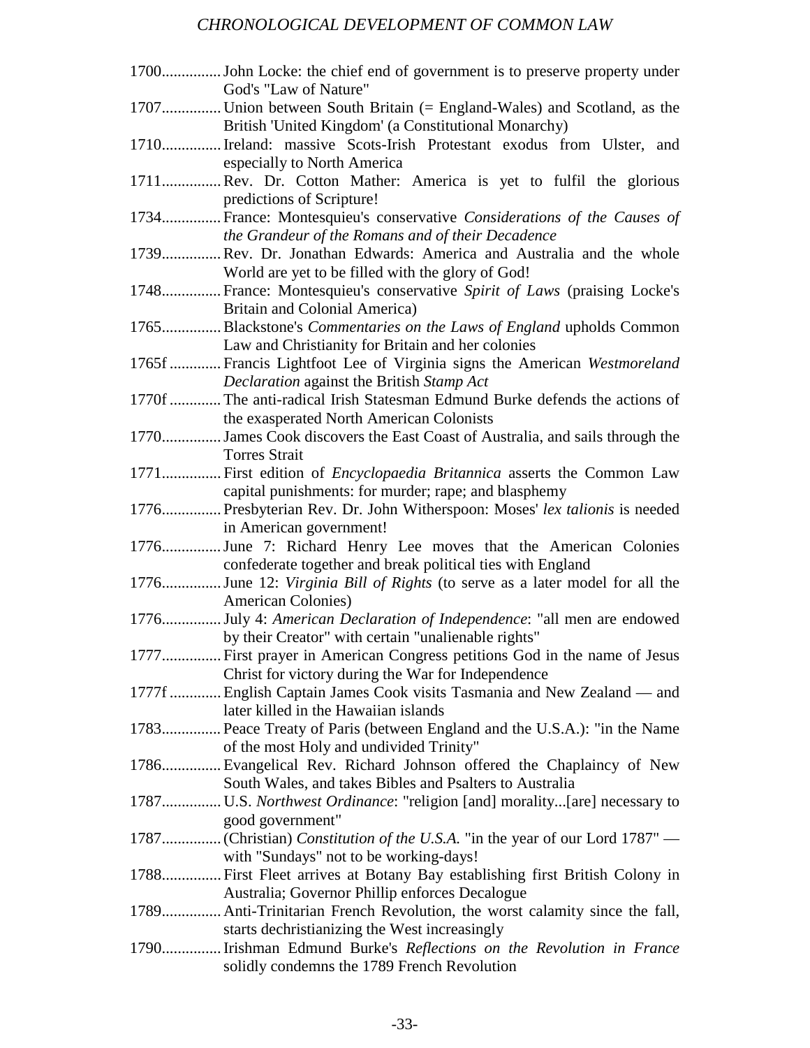1700............... John Locke: the chief end of government is to preserve property under God's "Law of Nature"

1707............... Union between South Britain (= England-Wales) and Scotland, as the British 'United Kingdom' (a Constitutional Monarchy)

1710............... Ireland: massive Scots-Irish Protestant exodus from Ulster, and especially to North America

1711............... Rev. Dr. Cotton Mather: America is yet to fulfil the glorious predictions of Scripture!

1734............... France: Montesquieu's conservative *Considerations of the Causes of the Grandeur of the Romans and of their Decadence*

1739............... Rev. Dr. Jonathan Edwards: America and Australia and the whole World are yet to be filled with the glory of God!

1748............... France: Montesquieu's conservative *Spirit of Laws* (praising Locke's Britain and Colonial America)

1765............... Blackstone's *Commentaries on the Laws of England* upholds Common Law and Christianity for Britain and her colonies

1765f ............. Francis Lightfoot Lee of Virginia signs the American *Westmoreland Declaration* against the British *Stamp Act*

1770f ............. The anti-radical Irish Statesman Edmund Burke defends the actions of the exasperated North American Colonists

1770............... James Cook discovers the East Coast of Australia, and sails through the Torres Strait

1771............... First edition of *Encyclopaedia Britannica* asserts the Common Law capital punishments: for murder; rape; and blasphemy

1776............... Presbyterian Rev. Dr. John Witherspoon: Moses' *lex talionis* is needed in American government!

1776............... June 7: Richard Henry Lee moves that the American Colonies confederate together and break political ties with England

1776............... June 12: *Virginia Bill of Rights* (to serve as a later model for all the American Colonies)

1776............... July 4: *American Declaration of Independence*: "all men are endowed by their Creator" with certain "unalienable rights"

1777............... First prayer in American Congress petitions God in the name of Jesus Christ for victory during the War for Independence

1777f ............. English Captain James Cook visits Tasmania and New Zealand — and later killed in the Hawaiian islands

1783............... Peace Treaty of Paris (between England and the U.S.A.): "in the Name of the most Holy and undivided Trinity"

1786............... Evangelical Rev. Richard Johnson offered the Chaplaincy of New South Wales, and takes Bibles and Psalters to Australia

1787............... U.S. *Northwest Ordinance*: "religion [and] morality...[are] necessary to good government"

1787............... (Christian) *Constitution of the U.S.A.* "in the year of our Lord 1787" — with "Sundays" not to be working-days!

1788............... First Fleet arrives at Botany Bay establishing first British Colony in Australia; Governor Phillip enforces Decalogue

1789............... Anti-Trinitarian French Revolution, the worst calamity since the fall, starts dechristianizing the West increasingly

1790............... Irishman Edmund Burke's *Reflections on the Revolution in France* solidly condemns the 1789 French Revolution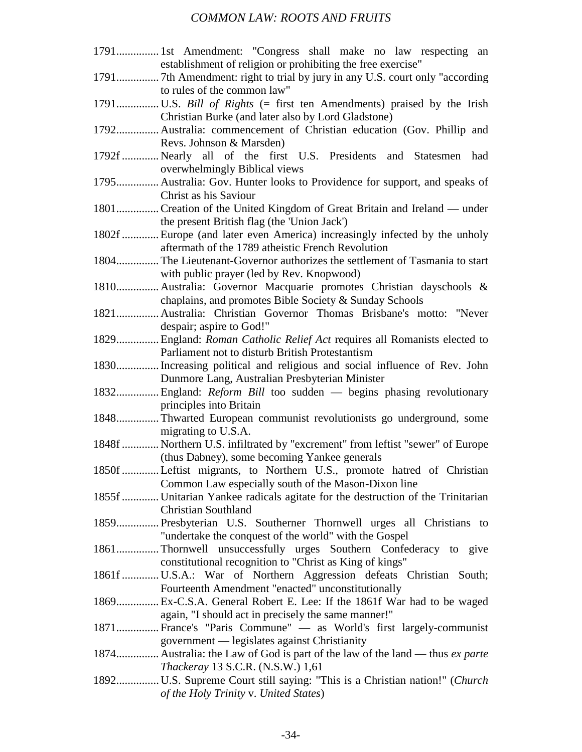1791............... 1st Amendment: "Congress shall make no law respecting an establishment of religion or prohibiting the free exercise"

1791............... 7th Amendment: right to trial by jury in any U.S. court only "according to rules of the common law"

1791............... U.S. *Bill of Rights* (= first ten Amendments) praised by the Irish Christian Burke (and later also by Lord Gladstone)

1792............... Australia: commencement of Christian education (Gov. Phillip and Revs. Johnson & Marsden)

1792f ............. Nearly all of the first U.S. Presidents and Statesmen had overwhelmingly Biblical views

1795............... Australia: Gov. Hunter looks to Providence for support, and speaks of Christ as his Saviour

1801............... Creation of the United Kingdom of Great Britain and Ireland — under the present British flag (the 'Union Jack')

1802f ............. Europe (and later even America) increasingly infected by the unholy aftermath of the 1789 atheistic French Revolution

1804............... The Lieutenant-Governor authorizes the settlement of Tasmania to start with public prayer (led by Rev. Knopwood)

1810............... Australia: Governor Macquarie promotes Christian dayschools & chaplains, and promotes Bible Society & Sunday Schools

1821............... Australia: Christian Governor Thomas Brisbane's motto: "Never despair; aspire to God!"

1829............... England: *Roman Catholic Relief Act* requires all Romanists elected to Parliament not to disturb British Protestantism

1830............... Increasing political and religious and social influence of Rev. John Dunmore Lang, Australian Presbyterian Minister

1832............... England: *Reform Bill* too sudden — begins phasing revolutionary principles into Britain

1848............... Thwarted European communist revolutionists go underground, some migrating to U.S.A.

1848f ............. Northern U.S. infiltrated by "excrement" from leftist "sewer" of Europe (thus Dabney), some becoming Yankee generals

1850f ............. Leftist migrants, to Northern U.S., promote hatred of Christian Common Law especially south of the Mason-Dixon line

1855f ............. Unitarian Yankee radicals agitate for the destruction of the Trinitarian Christian Southland

1859............... Presbyterian U.S. Southerner Thornwell urges all Christians to "undertake the conquest of the world" with the Gospel

1861............... Thornwell unsuccessfully urges Southern Confederacy to give constitutional recognition to "Christ as King of kings"

1861f ............. U.S.A.: War of Northern Aggression defeats Christian South; Fourteenth Amendment "enacted" unconstitutionally

1869............... Ex-C.S.A. General Robert E. Lee: If the 1861f War had to be waged again, "I should act in precisely the same manner!"

1871............... France's "Paris Commune" — as World's first largely-communist government — legislates against Christianity

1874............... Australia: the Law of God is part of the law of the land — thus *ex parte Thackeray* 13 S.C.R. (N.S.W.) 1,61

1892............... U.S. Supreme Court still saying: "This is a Christian nation!" (*Church of the Holy Trinity* v. *United States*)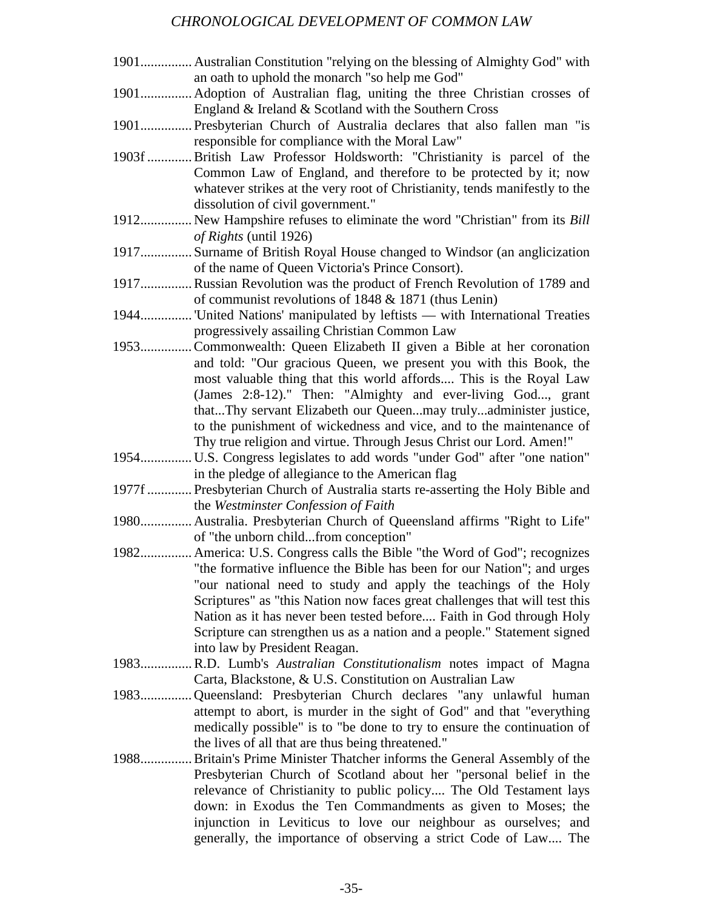1901............... Australian Constitution "relying on the blessing of Almighty God" with an oath to uphold the monarch "so help me God"

1901............... Adoption of Australian flag, uniting the three Christian crosses of England & Ireland & Scotland with the Southern Cross

1901............... Presbyterian Church of Australia declares that also fallen man "is responsible for compliance with the Moral Law"

1903f ............. British Law Professor Holdsworth: "Christianity is parcel of the Common Law of England, and therefore to be protected by it; now whatever strikes at the very root of Christianity, tends manifestly to the dissolution of civil government."

1912............... New Hampshire refuses to eliminate the word "Christian" from its *Bill of Rights* (until 1926)

1917............... Surname of British Royal House changed to Windsor (an anglicization of the name of Queen Victoria's Prince Consort).

1917............... Russian Revolution was the product of French Revolution of 1789 and of communist revolutions of 1848 & 1871 (thus Lenin)

1944............... 'United Nations' manipulated by leftists — with International Treaties progressively assailing Christian Common Law

1953............... Commonwealth: Queen Elizabeth II given a Bible at her coronation and told: "Our gracious Queen, we present you with this Book, the most valuable thing that this world affords.... This is the Royal Law (James 2:8-12)." Then: "Almighty and ever-living God..., grant that...Thy servant Elizabeth our Queen...may truly...administer justice, to the punishment of wickedness and vice, and to the maintenance of Thy true religion and virtue. Through Jesus Christ our Lord. Amen!"

1954............... U.S. Congress legislates to add words "under God" after "one nation" in the pledge of allegiance to the American flag

1977f ............. Presbyterian Church of Australia starts re-asserting the Holy Bible and the *Westminster Confession of Faith*

1980............... Australia. Presbyterian Church of Queensland affirms "Right to Life" of "the unborn child...from conception"

1982............... America: U.S. Congress calls the Bible "the Word of God"; recognizes "the formative influence the Bible has been for our Nation"; and urges "our national need to study and apply the teachings of the Holy Scriptures" as "this Nation now faces great challenges that will test this Nation as it has never been tested before.... Faith in God through Holy Scripture can strengthen us as a nation and a people." Statement signed into law by President Reagan.

1983............... R.D. Lumb's *Australian Constitutionalism* notes impact of Magna Carta, Blackstone, & U.S. Constitution on Australian Law

1983............... Queensland: Presbyterian Church declares "any unlawful human attempt to abort, is murder in the sight of God" and that "everything medically possible" is to "be done to try to ensure the continuation of the lives of all that are thus being threatened."

1988............... Britain's Prime Minister Thatcher informs the General Assembly of the Presbyterian Church of Scotland about her "personal belief in the relevance of Christianity to public policy.... The Old Testament lays down: in Exodus the Ten Commandments as given to Moses; the injunction in Leviticus to love our neighbour as ourselves; and generally, the importance of observing a strict Code of Law.... The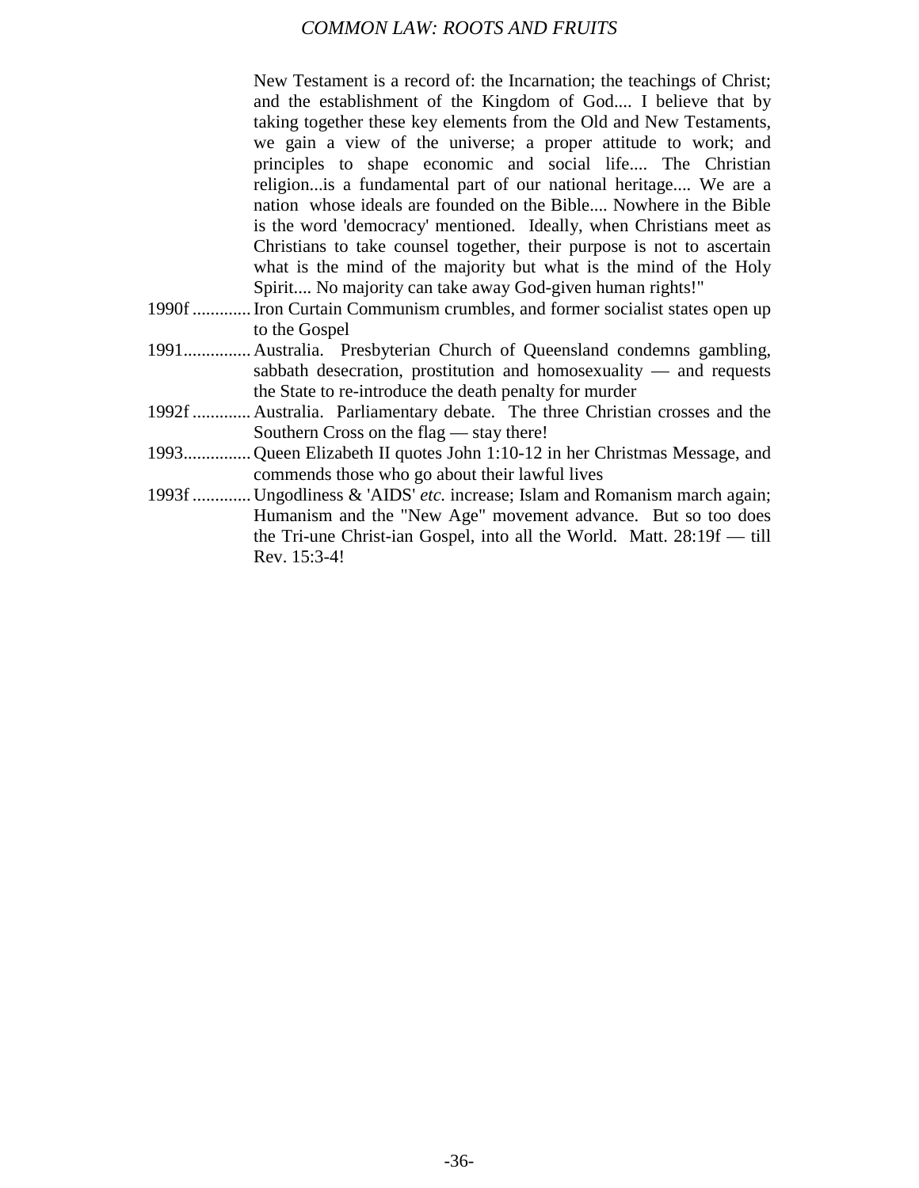New Testament is a record of: the Incarnation; the teachings of Christ; and the establishment of the Kingdom of God.... I believe that by taking together these key elements from the Old and New Testaments, we gain a view of the universe; a proper attitude to work; and principles to shape economic and social life.... The Christian religion...is a fundamental part of our national heritage.... We are a nation whose ideals are founded on the Bible.... Nowhere in the Bible is the word 'democracy' mentioned. Ideally, when Christians meet as Christians to take counsel together, their purpose is not to ascertain what is the mind of the majority but what is the mind of the Holy Spirit.... No majority can take away God-given human rights!"

1990f ............ Iron Curtain Communism crumbles, and former socialist states open up to the Gospel

1991............... Australia. Presbyterian Church of Queensland condemns gambling, sabbath desecration, prostitution and homosexuality — and requests the State to re-introduce the death penalty for murder

1992f ............ Australia. Parliamentary debate. The three Christian crosses and the Southern Cross on the flag — stay there!

1993............... Queen Elizabeth II quotes John 1:10-12 in her Christmas Message, and commends those who go about their lawful lives

1993f ............ Ungodliness & 'AIDS' *etc.* increase; Islam and Romanism march again; Humanism and the "New Age" movement advance. But so too does the Tri-une Christ-ian Gospel, into all the World. Matt. 28:19f — till Rev. 15:3-4!